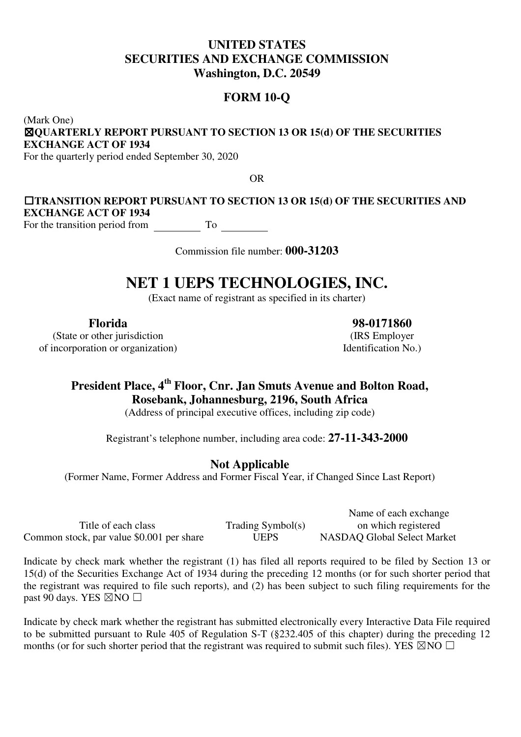# UNITED STATES
# SECURITIES AND EXCHANGE COMMISSION
**Washington, D.C. 20549**

## FORM 10-Q

(Mark One)

☒**QUARTERLY REPORT PURSUANT TO SECTION 13 OR 15(d) OF THE SECURITIES EXCHANGE ACT OF 1934**

For the quarterly period ended September 30, 2020

OR

☐**TRANSITION REPORT PURSUANT TO SECTION 13 OR 15(d) OF THE SECURITIES AND EXCHANGE ACT OF 1934**

For the transition period from \_\_\_\_\_\_\_\_\_ To \_\_\_\_\_\_\_\_\_

Commission file number: **000-31203**

# NET 1 UEPS TECHNOLOGIES, INC.

(Exact name of registrant as specified in its charter)

| **Florida** | **98-0171860** |
|---|---|
| (State or other jurisdiction of incorporation or organization) | (IRS Employer Identification No.) |

**President Place, 4th Floor, Cnr. Jan Smuts Avenue and Bolton Road, Rosebank, Johannesburg, 2196, South Africa**

(Address of principal executive offices, including zip code)

Registrant's telephone number, including area code: **27-11-343-2000**

**Not Applicable**

(Former Name, Former Address and Former Fiscal Year, if Changed Since Last Report)

| Title of each class | Trading Symbol(s) | Name of each exchange on which registered |
|---|---|---|
| Common stock, par value $0.001 per share | UEPS | NASDAQ Global Select Market |

Indicate by check mark whether the registrant (1) has filed all reports required to be filed by Section 13 or 15(d) of the Securities Exchange Act of 1934 during the preceding 12 months (or for such shorter period that the registrant was required to file such reports), and (2) has been subject to such filing requirements for the past 90 days. YES ☒NO ☐

Indicate by check mark whether the registrant has submitted electronically every Interactive Data File required to be submitted pursuant to Rule 405 of Regulation S-T (§232.405 of this chapter) during the preceding 12 months (or for such shorter period that the registrant was required to submit such files). YES ☒NO ☐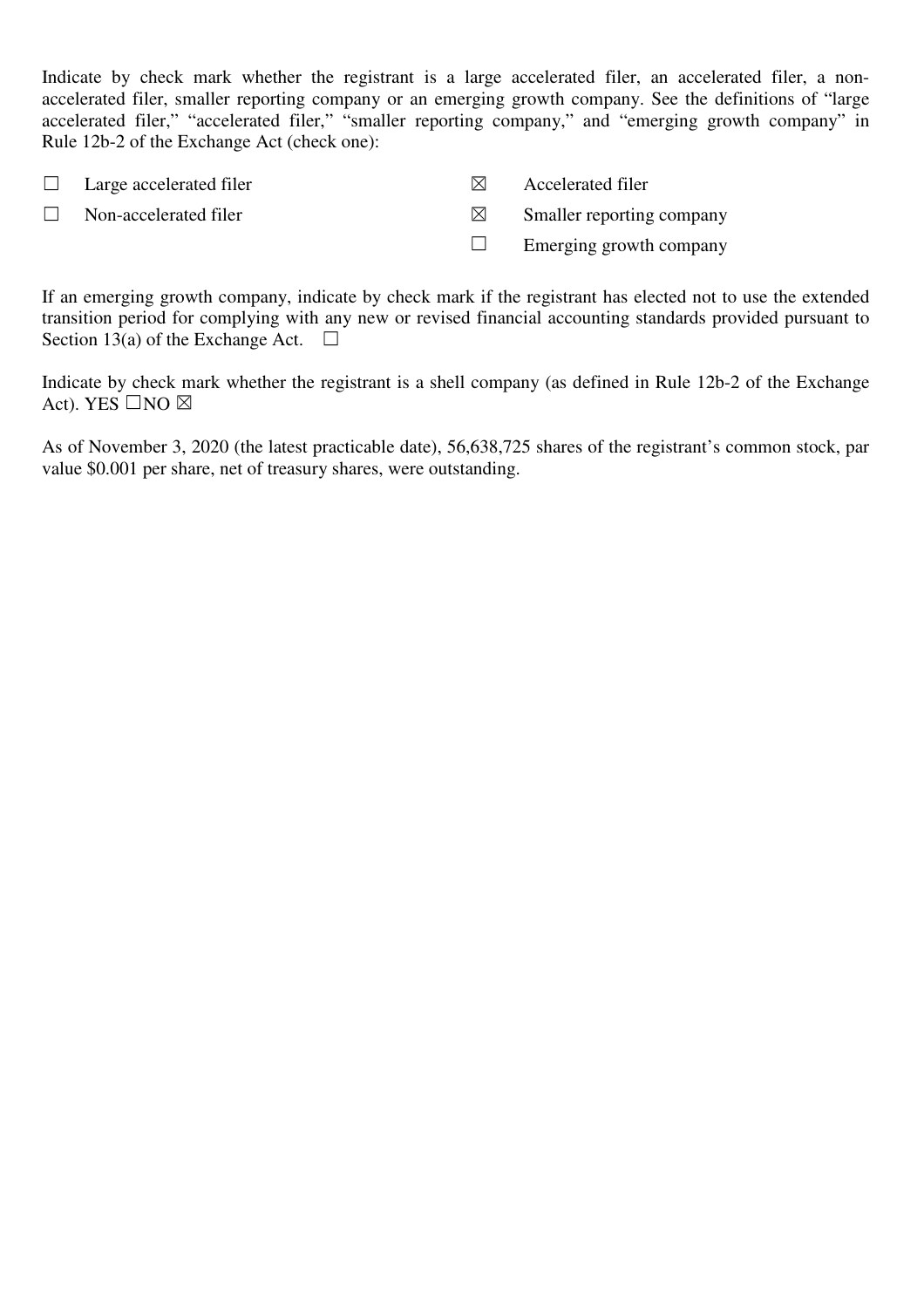Indicate by check mark whether the registrant is a large accelerated filer, an accelerated filer, a non-accelerated filer, smaller reporting company or an emerging growth company. See the definitions of "large accelerated filer," "accelerated filer," "smaller reporting company," and "emerging growth company" in Rule 12b-2 of the Exchange Act (check one):

| | | | |
|---|---|---|---|
| ☐ | Large accelerated filer | ☒ | Accelerated filer |
| ☐ | Non-accelerated filer | ☒ | Smaller reporting company |
| | | ☐ | Emerging growth company |

If an emerging growth company, indicate by check mark if the registrant has elected not to use the extended transition period for complying with any new or revised financial accounting standards provided pursuant to Section 13(a) of the Exchange Act. ☐

Indicate by check mark whether the registrant is a shell company (as defined in Rule 12b-2 of the Exchange Act). YES ☐NO ☒

As of November 3, 2020 (the latest practicable date), 56,638,725 shares of the registrant's common stock, par value $0.001 per share, net of treasury shares, were outstanding.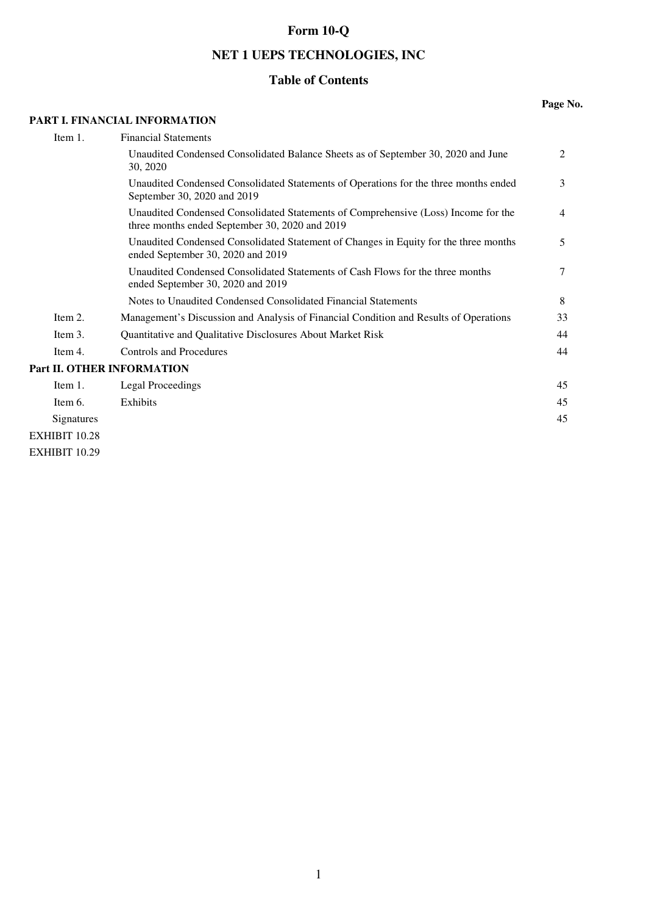# Form 10-Q

# NET 1 UEPS TECHNOLOGIES, INC

## Table of Contents

| | | Page No. |
|---|---|---|
| **PART I. FINANCIAL INFORMATION** | | |
| Item 1. | Financial Statements | |
| | Unaudited Condensed Consolidated Balance Sheets as of September 30, 2020 and June 30, 2020 | 2 |
| | Unaudited Condensed Consolidated Statements of Operations for the three months ended September 30, 2020 and 2019 | 3 |
| | Unaudited Condensed Consolidated Statements of Comprehensive (Loss) Income for the three months ended September 30, 2020 and 2019 | 4 |
| | Unaudited Condensed Consolidated Statement of Changes in Equity for the three months ended September 30, 2020 and 2019 | 5 |
| | Unaudited Condensed Consolidated Statements of Cash Flows for the three months ended September 30, 2020 and 2019 | 7 |
| | Notes to Unaudited Condensed Consolidated Financial Statements | 8 |
| Item 2. | Management's Discussion and Analysis of Financial Condition and Results of Operations | 33 |
| Item 3. | Quantitative and Qualitative Disclosures About Market Risk | 44 |
| Item 4. | Controls and Procedures | 44 |
| **Part II. OTHER INFORMATION** | | |
| Item 1. | Legal Proceedings | 45 |
| Item 6. | Exhibits | 45 |
| Signatures | | 45 |
| EXHIBIT 10.28 | | |
| EXHIBIT 10.29 | | |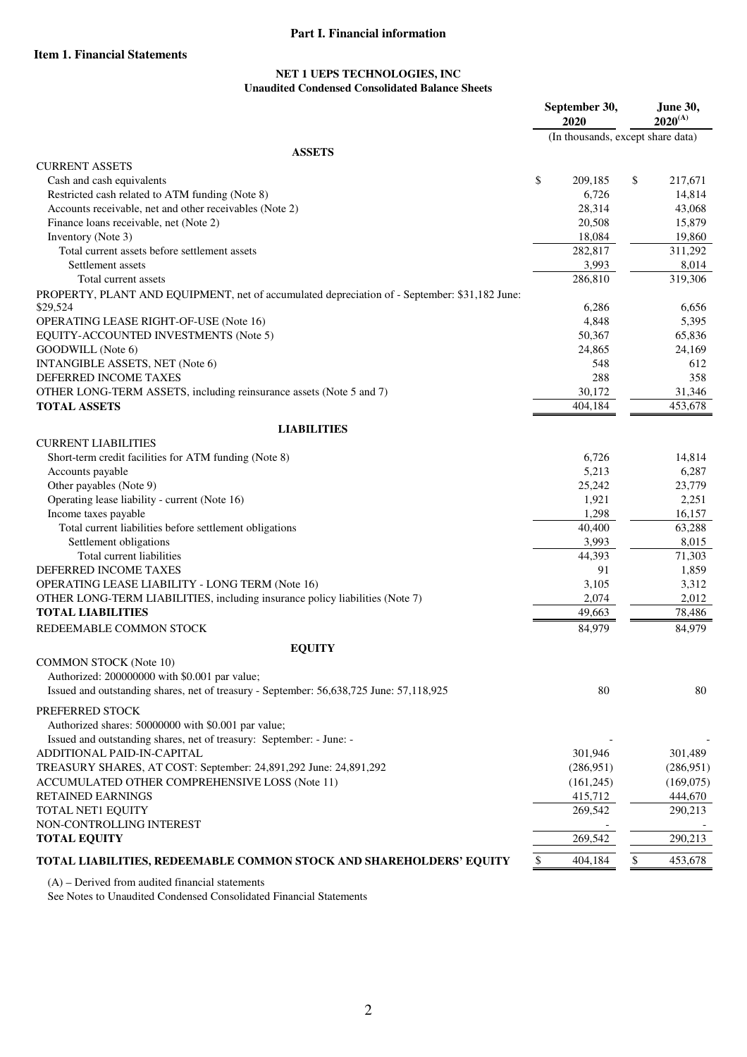## Part I. Financial information

### Item 1. Financial Statements

**NET 1 UEPS TECHNOLOGIES, INC**
**Unaudited Condensed Consolidated Balance Sheets**

| | September 30, 2020 | June 30, 2020[(A)] |
|---|---|---|
| | (In thousands, except share data) | |
| **ASSETS** | | |
| CURRENT ASSETS | | |
| Cash and cash equivalents | $ 209,185 | $ 217,671 |
| Restricted cash related to ATM funding (Note 8) | 6,726 | 14,814 |
| Accounts receivable, net and other receivables (Note 2) | 28,314 | 43,068 |
| Finance loans receivable, net (Note 2) | 20,508 | 15,879 |
| Inventory (Note 3) | 18,084 | 19,860 |
| Total current assets before settlement assets | 282,817 | 311,292 |
| Settlement assets | 3,993 | 8,014 |
| Total current assets | 286,810 | 319,306 |
| PROPERTY, PLANT AND EQUIPMENT, net of accumulated depreciation of - September: $31,182 June: $29,524 | 6,286 | 6,656 |
| OPERATING LEASE RIGHT-OF-USE (Note 16) | 4,848 | 5,395 |
| EQUITY-ACCOUNTED INVESTMENTS (Note 5) | 50,367 | 65,836 |
| GOODWILL (Note 6) | 24,865 | 24,169 |
| INTANGIBLE ASSETS, NET (Note 6) | 548 | 612 |
| DEFERRED INCOME TAXES | 288 | 358 |
| OTHER LONG-TERM ASSETS, including reinsurance assets (Note 5 and 7) | 30,172 | 31,346 |
| **TOTAL ASSETS** | 404,184 | 453,678 |
| **LIABILITIES** | | |
| CURRENT LIABILITIES | | |
| Short-term credit facilities for ATM funding (Note 8) | 6,726 | 14,814 |
| Accounts payable | 5,213 | 6,287 |
| Other payables (Note 9) | 25,242 | 23,779 |
| Operating lease liability - current (Note 16) | 1,921 | 2,251 |
| Income taxes payable | 1,298 | 16,157 |
| Total current liabilities before settlement obligations | 40,400 | 63,288 |
| Settlement obligations | 3,993 | 8,015 |
| Total current liabilities | 44,393 | 71,303 |
| DEFERRED INCOME TAXES | 91 | 1,859 |
| OPERATING LEASE LIABILITY - LONG TERM (Note 16) | 3,105 | 3,312 |
| OTHER LONG-TERM LIABILITIES, including insurance policy liabilities (Note 7) | 2,074 | 2,012 |
| **TOTAL LIABILITIES** | 49,663 | 78,486 |
| REDEEMABLE COMMON STOCK | 84,979 | 84,979 |
| **EQUITY** | | |
| COMMON STOCK (Note 10) | | |
| Authorized: 200000000 with $0.001 par value; | | |
| Issued and outstanding shares, net of treasury - September: 56,638,725 June: 57,118,925 | 80 | 80 |
| PREFERRED STOCK | | |
| Authorized shares: 50000000 with $0.001 par value; | | |
| Issued and outstanding shares, net of treasury: September: - June: - | - | - |
| ADDITIONAL PAID-IN-CAPITAL | 301,946 | 301,489 |
| TREASURY SHARES, AT COST: September: 24,891,292 June: 24,891,292 | (286,951) | (286,951) |
| ACCUMULATED OTHER COMPREHENSIVE LOSS (Note 11) | (161,245) | (169,075) |
| RETAINED EARNINGS | 415,712 | 444,670 |
| TOTAL NET1 EQUITY | 269,542 | 290,213 |
| NON-CONTROLLING INTEREST | - | - |
| **TOTAL EQUITY** | 269,542 | 290,213 |
| **TOTAL LIABILITIES, REDEEMABLE COMMON STOCK AND SHAREHOLDERS' EQUITY** | $ 404,184 | $ 453,678 |

(A) – Derived from audited financial statements

See Notes to Unaudited Condensed Consolidated Financial Statements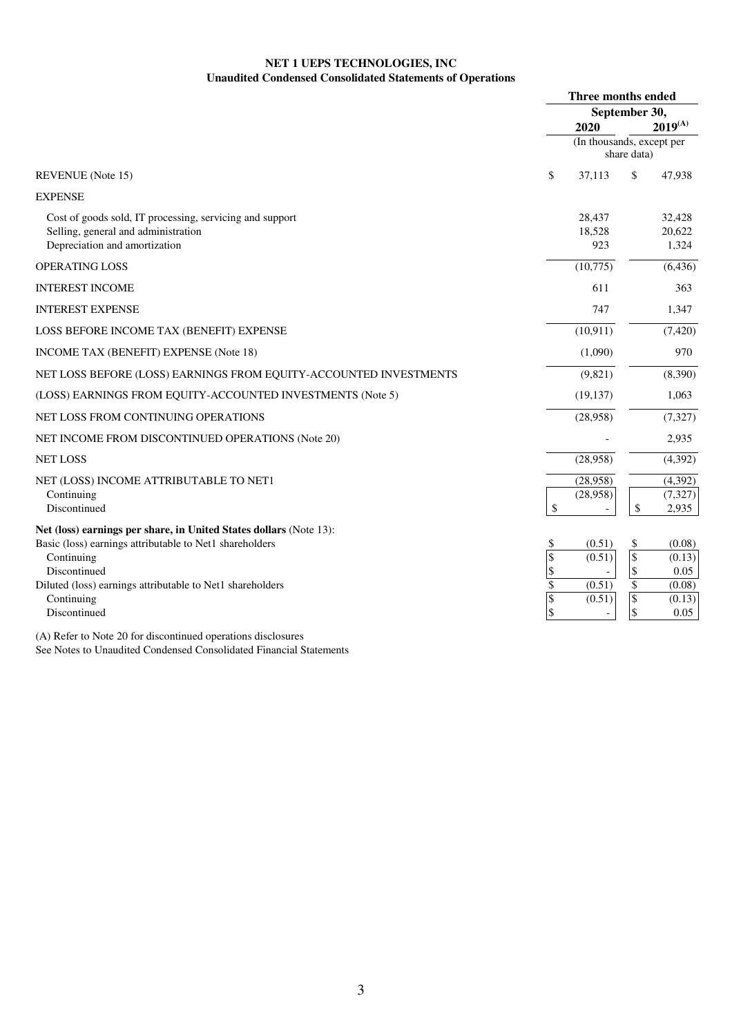**NET 1 UEPS TECHNOLOGIES, INC**
**Unaudited Condensed Consolidated Statements of Operations**

| | Three months ended September 30, 2020 | Three months ended September 30, 2019(A) |
|---|---|---|
| | (In thousands, except per share data) | |
| REVENUE (Note 15) | $ 37,113 | $ 47,938 |
| EXPENSE | | |
| Cost of goods sold, IT processing, servicing and support | 28,437 | 32,428 |
| Selling, general and administration | 18,528 | 20,622 |
| Depreciation and amortization | 923 | 1,324 |
| OPERATING LOSS | (10,775) | (6,436) |
| INTEREST INCOME | 611 | 363 |
| INTEREST EXPENSE | 747 | 1,347 |
| LOSS BEFORE INCOME TAX (BENEFIT) EXPENSE | (10,911) | (7,420) |
| INCOME TAX (BENEFIT) EXPENSE (Note 18) | (1,090) | 970 |
| NET LOSS BEFORE (LOSS) EARNINGS FROM EQUITY-ACCOUNTED INVESTMENTS | (9,821) | (8,390) |
| (LOSS) EARNINGS FROM EQUITY-ACCOUNTED INVESTMENTS (Note 5) | (19,137) | 1,063 |
| NET LOSS FROM CONTINUING OPERATIONS | (28,958) | (7,327) |
| NET INCOME FROM DISCONTINUED OPERATIONS (Note 20) | - | 2,935 |
| NET LOSS | (28,958) | (4,392) |
| NET (LOSS) INCOME ATTRIBUTABLE TO NET1 | (28,958) | (4,392) |
| Continuing | (28,958) | (7,327) |
| Discontinued | $ - | $ 2,935 |
| **Net (loss) earnings per share, in United States dollars** (Note 13): | | |
| Basic (loss) earnings attributable to Net1 shareholders | $ (0.51) | $ (0.08) |
| Continuing | $ (0.51) | $ (0.13) |
| Discontinued | $ - | $ 0.05 |
| Diluted (loss) earnings attributable to Net1 shareholders | $ (0.51) | $ (0.08) |
| Continuing | $ (0.51) | $ (0.13) |
| Discontinued | $ - | $ 0.05 |

(A) Refer to Note 20 for discontinued operations disclosures

See Notes to Unaudited Condensed Consolidated Financial Statements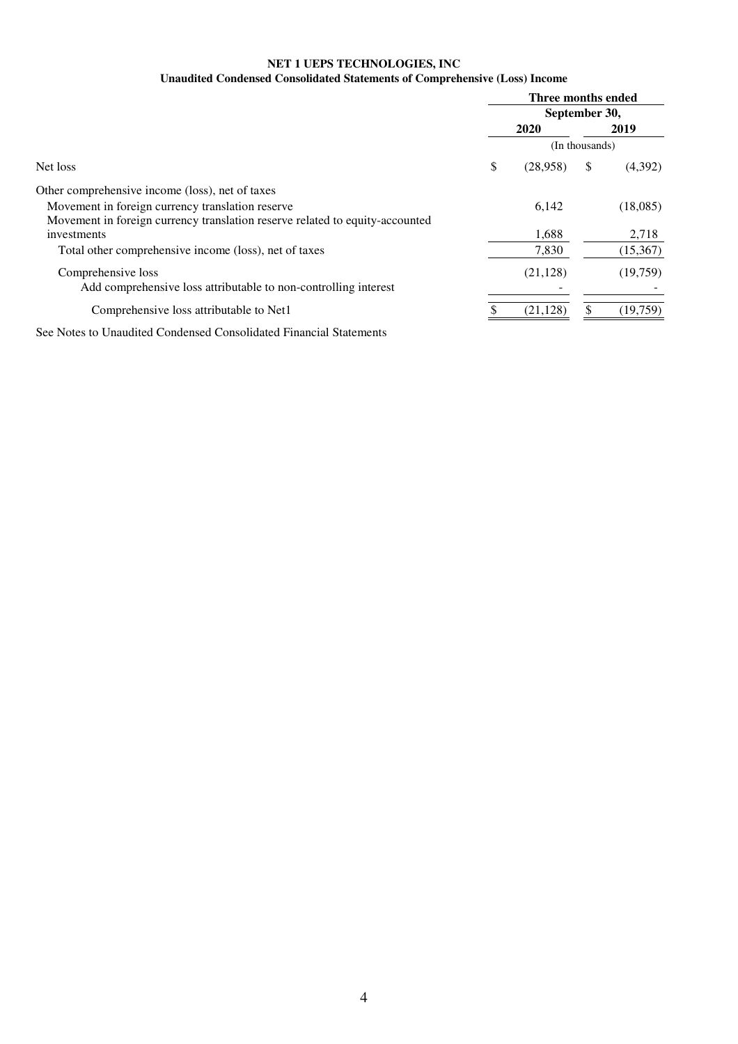**NET 1 UEPS TECHNOLOGIES, INC**

**Unaudited Condensed Consolidated Statements of Comprehensive (Loss) Income**

| | Three months ended September 30, | |
|---|---|---|
| | 2020 | 2019 |
| | (In thousands) | |
| Net loss | $ (28,958) | $ (4,392) |
| Other comprehensive income (loss), net of taxes | | |
| Movement in foreign currency translation reserve | 6,142 | (18,085) |
| Movement in foreign currency translation reserve related to equity-accounted investments | 1,688 | 2,718 |
| Total other comprehensive income (loss), net of taxes | 7,830 | (15,367) |
| Comprehensive loss | (21,128) | (19,759) |
| Add comprehensive loss attributable to non-controlling interest | - | - |
| Comprehensive loss attributable to Net1 | $ (21,128) | $ (19,759) |

See Notes to Unaudited Condensed Consolidated Financial Statements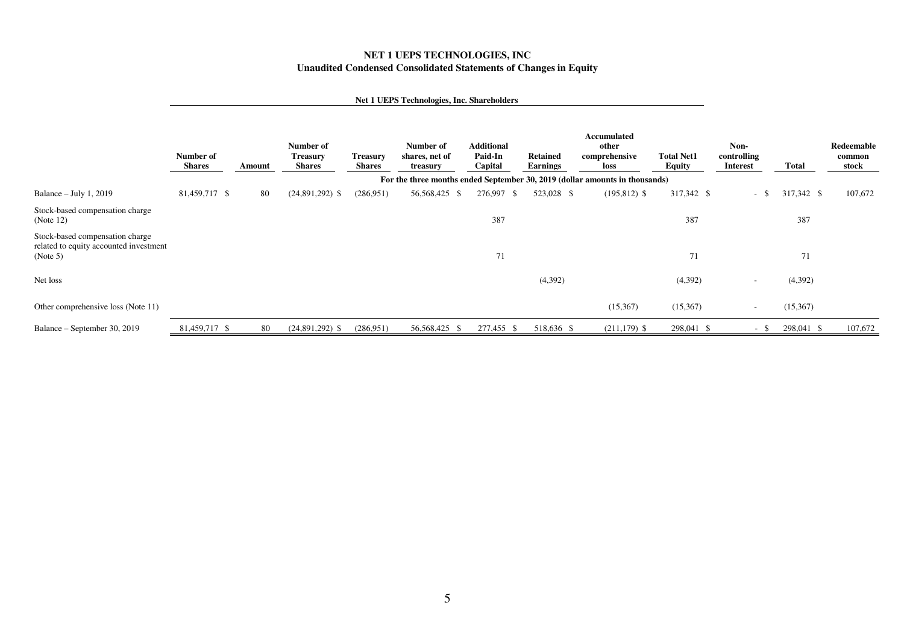# NET 1 UEPS TECHNOLOGIES, INC
## Unaudited Condensed Consolidated Statements of Changes in Equity

| | Net 1 UEPS Technologies, Inc. Shareholders | | | | | | | | | | | | |
|---|---|---|---|---|---|---|---|---|---|---|---|---|---|
| | Number of Shares | Amount | Number of Treasury Shares | Treasury Shares | Number of shares, net of treasury | Additional Paid-In Capital | Retained Earnings | Accumulated other comprehensive loss | Total Net1 Equity | Non-controlling Interest | Total | Redeemable common stock |
| | For the three months ended September 30, 2019 (dollar amounts in thousands) | | | | | | | | | | | |
| Balance – July 1, 2019 | 81,459,717 | $ 80 | (24,891,292) | $ (286,951) | 56,568,425 | $ 276,997 | $ 523,028 | $ (195,812) | $ 317,342 | $ - | $ 317,342 | $ 107,672 |
| Stock-based compensation charge (Note 12) | | | | | | 387 | | | 387 | | 387 | |
| Stock-based compensation charge related to equity accounted investment (Note 5) | | | | | | 71 | | | 71 | | 71 | |
| Net loss | | | | | | | (4,392) | | (4,392) | - | (4,392) | |
| Other comprehensive loss (Note 11) | | | | | | | | (15,367) | (15,367) | - | (15,367) | |
| Balance – September 30, 2019 | 81,459,717 | $ 80 | (24,891,292) | $ (286,951) | 56,568,425 | $ 277,455 | $ 518,636 | $ (211,179) | $ 298,041 | $ - | $ 298,041 | $ 107,672 |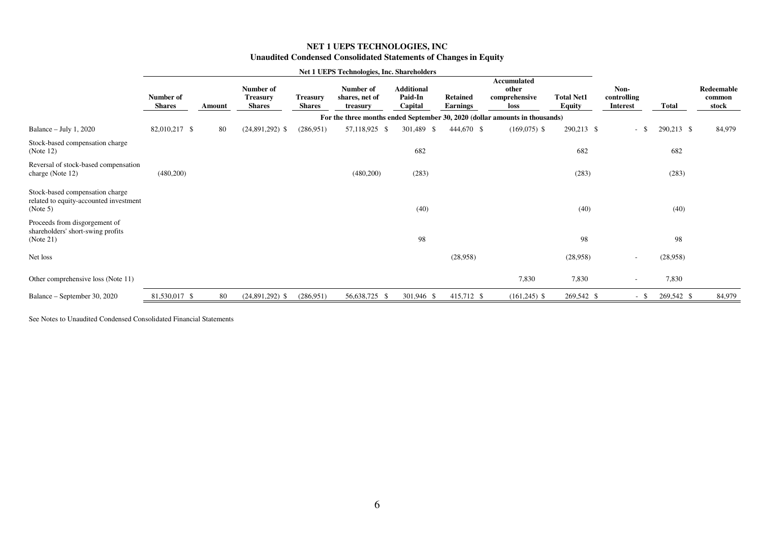# NET 1 UEPS TECHNOLOGIES, INC
## Unaudited Condensed Consolidated Statements of Changes in Equity

| | Net 1 UEPS Technologies, Inc. Shareholders | | | | | | | | | | | |
|---|---|---|---|---|---|---|---|---|---|---|---|---|
| | **Number of Shares** | **Amount** | **Number of Treasury Shares** | **Treasury Shares** | **Number of shares, net of treasury** | **Additional Paid-In Capital** | **Retained Earnings** | **Accumulated other comprehensive loss** | **Total Net1 Equity** | **Non-controlling Interest** | **Total** | **Redeemable common stock** |
| | **For the three months ended September 30, 2020 (dollar amounts in thousands)** | | | | | | | | | | | |
| Balance – July 1, 2020 | 82,010,217 | $ 80 | (24,891,292) | $ (286,951) | 57,118,925 | $ 301,489 | $ 444,670 | $ (169,075) | $ 290,213 | $ - | $ 290,213 | $ 84,979 |
| Stock-based compensation charge (Note 12) | | | | | | 682 | | | 682 | | 682 | |
| Reversal of stock-based compensation charge (Note 12) | (480,200) | | | | (480,200) | (283) | | | (283) | | (283) | |
| Stock-based compensation charge related to equity-accounted investment (Note 5) | | | | | | (40) | | | (40) | | (40) | |
| Proceeds from disgorgement of shareholders' short-swing profits (Note 21) | | | | | | 98 | | | 98 | | 98 | |
| Net loss | | | | | | | (28,958) | | (28,958) | - | (28,958) | |
| Other comprehensive loss (Note 11) | | | | | | | | 7,830 | 7,830 | - | 7,830 | |
| Balance – September 30, 2020 | 81,530,017 | $ 80 | (24,891,292) | $ (286,951) | 56,638,725 | $ 301,946 | $ 415,712 | $ (161,245) | $ 269,542 | $ - | $ 269,542 | $ 84,979 |

See Notes to Unaudited Condensed Consolidated Financial Statements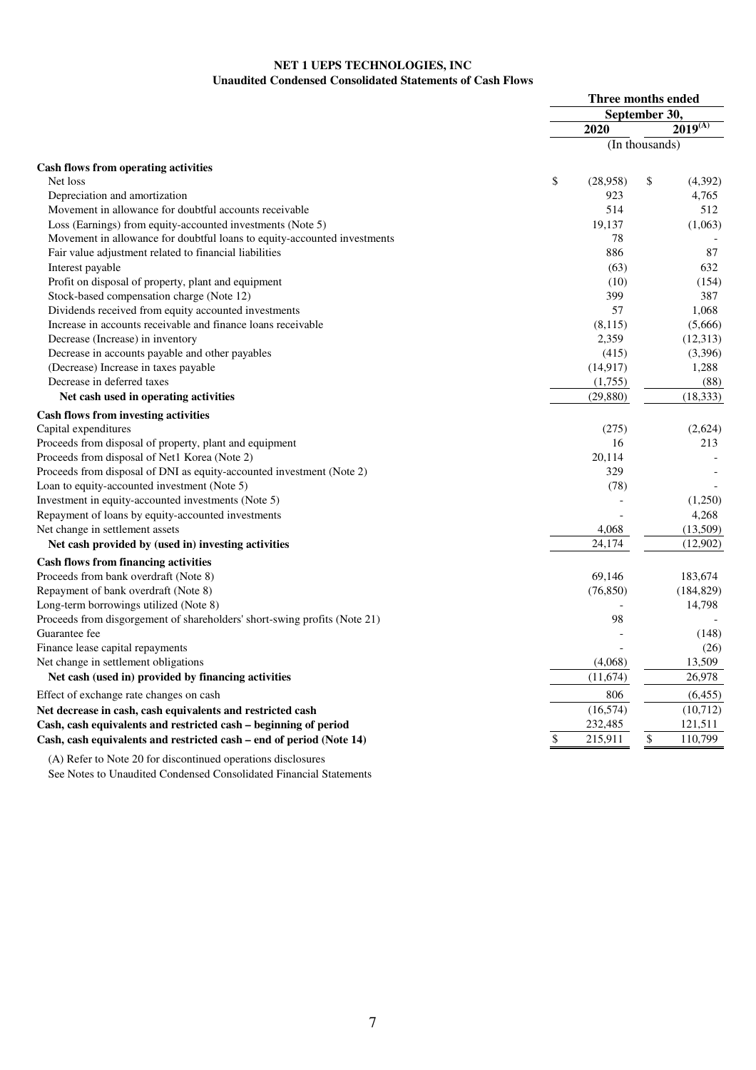**NET 1 UEPS TECHNOLOGIES, INC**
**Unaudited Condensed Consolidated Statements of Cash Flows**

| | Three months ended September 30, | |
|---|---|---|
| | 2020 | 2019[(A)] |
| | (In thousands) | |
| **Cash flows from operating activities** | | |
| Net loss | $ (28,958) | $ (4,392) |
| Depreciation and amortization | 923 | 4,765 |
| Movement in allowance for doubtful accounts receivable | 514 | 512 |
| Loss (Earnings) from equity-accounted investments (Note 5) | 19,137 | (1,063) |
| Movement in allowance for doubtful loans to equity-accounted investments | 78 | - |
| Fair value adjustment related to financial liabilities | 886 | 87 |
| Interest payable | (63) | 632 |
| Profit on disposal of property, plant and equipment | (10) | (154) |
| Stock-based compensation charge (Note 12) | 399 | 387 |
| Dividends received from equity accounted investments | 57 | 1,068 |
| Increase in accounts receivable and finance loans receivable | (8,115) | (5,666) |
| Decrease (Increase) in inventory | 2,359 | (12,313) |
| Decrease in accounts payable and other payables | (415) | (3,396) |
| (Decrease) Increase in taxes payable | (14,917) | 1,288 |
| Decrease in deferred taxes | (1,755) | (88) |
| **Net cash used in operating activities** | (29,880) | (18,333) |
| **Cash flows from investing activities** | | |
| Capital expenditures | (275) | (2,624) |
| Proceeds from disposal of property, plant and equipment | 16 | 213 |
| Proceeds from disposal of Net1 Korea (Note 2) | 20,114 | - |
| Proceeds from disposal of DNI as equity-accounted investment (Note 2) | 329 | - |
| Loan to equity-accounted investment (Note 5) | (78) | - |
| Investment in equity-accounted investments (Note 5) | - | (1,250) |
| Repayment of loans by equity-accounted investments | - | 4,268 |
| Net change in settlement assets | 4,068 | (13,509) |
| **Net cash provided by (used in) investing activities** | 24,174 | (12,902) |
| **Cash flows from financing activities** | | |
| Proceeds from bank overdraft (Note 8) | 69,146 | 183,674 |
| Repayment of bank overdraft (Note 8) | (76,850) | (184,829) |
| Long-term borrowings utilized (Note 8) | - | 14,798 |
| Proceeds from disgorgement of shareholders' short-swing profits (Note 21) | 98 | - |
| Guarantee fee | - | (148) |
| Finance lease capital repayments | - | (26) |
| Net change in settlement obligations | (4,068) | 13,509 |
| **Net cash (used in) provided by financing activities** | (11,674) | 26,978 |
| Effect of exchange rate changes on cash | 806 | (6,455) |
| **Net decrease in cash, cash equivalents and restricted cash** | (16,574) | (10,712) |
| **Cash, cash equivalents and restricted cash – beginning of period** | 232,485 | 121,511 |
| **Cash, cash equivalents and restricted cash – end of period (Note 14)** | $ 215,911 | $ 110,799 |

(A) Refer to Note 20 for discontinued operations disclosures

See Notes to Unaudited Condensed Consolidated Financial Statements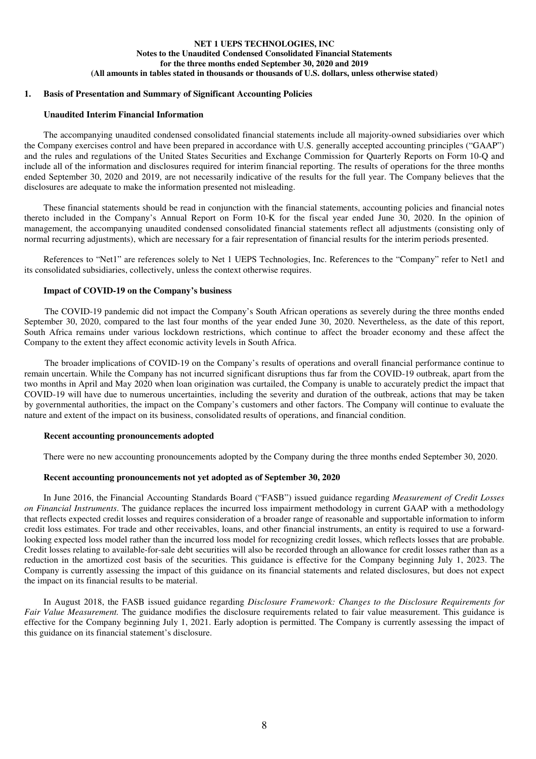**NET 1 UEPS TECHNOLOGIES, INC**
**Notes to the Unaudited Condensed Consolidated Financial Statements**
**for the three months ended September 30, 2020 and 2019**
**(All amounts in tables stated in thousands or thousands of U.S. dollars, unless otherwise stated)**

## 1. Basis of Presentation and Summary of Significant Accounting Policies

### Unaudited Interim Financial Information

The accompanying unaudited condensed consolidated financial statements include all majority-owned subsidiaries over which the Company exercises control and have been prepared in accordance with U.S. generally accepted accounting principles ("GAAP") and the rules and regulations of the United States Securities and Exchange Commission for Quarterly Reports on Form 10-Q and include all of the information and disclosures required for interim financial reporting. The results of operations for the three months ended September 30, 2020 and 2019, are not necessarily indicative of the results for the full year. The Company believes that the disclosures are adequate to make the information presented not misleading.

These financial statements should be read in conjunction with the financial statements, accounting policies and financial notes thereto included in the Company's Annual Report on Form 10-K for the fiscal year ended June 30, 2020. In the opinion of management, the accompanying unaudited condensed consolidated financial statements reflect all adjustments (consisting only of normal recurring adjustments), which are necessary for a fair representation of financial results for the interim periods presented.

References to "Net1" are references solely to Net 1 UEPS Technologies, Inc. References to the "Company" refer to Net1 and its consolidated subsidiaries, collectively, unless the context otherwise requires.

### Impact of COVID-19 on the Company's business

The COVID-19 pandemic did not impact the Company's South African operations as severely during the three months ended September 30, 2020, compared to the last four months of the year ended June 30, 2020. Nevertheless, as the date of this report, South Africa remains under various lockdown restrictions, which continue to affect the broader economy and these affect the Company to the extent they affect economic activity levels in South Africa.

The broader implications of COVID-19 on the Company's results of operations and overall financial performance continue to remain uncertain. While the Company has not incurred significant disruptions thus far from the COVID-19 outbreak, apart from the two months in April and May 2020 when loan origination was curtailed, the Company is unable to accurately predict the impact that COVID-19 will have due to numerous uncertainties, including the severity and duration of the outbreak, actions that may be taken by governmental authorities, the impact on the Company's customers and other factors. The Company will continue to evaluate the nature and extent of the impact on its business, consolidated results of operations, and financial condition.

### Recent accounting pronouncements adopted

There were no new accounting pronouncements adopted by the Company during the three months ended September 30, 2020.

### Recent accounting pronouncements not yet adopted as of September 30, 2020

In June 2016, the Financial Accounting Standards Board ("FASB") issued guidance regarding *Measurement of Credit Losses on Financial Instruments*. The guidance replaces the incurred loss impairment methodology in current GAAP with a methodology that reflects expected credit losses and requires consideration of a broader range of reasonable and supportable information to inform credit loss estimates. For trade and other receivables, loans, and other financial instruments, an entity is required to use a forward-looking expected loss model rather than the incurred loss model for recognizing credit losses, which reflects losses that are probable. Credit losses relating to available-for-sale debt securities will also be recorded through an allowance for credit losses rather than as a reduction in the amortized cost basis of the securities. This guidance is effective for the Company beginning July 1, 2023. The Company is currently assessing the impact of this guidance on its financial statements and related disclosures, but does not expect the impact on its financial results to be material.

In August 2018, the FASB issued guidance regarding *Disclosure Framework: Changes to the Disclosure Requirements for Fair Value Measurement.* The guidance modifies the disclosure requirements related to fair value measurement. This guidance is effective for the Company beginning July 1, 2021. Early adoption is permitted. The Company is currently assessing the impact of this guidance on its financial statement's disclosure.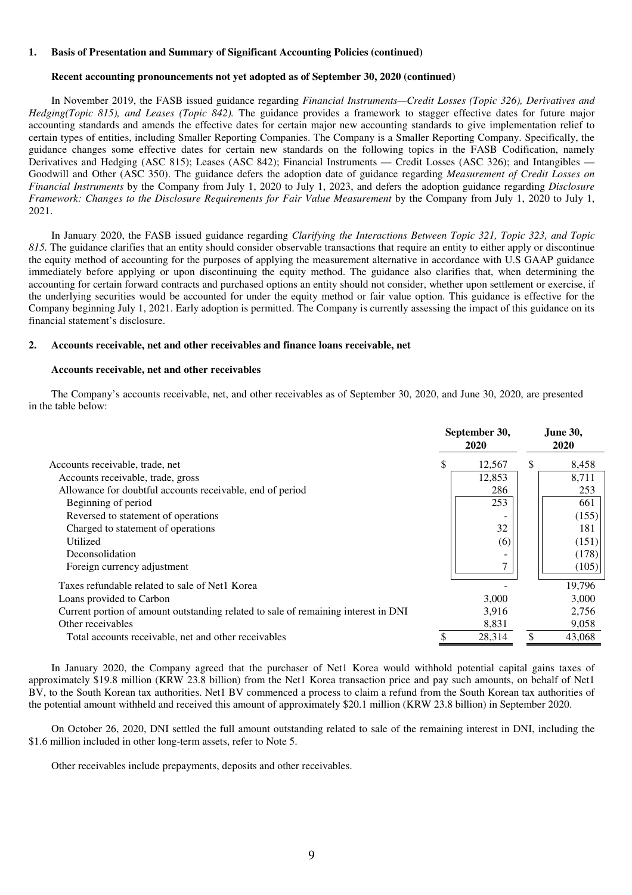**1. Basis of Presentation and Summary of Significant Accounting Policies (continued)**

**Recent accounting pronouncements not yet adopted as of September 30, 2020 (continued)**

In November 2019, the FASB issued guidance regarding *Financial Instruments—Credit Losses (Topic 326), Derivatives and Hedging(Topic 815), and Leases (Topic 842).* The guidance provides a framework to stagger effective dates for future major accounting standards and amends the effective dates for certain major new accounting standards to give implementation relief to certain types of entities, including Smaller Reporting Companies. The Company is a Smaller Reporting Company. Specifically, the guidance changes some effective dates for certain new standards on the following topics in the FASB Codification, namely Derivatives and Hedging (ASC 815); Leases (ASC 842); Financial Instruments — Credit Losses (ASC 326); and Intangibles — Goodwill and Other (ASC 350). The guidance defers the adoption date of guidance regarding *Measurement of Credit Losses on Financial Instruments* by the Company from July 1, 2020 to July 1, 2023, and defers the adoption guidance regarding *Disclosure Framework: Changes to the Disclosure Requirements for Fair Value Measurement* by the Company from July 1, 2020 to July 1, 2021.

In January 2020, the FASB issued guidance regarding *Clarifying the Interactions Between Topic 321, Topic 323, and Topic 815.* The guidance clarifies that an entity should consider observable transactions that require an entity to either apply or discontinue the equity method of accounting for the purposes of applying the measurement alternative in accordance with U.S GAAP guidance immediately before applying or upon discontinuing the equity method. The guidance also clarifies that, when determining the accounting for certain forward contracts and purchased options an entity should not consider, whether upon settlement or exercise, if the underlying securities would be accounted for under the equity method or fair value option. This guidance is effective for the Company beginning July 1, 2021. Early adoption is permitted. The Company is currently assessing the impact of this guidance on its financial statement's disclosure.

**2. Accounts receivable, net and other receivables and finance loans receivable, net**

**Accounts receivable, net and other receivables**

The Company's accounts receivable, net, and other receivables as of September 30, 2020, and June 30, 2020, are presented in the table below:

| | September 30, 2020 | June 30, 2020 |
|---|---|---|
| Accounts receivable, trade, net | $ 12,567 | $ 8,458 |
| Accounts receivable, trade, gross | 12,853 | 8,711 |
| Allowance for doubtful accounts receivable, end of period | 286 | 253 |
| Beginning of period | 253 | 661 |
| Reversed to statement of operations | - | (155) |
| Charged to statement of operations | 32 | 181 |
| Utilized | (6) | (151) |
| Deconsolidation | - | (178) |
| Foreign currency adjustment | 7 | (105) |
| Taxes refundable related to sale of Net1 Korea | - | 19,796 |
| Loans provided to Carbon | 3,000 | 3,000 |
| Current portion of amount outstanding related to sale of remaining interest in DNI | 3,916 | 2,756 |
| Other receivables | 8,831 | 9,058 |
| Total accounts receivable, net and other receivables | $ 28,314 | $ 43,068 |

In January 2020, the Company agreed that the purchaser of Net1 Korea would withhold potential capital gains taxes of approximately $19.8 million (KRW 23.8 billion) from the Net1 Korea transaction price and pay such amounts, on behalf of Net1 BV, to the South Korean tax authorities. Net1 BV commenced a process to claim a refund from the South Korean tax authorities of the potential amount withheld and received this amount of approximately $20.1 million (KRW 23.8 billion) in September 2020.

On October 26, 2020, DNI settled the full amount outstanding related to sale of the remaining interest in DNI, including the $1.6 million included in other long-term assets, refer to Note 5.

Other receivables include prepayments, deposits and other receivables.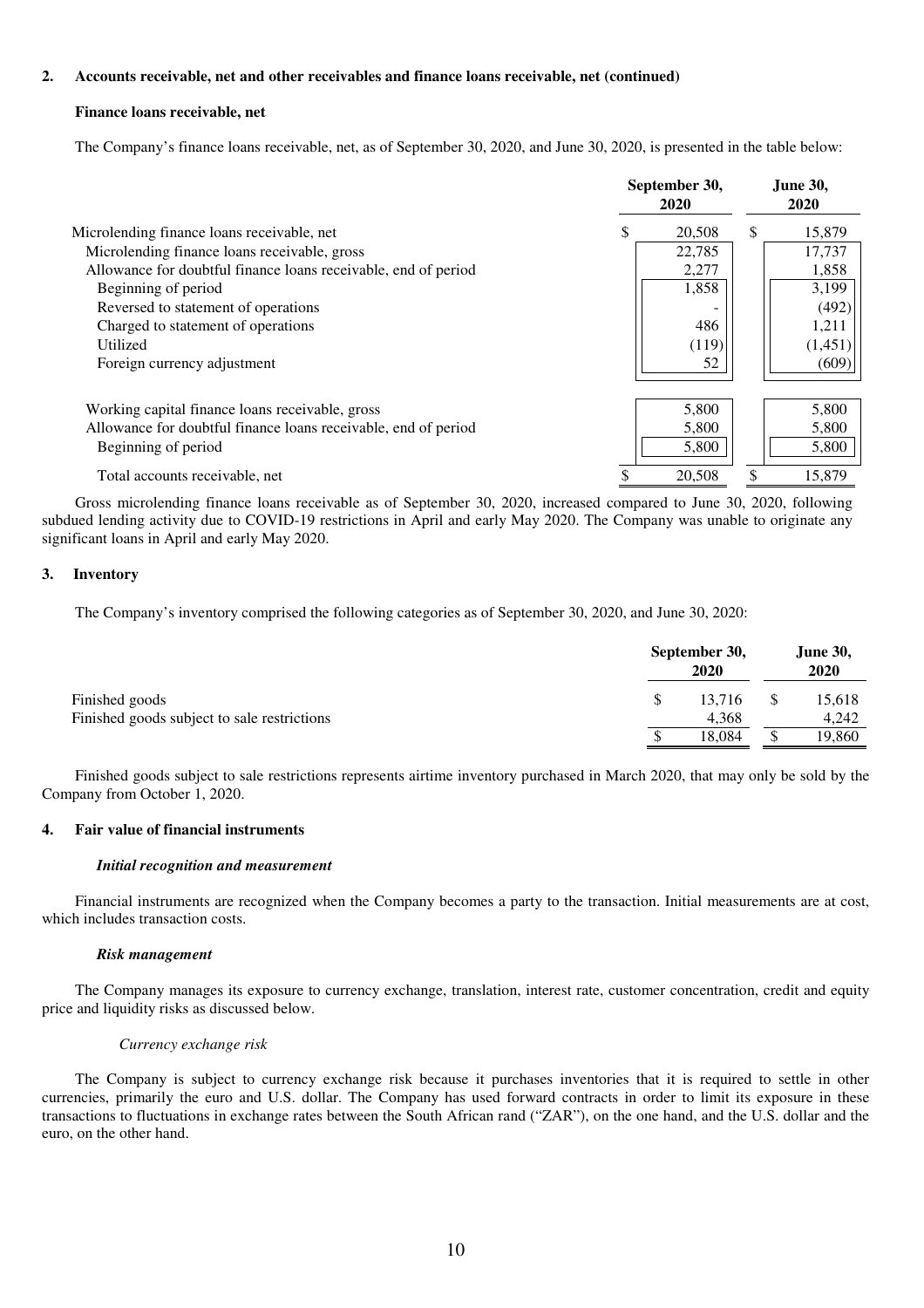**2. Accounts receivable, net and other receivables and finance loans receivable, net (continued)**

**Finance loans receivable, net**

The Company's finance loans receivable, net, as of September 30, 2020, and June 30, 2020, is presented in the table below:

| | September 30, 2020 | June 30, 2020 |
|---|---|---|
| Microlending finance loans receivable, net | $ 20,508 | $ 15,879 |
| Microlending finance loans receivable, gross | 22,785 | 17,737 |
| Allowance for doubtful finance loans receivable, end of period | 2,277 | 1,858 |
| Beginning of period | 1,858 | 3,199 |
| Reversed to statement of operations | - | (492) |
| Charged to statement of operations | 486 | 1,211 |
| Utilized | (119) | (1,451) |
| Foreign currency adjustment | 52 | (609) |
| | | |
| Working capital finance loans receivable, gross | 5,800 | 5,800 |
| Allowance for doubtful finance loans receivable, end of period | 5,800 | 5,800 |
| Beginning of period | 5,800 | 5,800 |
| Total accounts receivable, net | $ 20,508 | $ 15,879 |

Gross microlending finance loans receivable as of September 30, 2020, increased compared to June 30, 2020, following subdued lending activity due to COVID-19 restrictions in April and early May 2020. The Company was unable to originate any significant loans in April and early May 2020.

**3. Inventory**

The Company's inventory comprised the following categories as of September 30, 2020, and June 30, 2020:

| | September 30, 2020 | June 30, 2020 |
|---|---|---|
| Finished goods | $ 13,716 | $ 15,618 |
| Finished goods subject to sale restrictions | 4,368 | 4,242 |
| | $ 18,084 | $ 19,860 |

Finished goods subject to sale restrictions represents airtime inventory purchased in March 2020, that may only be sold by the Company from October 1, 2020.

**4. Fair value of financial instruments**

***Initial recognition and measurement***

Financial instruments are recognized when the Company becomes a party to the transaction. Initial measurements are at cost, which includes transaction costs.

***Risk management***

The Company manages its exposure to currency exchange, translation, interest rate, customer concentration, credit and equity price and liquidity risks as discussed below.

*Currency exchange risk*

The Company is subject to currency exchange risk because it purchases inventories that it is required to settle in other currencies, primarily the euro and U.S. dollar. The Company has used forward contracts in order to limit its exposure in these transactions to fluctuations in exchange rates between the South African rand ("ZAR"), on the one hand, and the U.S. dollar and the euro, on the other hand.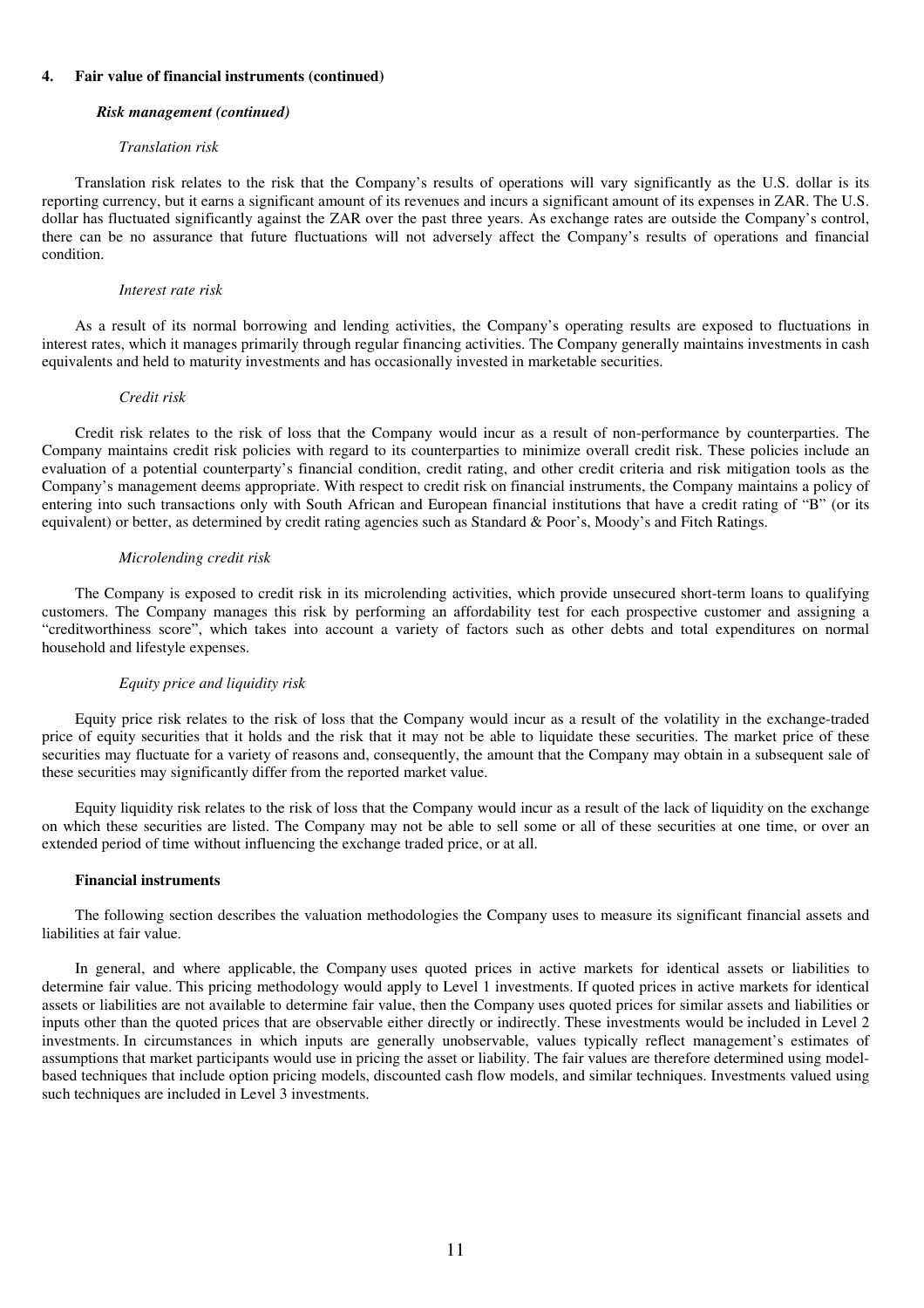## 4. Fair value of financial instruments (continued)

### *Risk management (continued)*

#### *Translation risk*

Translation risk relates to the risk that the Company's results of operations will vary significantly as the U.S. dollar is its reporting currency, but it earns a significant amount of its revenues and incurs a significant amount of its expenses in ZAR. The U.S. dollar has fluctuated significantly against the ZAR over the past three years. As exchange rates are outside the Company's control, there can be no assurance that future fluctuations will not adversely affect the Company's results of operations and financial condition.

#### *Interest rate risk*

As a result of its normal borrowing and lending activities, the Company's operating results are exposed to fluctuations in interest rates, which it manages primarily through regular financing activities. The Company generally maintains investments in cash equivalents and held to maturity investments and has occasionally invested in marketable securities.

#### *Credit risk*

Credit risk relates to the risk of loss that the Company would incur as a result of non-performance by counterparties. The Company maintains credit risk policies with regard to its counterparties to minimize overall credit risk. These policies include an evaluation of a potential counterparty's financial condition, credit rating, and other credit criteria and risk mitigation tools as the Company's management deems appropriate. With respect to credit risk on financial instruments, the Company maintains a policy of entering into such transactions only with South African and European financial institutions that have a credit rating of "B" (or its equivalent) or better, as determined by credit rating agencies such as Standard & Poor's, Moody's and Fitch Ratings.

#### *Microlending credit risk*

The Company is exposed to credit risk in its microlending activities, which provide unsecured short-term loans to qualifying customers. The Company manages this risk by performing an affordability test for each prospective customer and assigning a "creditworthiness score", which takes into account a variety of factors such as other debts and total expenditures on normal household and lifestyle expenses.

#### *Equity price and liquidity risk*

Equity price risk relates to the risk of loss that the Company would incur as a result of the volatility in the exchange-traded price of equity securities that it holds and the risk that it may not be able to liquidate these securities. The market price of these securities may fluctuate for a variety of reasons and, consequently, the amount that the Company may obtain in a subsequent sale of these securities may significantly differ from the reported market value.

Equity liquidity risk relates to the risk of loss that the Company would incur as a result of the lack of liquidity on the exchange on which these securities are listed. The Company may not be able to sell some or all of these securities at one time, or over an extended period of time without influencing the exchange traded price, or at all.

### Financial instruments

The following section describes the valuation methodologies the Company uses to measure its significant financial assets and liabilities at fair value.

In general, and where applicable, the Company uses quoted prices in active markets for identical assets or liabilities to determine fair value. This pricing methodology would apply to Level 1 investments. If quoted prices in active markets for identical assets or liabilities are not available to determine fair value, then the Company uses quoted prices for similar assets and liabilities or inputs other than the quoted prices that are observable either directly or indirectly. These investments would be included in Level 2 investments. In circumstances in which inputs are generally unobservable, values typically reflect management's estimates of assumptions that market participants would use in pricing the asset or liability. The fair values are therefore determined using model-based techniques that include option pricing models, discounted cash flow models, and similar techniques. Investments valued using such techniques are included in Level 3 investments.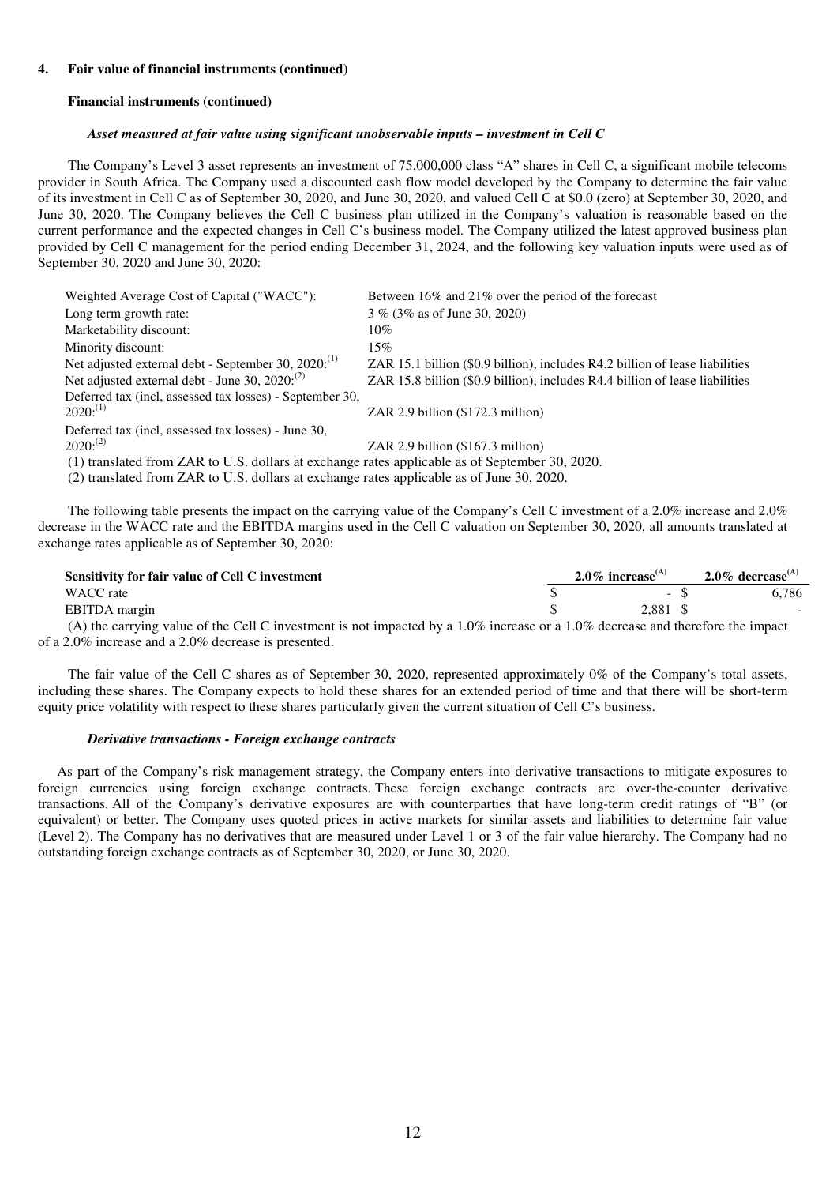**4. Fair value of financial instruments (continued)**

**Financial instruments (continued)**

***Asset measured at fair value using significant unobservable inputs – investment in Cell C***

The Company's Level 3 asset represents an investment of 75,000,000 class "A" shares in Cell C, a significant mobile telecoms provider in South Africa. The Company used a discounted cash flow model developed by the Company to determine the fair value of its investment in Cell C as of September 30, 2020, and June 30, 2020, and valued Cell C at $0.0 (zero) at September 30, 2020, and June 30, 2020. The Company believes the Cell C business plan utilized in the Company's valuation is reasonable based on the current performance and the expected changes in Cell C's business model. The Company utilized the latest approved business plan provided by Cell C management for the period ending December 31, 2024, and the following key valuation inputs were used as of September 30, 2020 and June 30, 2020:

| | |
|---|---|
| Weighted Average Cost of Capital ("WACC"): | Between 16% and 21% over the period of the forecast |
| Long term growth rate: | 3 % (3% as of June 30, 2020) |
| Marketability discount: | 10% |
| Minority discount: | 15% |
| Net adjusted external debt - September 30, 2020:[(1)] | ZAR 15.1 billion ($0.9 billion), includes R4.2 billion of lease liabilities |
| Net adjusted external debt - June 30, 2020:[(2)] | ZAR 15.8 billion ($0.9 billion), includes R4.4 billion of lease liabilities |
| Deferred tax (incl, assessed tax losses) - September 30, 2020:[(1)] | ZAR 2.9 billion ($172.3 million) |
| Deferred tax (incl, assessed tax losses) - June 30, 2020:[(2)] | ZAR 2.9 billion ($167.3 million) |

(1) translated from ZAR to U.S. dollars at exchange rates applicable as of September 30, 2020.

(2) translated from ZAR to U.S. dollars at exchange rates applicable as of June 30, 2020.

The following table presents the impact on the carrying value of the Company's Cell C investment of a 2.0% increase and 2.0% decrease in the WACC rate and the EBITDA margins used in the Cell C valuation on September 30, 2020, all amounts translated at exchange rates applicable as of September 30, 2020:

| Sensitivity for fair value of Cell C investment | 2.0% increase[(A)] | 2.0% decrease[(A)] |
|---|---|---|
| WACC rate | $ - | $ 6,786 |
| EBITDA margin | $ 2,881 | $ - |

(A) the carrying value of the Cell C investment is not impacted by a 1.0% increase or a 1.0% decrease and therefore the impact of a 2.0% increase and a 2.0% decrease is presented.

The fair value of the Cell C shares as of September 30, 2020, represented approximately 0% of the Company's total assets, including these shares. The Company expects to hold these shares for an extended period of time and that there will be short-term equity price volatility with respect to these shares particularly given the current situation of Cell C's business.

***Derivative transactions - Foreign exchange contracts***

As part of the Company's risk management strategy, the Company enters into derivative transactions to mitigate exposures to foreign currencies using foreign exchange contracts. These foreign exchange contracts are over-the-counter derivative transactions. All of the Company's derivative exposures are with counterparties that have long-term credit ratings of "B" (or equivalent) or better. The Company uses quoted prices in active markets for similar assets and liabilities to determine fair value (Level 2). The Company has no derivatives that are measured under Level 1 or 3 of the fair value hierarchy. The Company had no outstanding foreign exchange contracts as of September 30, 2020, or June 30, 2020.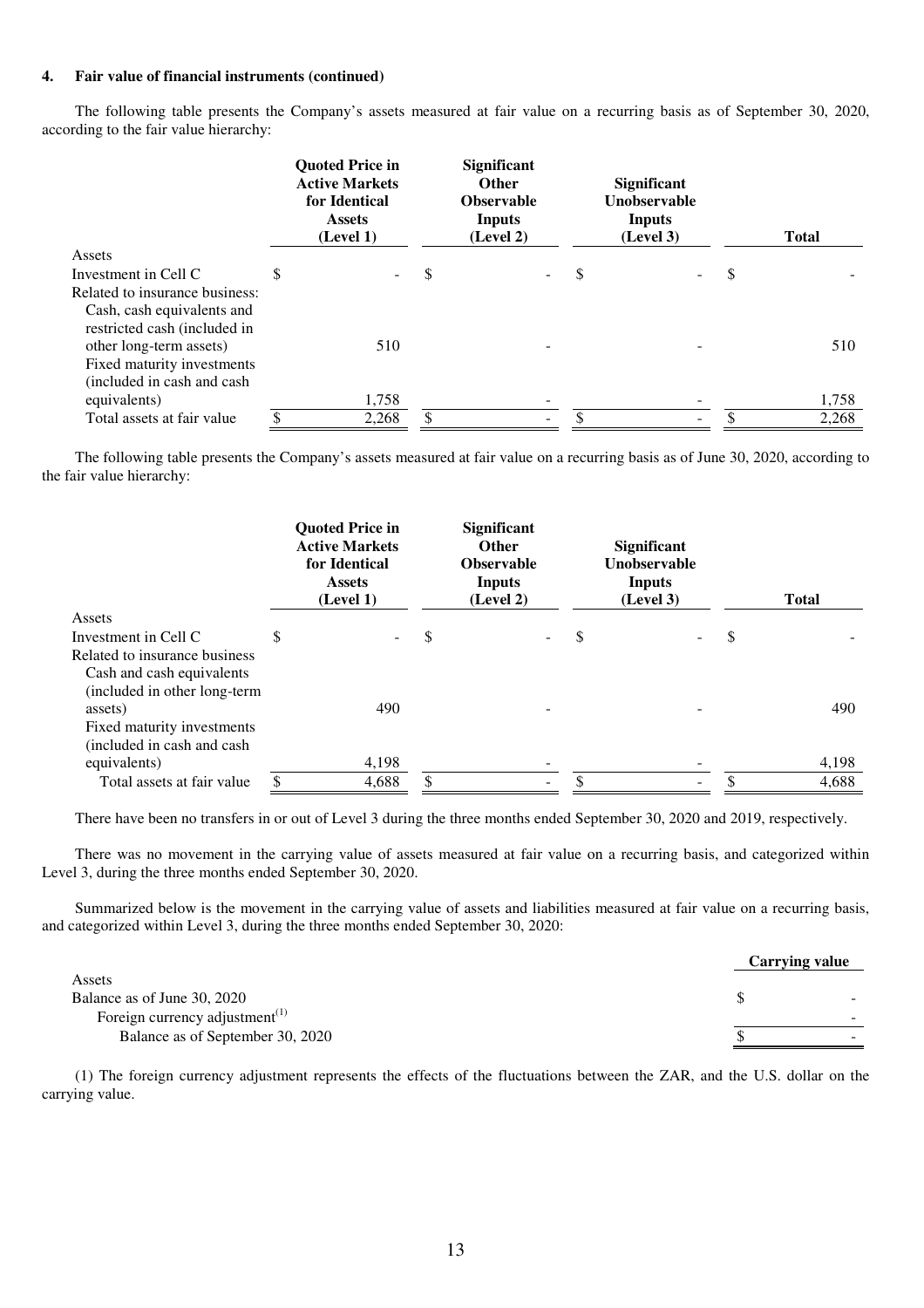#### 4. Fair value of financial instruments (continued)

The following table presents the Company's assets measured at fair value on a recurring basis as of September 30, 2020, according to the fair value hierarchy:

| | Quoted Price in Active Markets for Identical Assets (Level 1) | Significant Other Observable Inputs (Level 2) | Significant Unobservable Inputs (Level 3) | Total |
|---|---|---|---|---|
| Assets | | | | |
| Investment in Cell C | $ - | $ - | $ - | $ - |
| Related to insurance business: | | | | |
| Cash, cash equivalents and restricted cash (included in other long-term assets) | 510 | - | - | 510 |
| Fixed maturity investments (included in cash and cash equivalents) | 1,758 | - | - | 1,758 |
| Total assets at fair value | $ 2,268 | $ - | $ - | $ 2,268 |

The following table presents the Company's assets measured at fair value on a recurring basis as of June 30, 2020, according to the fair value hierarchy:

| | Quoted Price in Active Markets for Identical Assets (Level 1) | Significant Other Observable Inputs (Level 2) | Significant Unobservable Inputs (Level 3) | Total |
|---|---|---|---|---|
| Assets | | | | |
| Investment in Cell C | $ - | $ - | $ - | $ - |
| Related to insurance business | | | | |
| Cash and cash equivalents (included in other long-term assets) | 490 | - | - | 490 |
| Fixed maturity investments (included in cash and cash equivalents) | 4,198 | - | - | 4,198 |
| Total assets at fair value | $ 4,688 | $ - | $ - | $ 4,688 |

There have been no transfers in or out of Level 3 during the three months ended September 30, 2020 and 2019, respectively.

There was no movement in the carrying value of assets measured at fair value on a recurring basis, and categorized within Level 3, during the three months ended September 30, 2020.

Summarized below is the movement in the carrying value of assets and liabilities measured at fair value on a recurring basis, and categorized within Level 3, during the three months ended September 30, 2020:

| | Carrying value |
|---|---|
| Assets | |
| Balance as of June 30, 2020 | $ - |
| Foreign currency adjustment[(1)] | - |
| Balance as of September 30, 2020 | $ - |

(1) The foreign currency adjustment represents the effects of the fluctuations between the ZAR, and the U.S. dollar on the carrying value.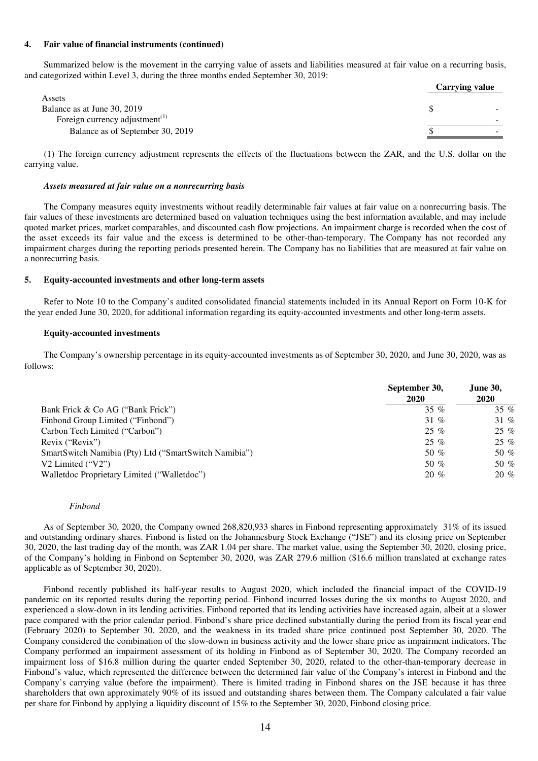## 4. Fair value of financial instruments (continued)

Summarized below is the movement in the carrying value of assets and liabilities measured at fair value on a recurring basis, and categorized within Level 3, during the three months ended September 30, 2019:

| | Carrying value |
|---|---|
| Assets | |
| Balance as at June 30, 2019 | $ - |
| Foreign currency adjustment[(1)] | - |
| Balance as of September 30, 2019 | $ - |

(1) The foreign currency adjustment represents the effects of the fluctuations between the ZAR, and the U.S. dollar on the carrying value.

### *Assets measured at fair value on a nonrecurring basis*

The Company measures equity investments without readily determinable fair values at fair value on a nonrecurring basis. The fair values of these investments are determined based on valuation techniques using the best information available, and may include quoted market prices, market comparables, and discounted cash flow projections. An impairment charge is recorded when the cost of the asset exceeds its fair value and the excess is determined to be other-than-temporary. The Company has not recorded any impairment charges during the reporting periods presented herein. The Company has no liabilities that are measured at fair value on a nonrecurring basis.

## 5. Equity-accounted investments and other long-term assets

Refer to Note 10 to the Company's audited consolidated financial statements included in its Annual Report on Form 10-K for the year ended June 30, 2020, for additional information regarding its equity-accounted investments and other long-term assets.

### Equity-accounted investments

The Company's ownership percentage in its equity-accounted investments as of September 30, 2020, and June 30, 2020, was as follows:

| | September 30, 2020 | June 30, 2020 |
|---|---|---|
| Bank Frick & Co AG ("Bank Frick") | 35 % | 35 % |
| Finbond Group Limited ("Finbond") | 31 % | 31 % |
| Carbon Tech Limited ("Carbon") | 25 % | 25 % |
| Revix ("Revix") | 25 % | 25 % |
| SmartSwitch Namibia (Pty) Ltd ("SmartSwitch Namibia") | 50 % | 50 % |
| V2 Limited ("V2") | 50 % | 50 % |
| Walletdoc Proprietary Limited ("Walletdoc") | 20 % | 20 % |

#### *Finbond*

As of September 30, 2020, the Company owned 268,820,933 shares in Finbond representing approximately 31% of its issued and outstanding ordinary shares. Finbond is listed on the Johannesburg Stock Exchange ("JSE") and its closing price on September 30, 2020, the last trading day of the month, was ZAR 1.04 per share. The market value, using the September 30, 2020, closing price, of the Company's holding in Finbond on September 30, 2020, was ZAR 279.6 million ($16.6 million translated at exchange rates applicable as of September 30, 2020).

Finbond recently published its half-year results to August 2020, which included the financial impact of the COVID-19 pandemic on its reported results during the reporting period. Finbond incurred losses during the six months to August 2020, and experienced a slow-down in its lending activities. Finbond reported that its lending activities have increased again, albeit at a slower pace compared with the prior calendar period. Finbond's share price declined substantially during the period from its fiscal year end (February 2020) to September 30, 2020, and the weakness in its traded share price continued post September 30, 2020. The Company considered the combination of the slow-down in business activity and the lower share price as impairment indicators. The Company performed an impairment assessment of its holding in Finbond as of September 30, 2020. The Company recorded an impairment loss of $16.8 million during the quarter ended September 30, 2020, related to the other-than-temporary decrease in Finbond's value, which represented the difference between the determined fair value of the Company's interest in Finbond and the Company's carrying value (before the impairment). There is limited trading in Finbond shares on the JSE because it has three shareholders that own approximately 90% of its issued and outstanding shares between them. The Company calculated a fair value per share for Finbond by applying a liquidity discount of 15% to the September 30, 2020, Finbond closing price.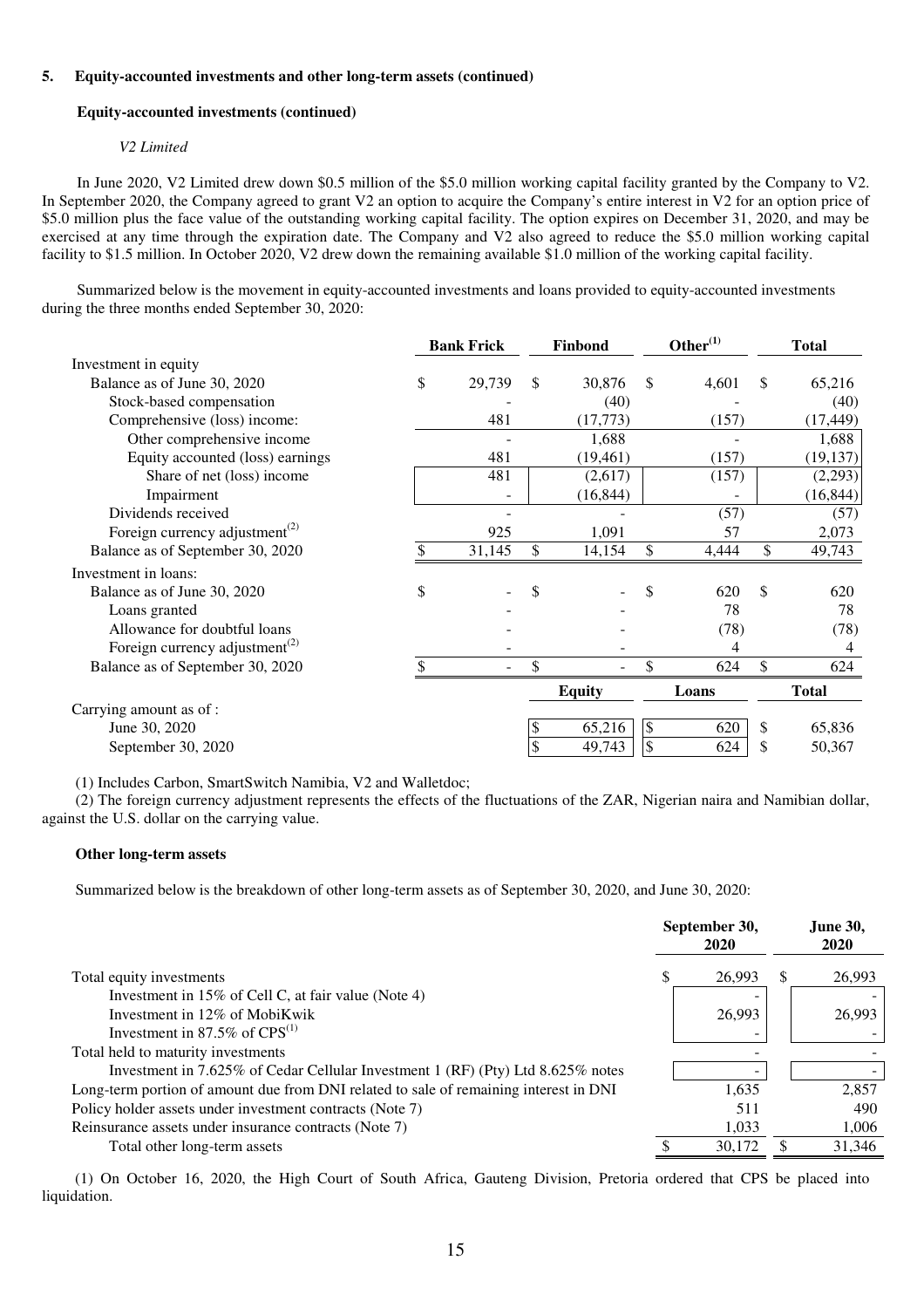**5. Equity-accounted investments and other long-term assets (continued)**

**Equity-accounted investments (continued)**

*V2 Limited*

In June 2020, V2 Limited drew down $0.5 million of the $5.0 million working capital facility granted by the Company to V2. In September 2020, the Company agreed to grant V2 an option to acquire the Company's entire interest in V2 for an option price of $5.0 million plus the face value of the outstanding working capital facility. The option expires on December 31, 2020, and may be exercised at any time through the expiration date. The Company and V2 also agreed to reduce the $5.0 million working capital facility to $1.5 million. In October 2020, V2 drew down the remaining available $1.0 million of the working capital facility.

Summarized below is the movement in equity-accounted investments and loans provided to equity-accounted investments during the three months ended September 30, 2020:

| | Bank Frick | Finbond | Other[(1)] | Total |
|---|---|---|---|---|
| Investment in equity | | | | |
| Balance as of June 30, 2020 | $ 29,739 | $ 30,876 | $ 4,601 | $ 65,216 |
| Stock-based compensation | - | (40) | - | (40) |
| Comprehensive (loss) income: | 481 | (17,773) | (157) | (17,449) |
| Other comprehensive income | - | 1,688 | - | 1,688 |
| Equity accounted (loss) earnings | 481 | (19,461) | (157) | (19,137) |
| Share of net (loss) income | 481 | (2,617) | (157) | (2,293) |
| Impairment | - | (16,844) | - | (16,844) |
| Dividends received | - | - | (57) | (57) |
| Foreign currency adjustment[(2)] | 925 | 1,091 | 57 | 2,073 |
| Balance as of September 30, 2020 | $ 31,145 | $ 14,154 | $ 4,444 | $ 49,743 |
| Investment in loans: | | | | |
| Balance as of June 30, 2020 | $ - | $ - | $ 620 | $ 620 |
| Loans granted | - | - | 78 | 78 |
| Allowance for doubtful loans | - | - | (78) | (78) |
| Foreign currency adjustment[(2)] | - | - | 4 | 4 |
| Balance as of September 30, 2020 | $ - | $ - | $ 624 | $ 624 |

| | Equity | Loans | Total |
|---|---|---|---|
| Carrying amount as of : | | | |
| June 30, 2020 | $ 65,216 | $ 620 | $ 65,836 |
| September 30, 2020 | $ 49,743 | $ 624 | $ 50,367 |

(1) Includes Carbon, SmartSwitch Namibia, V2 and Walletdoc;
(2) The foreign currency adjustment represents the effects of the fluctuations of the ZAR, Nigerian naira and Namibian dollar, against the U.S. dollar on the carrying value.

**Other long-term assets**

Summarized below is the breakdown of other long-term assets as of September 30, 2020, and June 30, 2020:

| | September 30, 2020 | June 30, 2020 |
|---|---|---|
| Total equity investments | $ 26,993 | $ 26,993 |
| Investment in 15% of Cell C, at fair value (Note 4) | - | - |
| Investment in 12% of MobiKwik | 26,993 | 26,993 |
| Investment in 87.5% of CPS[(1)] | - | - |
| Total held to maturity investments | - | - |
| Investment in 7.625% of Cedar Cellular Investment 1 (RF) (Pty) Ltd 8.625% notes | - | - |
| Long-term portion of amount due from DNI related to sale of remaining interest in DNI | 1,635 | 2,857 |
| Policy holder assets under investment contracts (Note 7) | 511 | 490 |
| Reinsurance assets under insurance contracts (Note 7) | 1,033 | 1,006 |
| Total other long-term assets | $ 30,172 | $ 31,346 |

(1) On October 16, 2020, the High Court of South Africa, Gauteng Division, Pretoria ordered that CPS be placed into liquidation.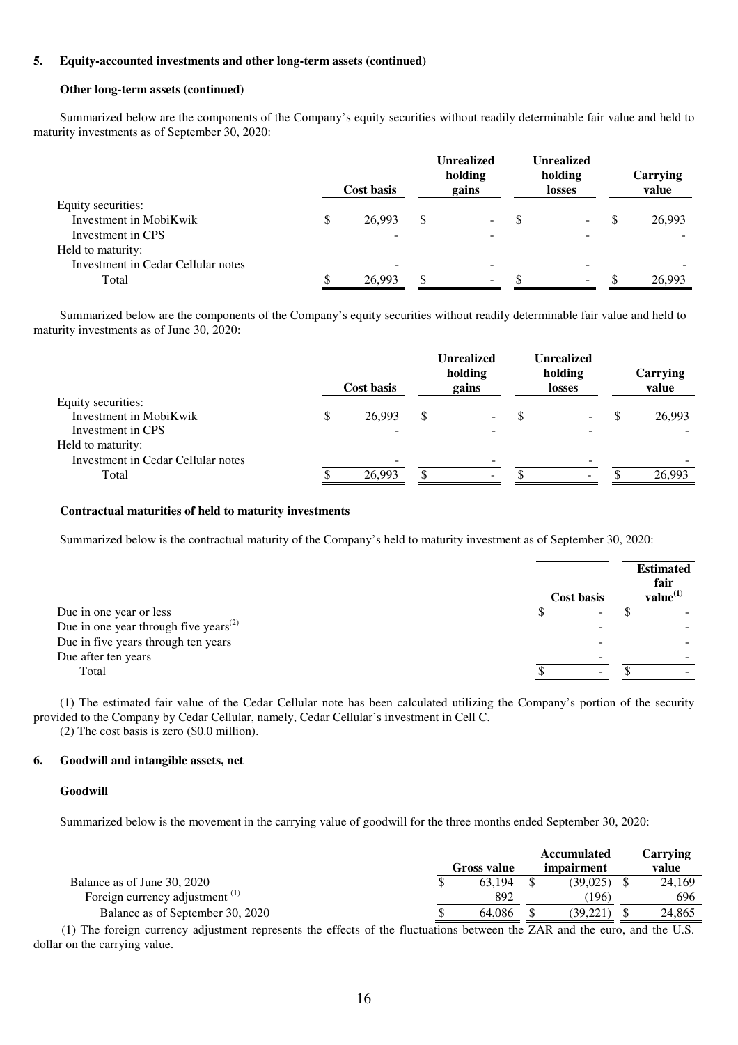**5. Equity-accounted investments and other long-term assets (continued)**

**Other long-term assets (continued)**

Summarized below are the components of the Company's equity securities without readily determinable fair value and held to maturity investments as of September 30, 2020:

| | Cost basis | Unrealized holding gains | Unrealized holding losses | Carrying value |
|---|---|---|---|---|
| Equity securities: | | | | |
| Investment in MobiKwik | $ 26,993 | $ - | $ - | $ 26,993 |
| Investment in CPS | - | - | - | - |
| Held to maturity: | | | | |
| Investment in Cedar Cellular notes | - | - | - | - |
| Total | $ 26,993 | $ - | $ - | $ 26,993 |

Summarized below are the components of the Company's equity securities without readily determinable fair value and held to maturity investments as of June 30, 2020:

| | Cost basis | Unrealized holding gains | Unrealized holding losses | Carrying value |
|---|---|---|---|---|
| Equity securities: | | | | |
| Investment in MobiKwik | $ 26,993 | $ - | $ - | $ 26,993 |
| Investment in CPS | - | - | - | - |
| Held to maturity: | | | | |
| Investment in Cedar Cellular notes | - | - | - | - |
| Total | $ 26,993 | $ - | $ - | $ 26,993 |

**Contractual maturities of held to maturity investments**

Summarized below is the contractual maturity of the Company's held to maturity investment as of September 30, 2020:

| | Cost basis | Estimated fair value[(1)] |
|---|---|---|
| Due in one year or less | $ - | $ - |
| Due in one year through five years[(2)] | - | - |
| Due in five years through ten years | - | - |
| Due after ten years | - | - |
| Total | $ - | $ - |

(1) The estimated fair value of the Cedar Cellular note has been calculated utilizing the Company's portion of the security provided to the Company by Cedar Cellular, namely, Cedar Cellular's investment in Cell C.

(2) The cost basis is zero ($0.0 million).

**6. Goodwill and intangible assets, net**

**Goodwill**

Summarized below is the movement in the carrying value of goodwill for the three months ended September 30, 2020:

| | Gross value | Accumulated impairment | Carrying value |
|---|---|---|---|
| Balance as of June 30, 2020 | $ 63,194 | $ (39,025) | $ 24,169 |
| Foreign currency adjustment [(1)] | 892 | (196) | 696 |
| Balance as of September 30, 2020 | $ 64,086 | $ (39,221) | $ 24,865 |

(1) The foreign currency adjustment represents the effects of the fluctuations between the ZAR and the euro, and the U.S. dollar on the carrying value.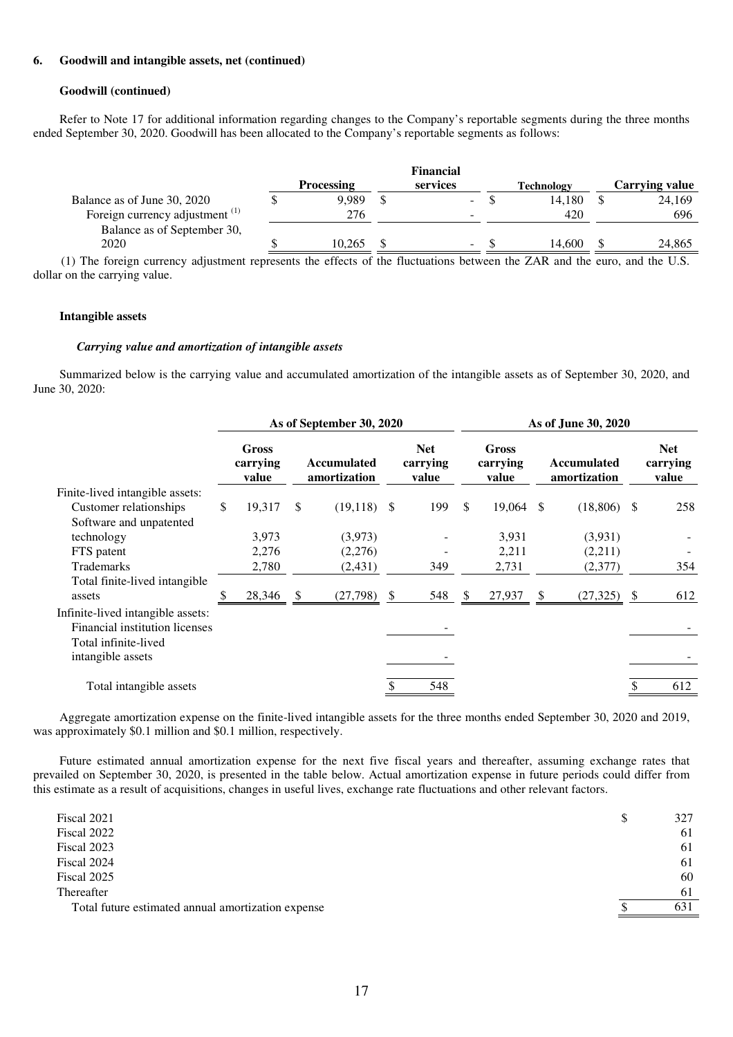### 6. Goodwill and intangible assets, net (continued)

#### Goodwill (continued)

Refer to Note 17 for additional information regarding changes to the Company's reportable segments during the three months ended September 30, 2020. Goodwill has been allocated to the Company's reportable segments as follows:

| | Processing | Financial services | Technology | Carrying value |
|---|---|---|---|---|
| Balance as of June 30, 2020 | $ 9,989 | $ - | $ 14,180 | $ 24,169 |
| Foreign currency adjustment [(1)] | 276 | - | 420 | 696 |
| Balance as of September 30, 2020 | $ 10,265 | $ - | $ 14,600 | $ 24,865 |

(1) The foreign currency adjustment represents the effects of the fluctuations between the ZAR and the euro, and the U.S. dollar on the carrying value.

#### Intangible assets

***Carrying value and amortization of intangible assets***

Summarized below is the carrying value and accumulated amortization of the intangible assets as of September 30, 2020, and June 30, 2020:

| | As of September 30, 2020 | | | As of June 30, 2020 | | |
|---|---|---|---|---|---|---|
| | Gross carrying value | Accumulated amortization | Net carrying value | Gross carrying value | Accumulated amortization | Net carrying value |
| Finite-lived intangible assets: | | | | | | |
| Customer relationships | $ 19,317 | $ (19,118) | $ 199 | $ 19,064 | $ (18,806) | $ 258 |
| Software and unpatented technology | 3,973 | (3,973) | - | 3,931 | (3,931) | - |
| FTS patent | 2,276 | (2,276) | - | 2,211 | (2,211) | - |
| Trademarks | 2,780 | (2,431) | 349 | 2,731 | (2,377) | 354 |
| Total finite-lived intangible assets | $ 28,346 | $ (27,798) | $ 548 | $ 27,937 | $ (27,325) | $ 612 |
| Infinite-lived intangible assets: | | | | | | |
| Financial institution licenses | | | - | | | - |
| Total infinite-lived intangible assets | | | - | | | - |
| Total intangible assets | | | $ 548 | | | $ 612 |

Aggregate amortization expense on the finite-lived intangible assets for the three months ended September 30, 2020 and 2019, was approximately $0.1 million and $0.1 million, respectively.

Future estimated annual amortization expense for the next five fiscal years and thereafter, assuming exchange rates that prevailed on September 30, 2020, is presented in the table below. Actual amortization expense in future periods could differ from this estimate as a result of acquisitions, changes in useful lives, exchange rate fluctuations and other relevant factors.

| | |
|---|---|
| Fiscal 2021 | $ 327 |
| Fiscal 2022 | 61 |
| Fiscal 2023 | 61 |
| Fiscal 2024 | 61 |
| Fiscal 2025 | 60 |
| Thereafter | 61 |
| Total future estimated annual amortization expense | $ 631 |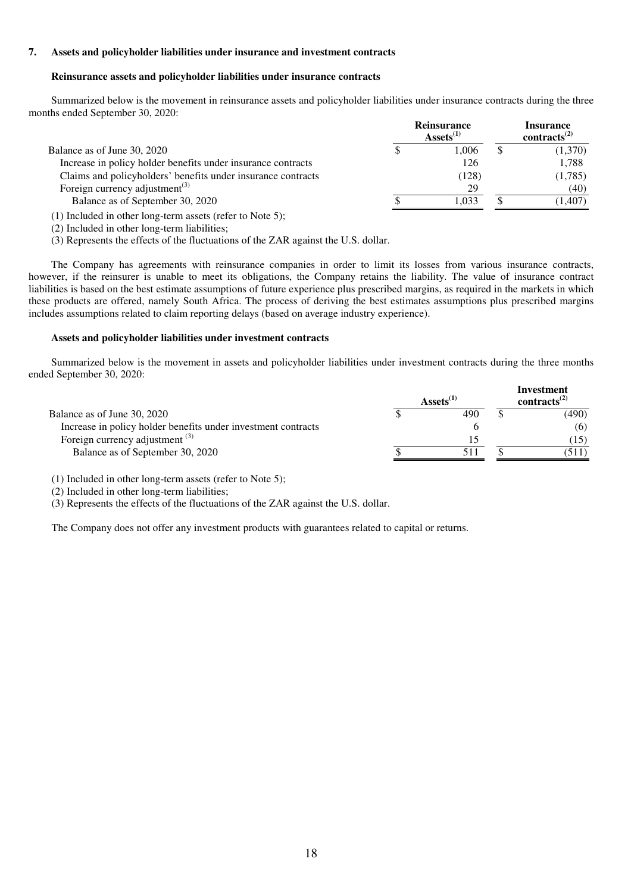## 7. Assets and policyholder liabilities under insurance and investment contracts

### Reinsurance assets and policyholder liabilities under insurance contracts

Summarized below is the movement in reinsurance assets and policyholder liabilities under insurance contracts during the three months ended September 30, 2020:

| | Reinsurance Assets[(1)] | Insurance contracts[(2)] |
|---|---|---|
| Balance as of June 30, 2020 | $ 1,006 | $ (1,370) |
| Increase in policy holder benefits under insurance contracts | 126 | 1,788 |
| Claims and policyholders' benefits under insurance contracts | (128) | (1,785) |
| Foreign currency adjustment[(3)] | 29 | (40) |
| Balance as of September 30, 2020 | $ 1,033 | $ (1,407) |

(1) Included in other long-term assets (refer to Note 5);

(2) Included in other long-term liabilities;

(3) Represents the effects of the fluctuations of the ZAR against the U.S. dollar.

The Company has agreements with reinsurance companies in order to limit its losses from various insurance contracts, however, if the reinsurer is unable to meet its obligations, the Company retains the liability. The value of insurance contract liabilities is based on the best estimate assumptions of future experience plus prescribed margins, as required in the markets in which these products are offered, namely South Africa. The process of deriving the best estimates assumptions plus prescribed margins includes assumptions related to claim reporting delays (based on average industry experience).

### Assets and policyholder liabilities under investment contracts

Summarized below is the movement in assets and policyholder liabilities under investment contracts during the three months ended September 30, 2020:

| | Assets[(1)] | Investment contracts[(2)] |
|---|---|---|
| Balance as of June 30, 2020 | $ 490 | $ (490) |
| Increase in policy holder benefits under investment contracts | 6 | (6) |
| Foreign currency adjustment[(3)] | 15 | (15) |
| Balance as of September 30, 2020 | $ 511 | $ (511) |

(1) Included in other long-term assets (refer to Note 5);

(2) Included in other long-term liabilities;

(3) Represents the effects of the fluctuations of the ZAR against the U.S. dollar.

The Company does not offer any investment products with guarantees related to capital or returns.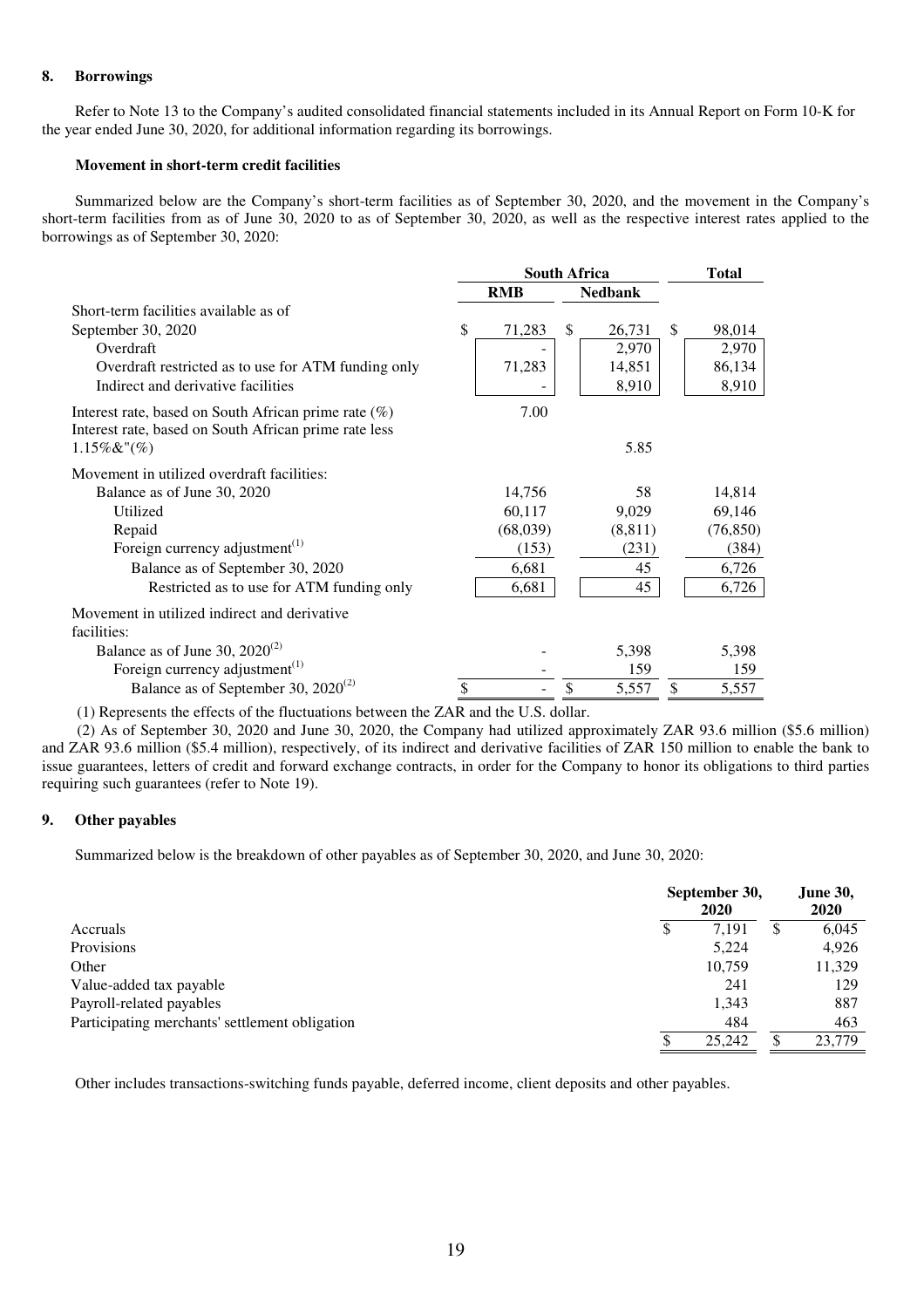## 8. Borrowings

Refer to Note 13 to the Company's audited consolidated financial statements included in its Annual Report on Form 10-K for the year ended June 30, 2020, for additional information regarding its borrowings.

### Movement in short-term credit facilities

Summarized below are the Company's short-term facilities as of September 30, 2020, and the movement in the Company's short-term facilities from as of June 30, 2020 to as of September 30, 2020, as well as the respective interest rates applied to the borrowings as of September 30, 2020:

| | South Africa | | Total |
|---|---|---|---|
| | RMB | Nedbank | |
| Short-term facilities available as of September 30, 2020 | $ 71,283 | $ 26,731 | $ 98,014 |
| Overdraft | - | 2,970 | 2,970 |
| Overdraft restricted as to use for ATM funding only | 71,283 | 14,851 | 86,134 |
| Indirect and derivative facilities | - | 8,910 | 8,910 |
| Interest rate, based on South African prime rate (%) | 7.00 | | |
| Interest rate, based on South African prime rate less 1.15%&"(%) | | 5.85 | |
| Movement in utilized overdraft facilities: | | | |
| Balance as of June 30, 2020 | 14,756 | 58 | 14,814 |
| Utilized | 60,117 | 9,029 | 69,146 |
| Repaid | (68,039) | (8,811) | (76,850) |
| Foreign currency adjustment[(1)] | (153) | (231) | (384) |
| Balance as of September 30, 2020 | 6,681 | 45 | 6,726 |
| Restricted as to use for ATM funding only | 6,681 | 45 | 6,726 |
| Movement in utilized indirect and derivative facilities: | | | |
| Balance as of June 30, 2020[(2)] | - | 5,398 | 5,398 |
| Foreign currency adjustment[(1)] | - | 159 | 159 |
| Balance as of September 30, 2020[(2)] | $ - | $ 5,557 | $ 5,557 |

(1) Represents the effects of the fluctuations between the ZAR and the U.S. dollar.

(2) As of September 30, 2020 and June 30, 2020, the Company had utilized approximately ZAR 93.6 million ($5.6 million) and ZAR 93.6 million ($5.4 million), respectively, of its indirect and derivative facilities of ZAR 150 million to enable the bank to issue guarantees, letters of credit and forward exchange contracts, in order for the Company to honor its obligations to third parties requiring such guarantees (refer to Note 19).

## 9. Other payables

Summarized below is the breakdown of other payables as of September 30, 2020, and June 30, 2020:

| | September 30, 2020 | June 30, 2020 |
|---|---|---|
| Accruals | $ 7,191 | $ 6,045 |
| Provisions | 5,224 | 4,926 |
| Other | 10,759 | 11,329 |
| Value-added tax payable | 241 | 129 |
| Payroll-related payables | 1,343 | 887 |
| Participating merchants' settlement obligation | 484 | 463 |
| | $ 25,242 | $ 23,779 |

Other includes transactions-switching funds payable, deferred income, client deposits and other payables.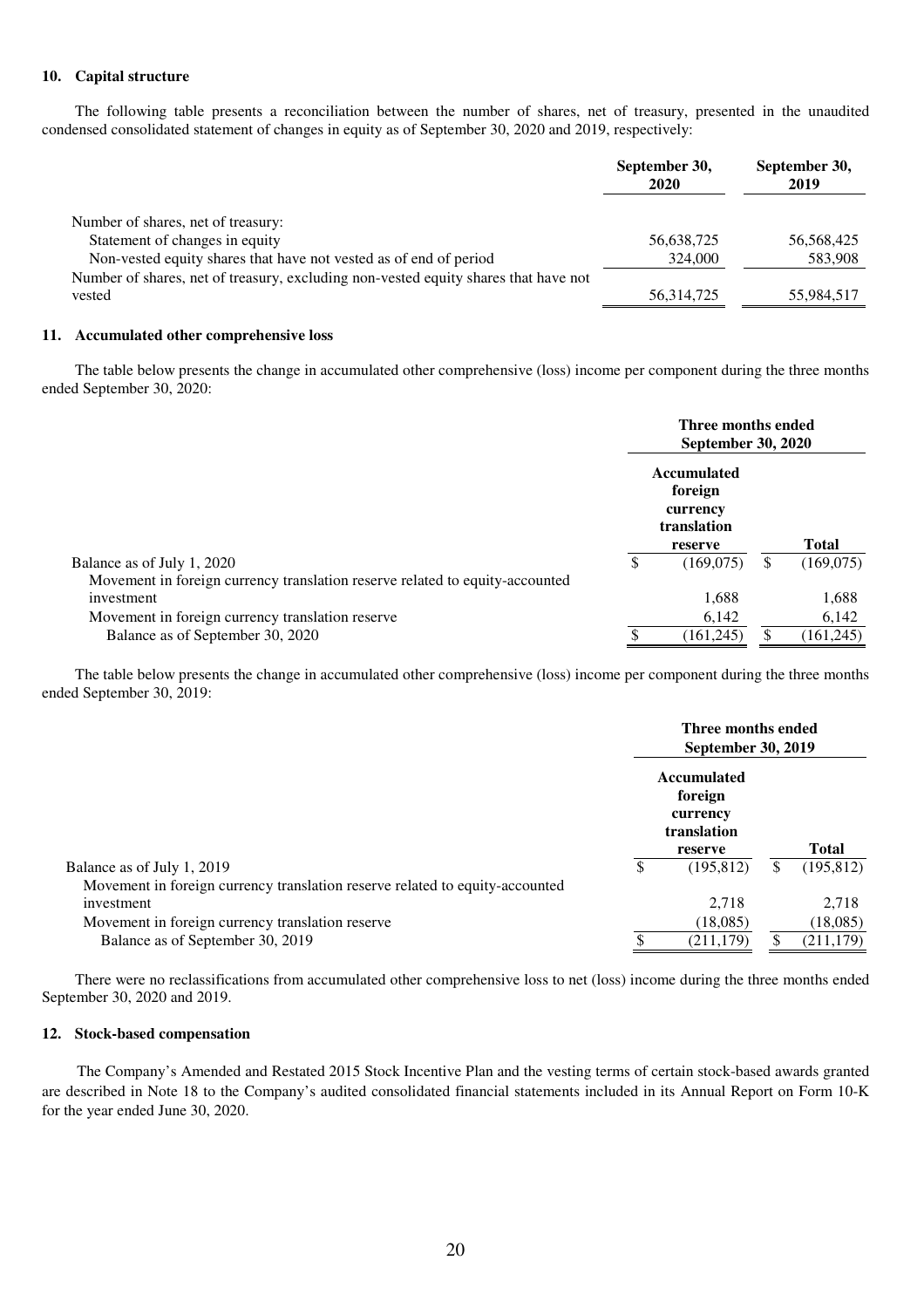#### 10. Capital structure

The following table presents a reconciliation between the number of shares, net of treasury, presented in the unaudited condensed consolidated statement of changes in equity as of September 30, 2020 and 2019, respectively:

| | September 30, 2020 | September 30, 2019 |
|---|---|---|
| Number of shares, net of treasury: | | |
| Statement of changes in equity | 56,638,725 | 56,568,425 |
| Non-vested equity shares that have not vested as of end of period | 324,000 | 583,908 |
| Number of shares, net of treasury, excluding non-vested equity shares that have not vested | 56,314,725 | 55,984,517 |

#### 11. Accumulated other comprehensive loss

The table below presents the change in accumulated other comprehensive (loss) income per component during the three months ended September 30, 2020:

| | Three months ended September 30, 2020 | |
|---|---|---|
| | Accumulated foreign currency translation reserve | Total |
| Balance as of July 1, 2020 | $ (169,075) | $ (169,075) |
| Movement in foreign currency translation reserve related to equity-accounted investment | 1,688 | 1,688 |
| Movement in foreign currency translation reserve | 6,142 | 6,142 |
| Balance as of September 30, 2020 | $ (161,245) | $ (161,245) |

The table below presents the change in accumulated other comprehensive (loss) income per component during the three months ended September 30, 2019:

| | Three months ended September 30, 2019 | |
|---|---|---|
| | Accumulated foreign currency translation reserve | Total |
| Balance as of July 1, 2019 | $ (195,812) | $ (195,812) |
| Movement in foreign currency translation reserve related to equity-accounted investment | 2,718 | 2,718 |
| Movement in foreign currency translation reserve | (18,085) | (18,085) |
| Balance as of September 30, 2019 | $ (211,179) | $ (211,179) |

There were no reclassifications from accumulated other comprehensive loss to net (loss) income during the three months ended September 30, 2020 and 2019.

#### 12. Stock-based compensation

The Company's Amended and Restated 2015 Stock Incentive Plan and the vesting terms of certain stock-based awards granted are described in Note 18 to the Company's audited consolidated financial statements included in its Annual Report on Form 10-K for the year ended June 30, 2020.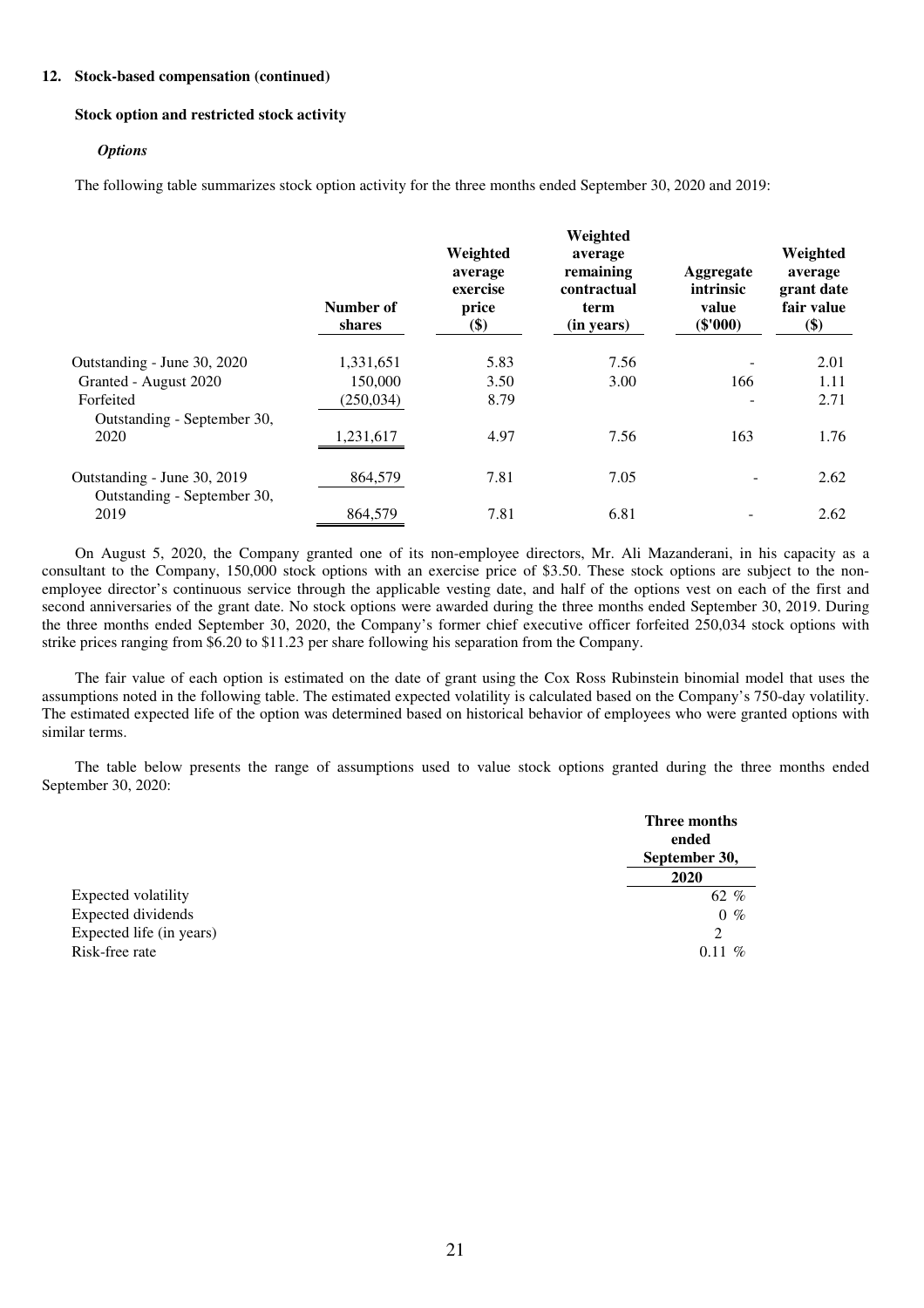## 12. Stock-based compensation (continued)

### Stock option and restricted stock activity

***Options***

The following table summarizes stock option activity for the three months ended September 30, 2020 and 2019:

| | Number of shares | Weighted average exercise price ($) | Weighted average remaining contractual term (in years) | Aggregate intrinsic value ($'000) | Weighted average grant date fair value ($) |
|---|---|---|---|---|---|
| Outstanding - June 30, 2020 | 1,331,651 | 5.83 | 7.56 | - | 2.01 |
| Granted - August 2020 | 150,000 | 3.50 | 3.00 | 166 | 1.11 |
| Forfeited | (250,034) | 8.79 | | - | 2.71 |
| Outstanding - September 30, 2020 | 1,231,617 | 4.97 | 7.56 | 163 | 1.76 |
| Outstanding - June 30, 2019 | 864,579 | 7.81 | 7.05 | - | 2.62 |
| Outstanding - September 30, 2019 | 864,579 | 7.81 | 6.81 | - | 2.62 |

On August 5, 2020, the Company granted one of its non-employee directors, Mr. Ali Mazanderani, in his capacity as a consultant to the Company, 150,000 stock options with an exercise price of $3.50. These stock options are subject to the non-employee director's continuous service through the applicable vesting date, and half of the options vest on each of the first and second anniversaries of the grant date. No stock options were awarded during the three months ended September 30, 2019. During the three months ended September 30, 2020, the Company's former chief executive officer forfeited 250,034 stock options with strike prices ranging from $6.20 to $11.23 per share following his separation from the Company.

The fair value of each option is estimated on the date of grant using the Cox Ross Rubinstein binomial model that uses the assumptions noted in the following table. The estimated expected volatility is calculated based on the Company's 750-day volatility. The estimated expected life of the option was determined based on historical behavior of employees who were granted options with similar terms.

The table below presents the range of assumptions used to value stock options granted during the three months ended September 30, 2020:

| | Three months ended September 30, 2020 |
|---|---|
| Expected volatility | 62 % |
| Expected dividends | 0 % |
| Expected life (in years) | 2 |
| Risk-free rate | 0.11 % |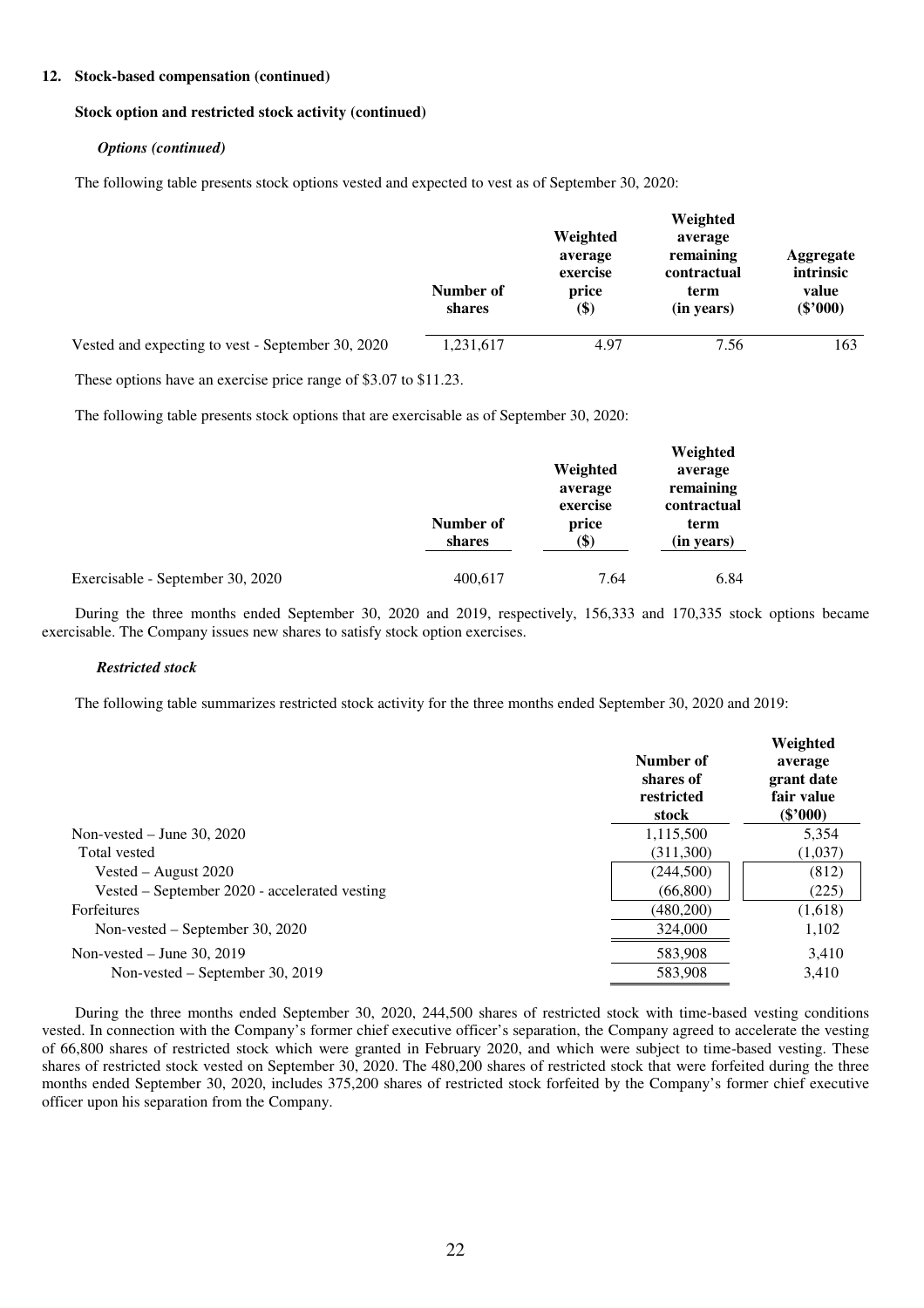**12. Stock-based compensation (continued)**

**Stock option and restricted stock activity (continued)**

***Options (continued)***

The following table presents stock options vested and expected to vest as of September 30, 2020:

| | Number of shares | Weighted average exercise price ($) | Weighted average remaining contractual term (in years) | Aggregate intrinsic value ($'000) |
|---|---|---|---|---|
| Vested and expecting to vest - September 30, 2020 | 1,231,617 | 4.97 | 7.56 | 163 |

These options have an exercise price range of $3.07 to $11.23.

The following table presents stock options that are exercisable as of September 30, 2020:

| | Number of shares | Weighted average exercise price ($) | Weighted average remaining contractual term (in years) |
|---|---|---|---|
| Exercisable - September 30, 2020 | 400,617 | 7.64 | 6.84 |

During the three months ended September 30, 2020 and 2019, respectively, 156,333 and 170,335 stock options became exercisable. The Company issues new shares to satisfy stock option exercises.

***Restricted stock***

The following table summarizes restricted stock activity for the three months ended September 30, 2020 and 2019:

| | Number of shares of restricted stock | Weighted average grant date fair value ($'000) |
|---|---|---|
| Non-vested – June 30, 2020 | 1,115,500 | 5,354 |
| Total vested | (311,300) | (1,037) |
| Vested – August 2020 | (244,500) | (812) |
| Vested – September 2020 - accelerated vesting | (66,800) | (225) |
| Forfeitures | (480,200) | (1,618) |
| Non-vested – September 30, 2020 | 324,000 | 1,102 |
| Non-vested – June 30, 2019 | 583,908 | 3,410 |
| Non-vested – September 30, 2019 | 583,908 | 3,410 |

During the three months ended September 30, 2020, 244,500 shares of restricted stock with time-based vesting conditions vested. In connection with the Company's former chief executive officer's separation, the Company agreed to accelerate the vesting of 66,800 shares of restricted stock which were granted in February 2020, and which were subject to time-based vesting. These shares of restricted stock vested on September 30, 2020. The 480,200 shares of restricted stock that were forfeited during the three months ended September 30, 2020, includes 375,200 shares of restricted stock forfeited by the Company's former chief executive officer upon his separation from the Company.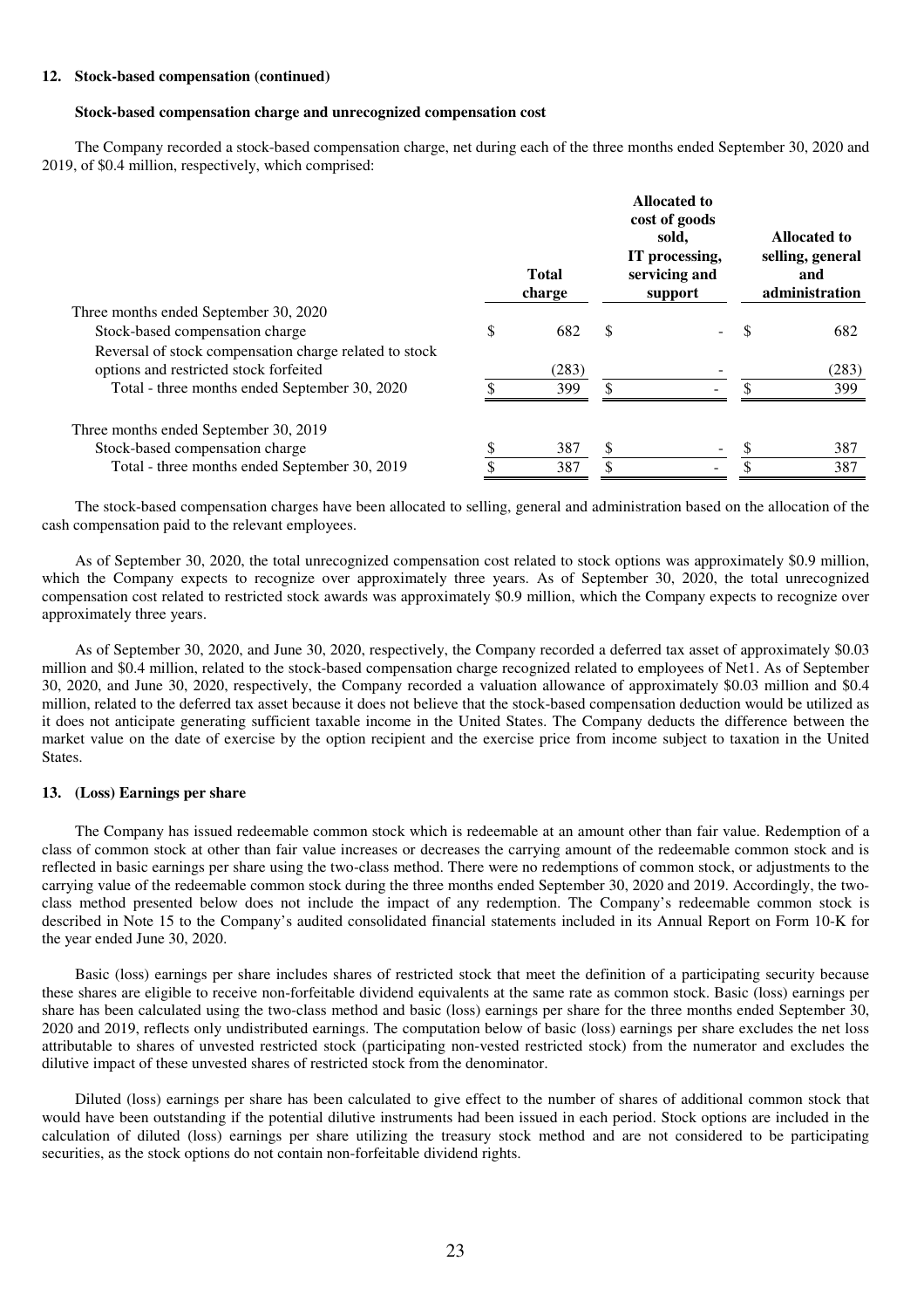**12. Stock-based compensation (continued)**

**Stock-based compensation charge and unrecognized compensation cost**

The Company recorded a stock-based compensation charge, net during each of the three months ended September 30, 2020 and 2019, of \$0.4 million, respectively, which comprised:

| | Total charge | Allocated to cost of goods sold, IT processing, servicing and support | Allocated to selling, general and administration |
|---|---|---|---|
| Three months ended September 30, 2020 | | | |
| Stock-based compensation charge | \$ 682 | \$ - | \$ 682 |
| Reversal of stock compensation charge related to stock options and restricted stock forfeited | (283) | - | (283) |
| Total - three months ended September 30, 2020 | \$ 399 | \$ - | \$ 399 |
| | | | |
| Three months ended September 30, 2019 | | | |
| Stock-based compensation charge | \$ 387 | \$ - | \$ 387 |
| Total - three months ended September 30, 2019 | \$ 387 | \$ - | \$ 387 |

The stock-based compensation charges have been allocated to selling, general and administration based on the allocation of the cash compensation paid to the relevant employees.

As of September 30, 2020, the total unrecognized compensation cost related to stock options was approximately \$0.9 million, which the Company expects to recognize over approximately three years. As of September 30, 2020, the total unrecognized compensation cost related to restricted stock awards was approximately \$0.9 million, which the Company expects to recognize over approximately three years.

As of September 30, 2020, and June 30, 2020, respectively, the Company recorded a deferred tax asset of approximately \$0.03 million and \$0.4 million, related to the stock-based compensation charge recognized related to employees of Net1. As of September 30, 2020, and June 30, 2020, respectively, the Company recorded a valuation allowance of approximately \$0.03 million and \$0.4 million, related to the deferred tax asset because it does not believe that the stock-based compensation deduction would be utilized as it does not anticipate generating sufficient taxable income in the United States. The Company deducts the difference between the market value on the date of exercise by the option recipient and the exercise price from income subject to taxation in the United States.

**13. (Loss) Earnings per share**

The Company has issued redeemable common stock which is redeemable at an amount other than fair value. Redemption of a class of common stock at other than fair value increases or decreases the carrying amount of the redeemable common stock and is reflected in basic earnings per share using the two-class method. There were no redemptions of common stock, or adjustments to the carrying value of the redeemable common stock during the three months ended September 30, 2020 and 2019. Accordingly, the two-class method presented below does not include the impact of any redemption. The Company's redeemable common stock is described in Note 15 to the Company's audited consolidated financial statements included in its Annual Report on Form 10-K for the year ended June 30, 2020.

Basic (loss) earnings per share includes shares of restricted stock that meet the definition of a participating security because these shares are eligible to receive non-forfeitable dividend equivalents at the same rate as common stock. Basic (loss) earnings per share has been calculated using the two-class method and basic (loss) earnings per share for the three months ended September 30, 2020 and 2019, reflects only undistributed earnings. The computation below of basic (loss) earnings per share excludes the net loss attributable to shares of unvested restricted stock (participating non-vested restricted stock) from the numerator and excludes the dilutive impact of these unvested shares of restricted stock from the denominator.

Diluted (loss) earnings per share has been calculated to give effect to the number of shares of additional common stock that would have been outstanding if the potential dilutive instruments had been issued in each period. Stock options are included in the calculation of diluted (loss) earnings per share utilizing the treasury stock method and are not considered to be participating securities, as the stock options do not contain non-forfeitable dividend rights.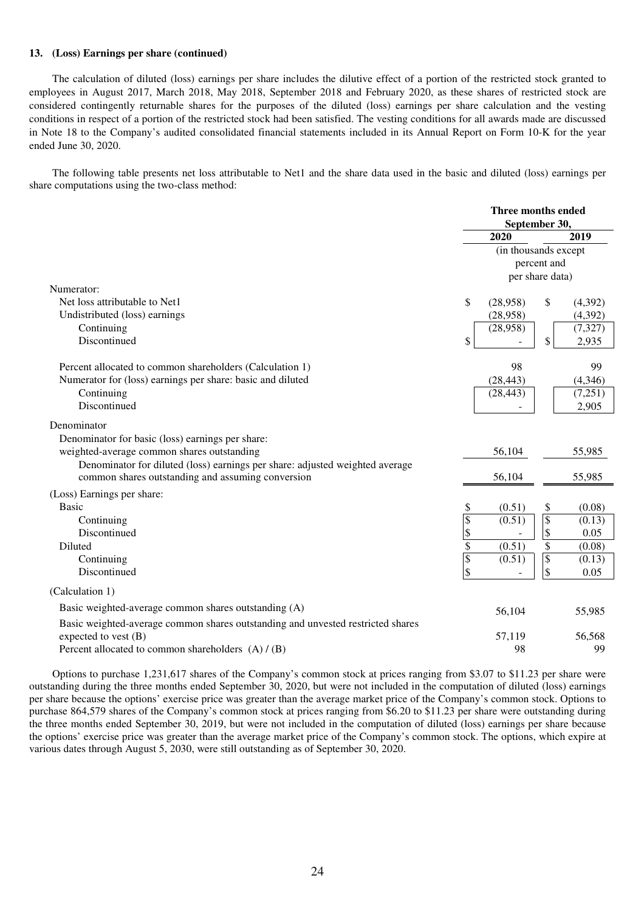### 13. (Loss) Earnings per share (continued)

The calculation of diluted (loss) earnings per share includes the dilutive effect of a portion of the restricted stock granted to employees in August 2017, March 2018, May 2018, September 2018 and February 2020, as these shares of restricted stock are considered contingently returnable shares for the purposes of the diluted (loss) earnings per share calculation and the vesting conditions in respect of a portion of the restricted stock had been satisfied. The vesting conditions for all awards made are discussed in Note 18 to the Company's audited consolidated financial statements included in its Annual Report on Form 10-K for the year ended June 30, 2020.

The following table presents net loss attributable to Net1 and the share data used in the basic and diluted (loss) earnings per share computations using the two-class method:

| | Three months ended September 30, | |
|---|---|---|
| | 2020 | 2019 |
| | (in thousands except percent and per share data) | |
| **Numerator:** | | |
| Net loss attributable to Net1 | $ (28,958) | $ (4,392) |
| Undistributed (loss) earnings | (28,958) | (4,392) |
| Continuing | (28,958) | (7,327) |
| Discontinued | $ - | $ 2,935 |
| | | |
| Percent allocated to common shareholders (Calculation 1) | 98 | 99 |
| Numerator for (loss) earnings per share: basic and diluted | (28,443) | (4,346) |
| Continuing | (28,443) | (7,251) |
| Discontinued | - | 2,905 |
| **Denominator** | | |
| Denominator for basic (loss) earnings per share: weighted-average common shares outstanding | 56,104 | 55,985 |
| Denominator for diluted (loss) earnings per share: adjusted weighted average common shares outstanding and assuming conversion | 56,104 | 55,985 |
| **(Loss) Earnings per share:** | | |
| Basic | $ (0.51) | $ (0.08) |
| Continuing | $ (0.51) | $ (0.13) |
| Discontinued | $ - | $ 0.05 |
| Diluted | $ (0.51) | $ (0.08) |
| Continuing | $ (0.51) | $ (0.13) |
| Discontinued | $ - | $ 0.05 |
| **(Calculation 1)** | | |
| Basic weighted-average common shares outstanding (A) | 56,104 | 55,985 |
| Basic weighted-average common shares outstanding and unvested restricted shares expected to vest (B) | 57,119 | 56,568 |
| Percent allocated to common shareholders (A) / (B) | 98 | 99 |

Options to purchase 1,231,617 shares of the Company's common stock at prices ranging from $3.07 to $11.23 per share were outstanding during the three months ended September 30, 2020, but were not included in the computation of diluted (loss) earnings per share because the options' exercise price was greater than the average market price of the Company's common stock. Options to purchase 864,579 shares of the Company's common stock at prices ranging from $6.20 to $11.23 per share were outstanding during the three months ended September 30, 2019, but were not included in the computation of diluted (loss) earnings per share because the options' exercise price was greater than the average market price of the Company's common stock. The options, which expire at various dates through August 5, 2030, were still outstanding as of September 30, 2020.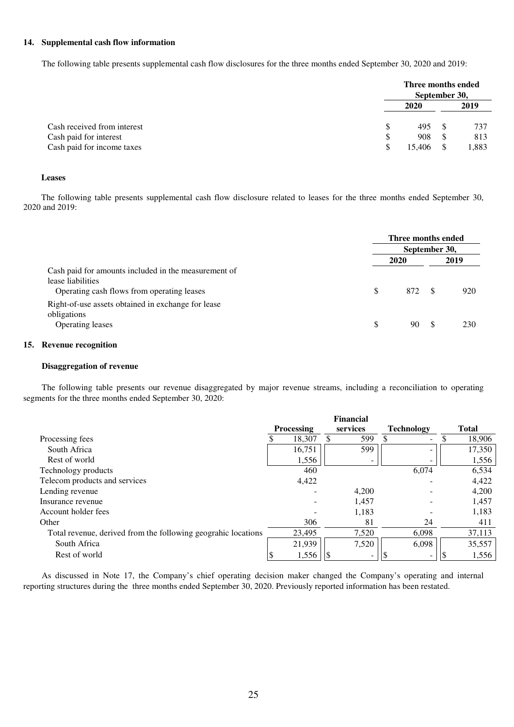### 14. Supplemental cash flow information

The following table presents supplemental cash flow disclosures for the three months ended September 30, 2020 and 2019:

| | Three months ended September 30, | |
|---|---|---|
| | 2020 | 2019 |
| Cash received from interest | $ 495 | $ 737 |
| Cash paid for interest | $ 908 | $ 813 |
| Cash paid for income taxes | $ 15,406 | $ 1,883 |

**Leases**

The following table presents supplemental cash flow disclosure related to leases for the three months ended September 30, 2020 and 2019:

| | Three months ended September 30, | |
|---|---|---|
| | 2020 | 2019 |
| Cash paid for amounts included in the measurement of lease liabilities | | |
| Operating cash flows from operating leases | $ 872 | $ 920 |
| Right-of-use assets obtained in exchange for lease obligations | | |
| Operating leases | $ 90 | $ 230 |

### 15. Revenue recognition

**Disaggregation of revenue**

The following table presents our revenue disaggregated by major revenue streams, including a reconciliation to operating segments for the three months ended September 30, 2020:

| | Processing | Financial services | Technology | Total |
|---|---|---|---|---|
| Processing fees | $ 18,307 | $ 599 | $ - | $ 18,906 |
| South Africa | 16,751 | 599 | - | 17,350 |
| Rest of world | 1,556 | - | - | 1,556 |
| Technology products | 460 | | 6,074 | 6,534 |
| Telecom products and services | 4,422 | | - | 4,422 |
| Lending revenue | - | 4,200 | - | 4,200 |
| Insurance revenue | - | 1,457 | - | 1,457 |
| Account holder fees | - | 1,183 | - | 1,183 |
| Other | 306 | 81 | 24 | 411 |
| Total revenue, derived from the following geograhic locations | 23,495 | 7,520 | 6,098 | 37,113 |
| South Africa | 21,939 | 7,520 | 6,098 | 35,557 |
| Rest of world | $ 1,556 | $ - | $ - | $ 1,556 |

As discussed in Note 17, the Company's chief operating decision maker changed the Company's operating and internal reporting structures during the three months ended September 30, 2020. Previously reported information has been restated.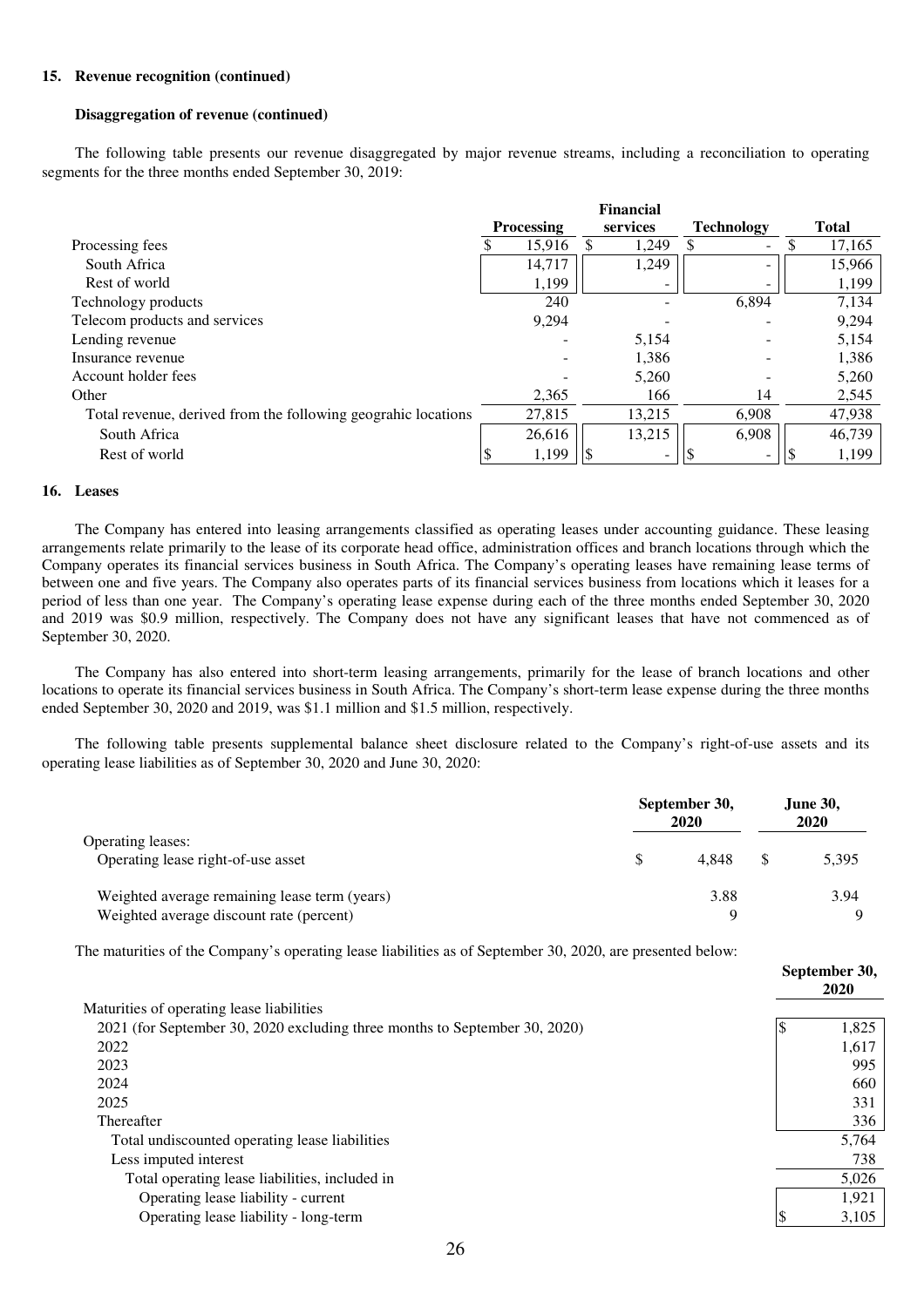**15. Revenue recognition (continued)**

**Disaggregation of revenue (continued)**

The following table presents our revenue disaggregated by major revenue streams, including a reconciliation to operating segments for the three months ended September 30, 2019:

| | Processing | Financial services | Technology | Total |
|---|---|---|---|---|
| Processing fees | $ 15,916 | $ 1,249 | $ - | $ 17,165 |
| South Africa | 14,717 | 1,249 | - | 15,966 |
| Rest of world | 1,199 | - | - | 1,199 |
| Technology products | 240 | - | 6,894 | 7,134 |
| Telecom products and services | 9,294 | - | - | 9,294 |
| Lending revenue | - | 5,154 | - | 5,154 |
| Insurance revenue | - | 1,386 | - | 1,386 |
| Account holder fees | - | 5,260 | - | 5,260 |
| Other | 2,365 | 166 | 14 | 2,545 |
| Total revenue, derived from the following geograhic locations | 27,815 | 13,215 | 6,908 | 47,938 |
| South Africa | 26,616 | 13,215 | 6,908 | 46,739 |
| Rest of world | $ 1,199 | $ - | $ - | $ 1,199 |

**16. Leases**

The Company has entered into leasing arrangements classified as operating leases under accounting guidance. These leasing arrangements relate primarily to the lease of its corporate head office, administration offices and branch locations through which the Company operates its financial services business in South Africa. The Company's operating leases have remaining lease terms of between one and five years. The Company also operates parts of its financial services business from locations which it leases for a period of less than one year. The Company's operating lease expense during each of the three months ended September 30, 2020 and 2019 was $0.9 million, respectively. The Company does not have any significant leases that have not commenced as of September 30, 2020.

The Company has also entered into short-term leasing arrangements, primarily for the lease of branch locations and other locations to operate its financial services business in South Africa. The Company's short-term lease expense during the three months ended September 30, 2020 and 2019, was $1.1 million and $1.5 million, respectively.

The following table presents supplemental balance sheet disclosure related to the Company's right-of-use assets and its operating lease liabilities as of September 30, 2020 and June 30, 2020:

| | September 30, 2020 | June 30, 2020 |
|---|---|---|
| Operating leases: | | |
| Operating lease right-of-use asset | $ 4,848 | $ 5,395 |
| Weighted average remaining lease term (years) | 3.88 | 3.94 |
| Weighted average discount rate (percent) | 9 | 9 |

The maturities of the Company's operating lease liabilities as of September 30, 2020, are presented below:

| | September 30, 2020 |
|---|---|
| Maturities of operating lease liabilities | |
| 2021 (for September 30, 2020 excluding three months to September 30, 2020) | $ 1,825 |
| 2022 | 1,617 |
| 2023 | 995 |
| 2024 | 660 |
| 2025 | 331 |
| Thereafter | 336 |
| Total undiscounted operating lease liabilities | 5,764 |
| Less imputed interest | 738 |
| Total operating lease liabilities, included in | 5,026 |
| Operating lease liability - current | 1,921 |
| Operating lease liability - long-term | $ 3,105 |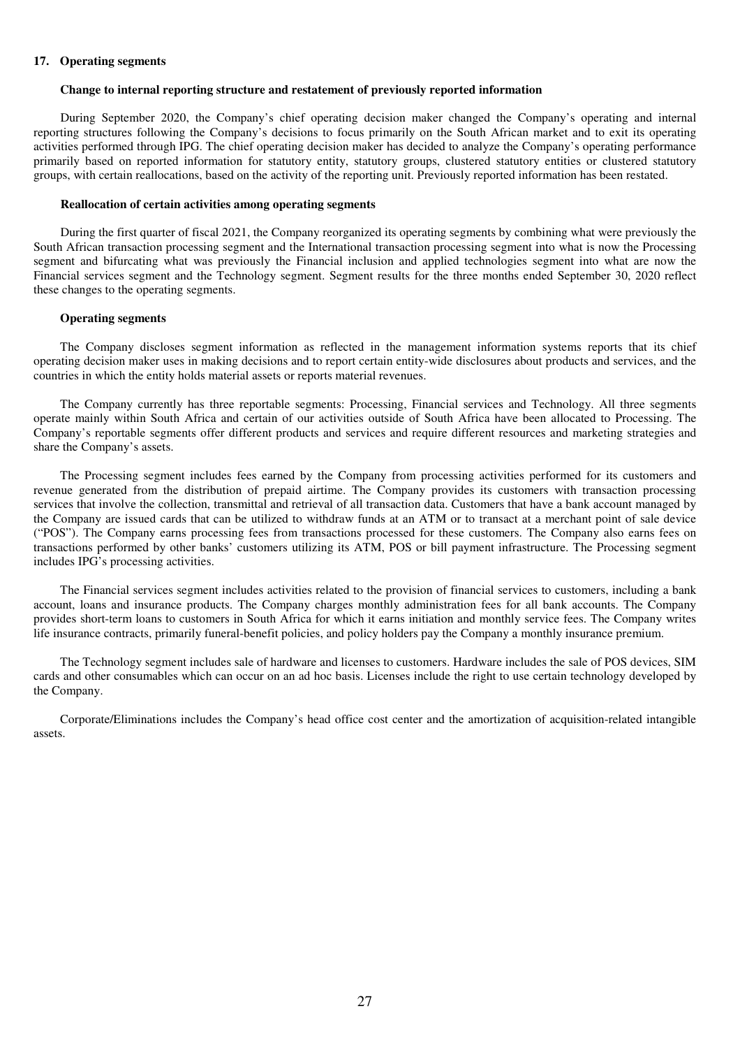## 17. Operating segments

### Change to internal reporting structure and restatement of previously reported information

During September 2020, the Company's chief operating decision maker changed the Company's operating and internal reporting structures following the Company's decisions to focus primarily on the South African market and to exit its operating activities performed through IPG. The chief operating decision maker has decided to analyze the Company's operating performance primarily based on reported information for statutory entity, statutory groups, clustered statutory entities or clustered statutory groups, with certain reallocations, based on the activity of the reporting unit. Previously reported information has been restated.

### Reallocation of certain activities among operating segments

During the first quarter of fiscal 2021, the Company reorganized its operating segments by combining what were previously the South African transaction processing segment and the International transaction processing segment into what is now the Processing segment and bifurcating what was previously the Financial inclusion and applied technologies segment into what are now the Financial services segment and the Technology segment. Segment results for the three months ended September 30, 2020 reflect these changes to the operating segments.

### Operating segments

The Company discloses segment information as reflected in the management information systems reports that its chief operating decision maker uses in making decisions and to report certain entity-wide disclosures about products and services, and the countries in which the entity holds material assets or reports material revenues.

The Company currently has three reportable segments: Processing, Financial services and Technology. All three segments operate mainly within South Africa and certain of our activities outside of South Africa have been allocated to Processing. The Company's reportable segments offer different products and services and require different resources and marketing strategies and share the Company's assets.

The Processing segment includes fees earned by the Company from processing activities performed for its customers and revenue generated from the distribution of prepaid airtime. The Company provides its customers with transaction processing services that involve the collection, transmittal and retrieval of all transaction data. Customers that have a bank account managed by the Company are issued cards that can be utilized to withdraw funds at an ATM or to transact at a merchant point of sale device ("POS"). The Company earns processing fees from transactions processed for these customers. The Company also earns fees on transactions performed by other banks' customers utilizing its ATM, POS or bill payment infrastructure. The Processing segment includes IPG's processing activities.

The Financial services segment includes activities related to the provision of financial services to customers, including a bank account, loans and insurance products. The Company charges monthly administration fees for all bank accounts. The Company provides short-term loans to customers in South Africa for which it earns initiation and monthly service fees. The Company writes life insurance contracts, primarily funeral-benefit policies, and policy holders pay the Company a monthly insurance premium.

The Technology segment includes sale of hardware and licenses to customers. Hardware includes the sale of POS devices, SIM cards and other consumables which can occur on an ad hoc basis. Licenses include the right to use certain technology developed by the Company.

Corporate/Eliminations includes the Company's head office cost center and the amortization of acquisition-related intangible assets.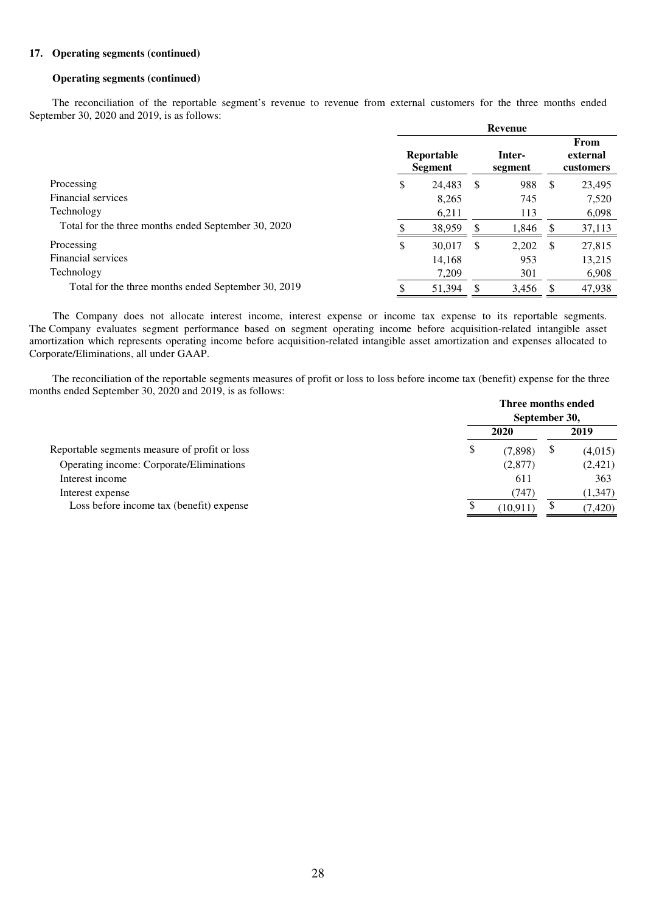**17. Operating segments (continued)**

**Operating segments (continued)**

The reconciliation of the reportable segment's revenue to revenue from external customers for the three months ended September 30, 2020 and 2019, is as follows:

| | Revenue | | |
|---|---|---|---|
| | Reportable Segment | Inter-segment | From external customers |
| Processing | $ 24,483 | $ 988 | $ 23,495 |
| Financial services | 8,265 | 745 | 7,520 |
| Technology | 6,211 | 113 | 6,098 |
| Total for the three months ended September 30, 2020 | $ 38,959 | $ 1,846 | $ 37,113 |
| Processing | $ 30,017 | $ 2,202 | $ 27,815 |
| Financial services | 14,168 | 953 | 13,215 |
| Technology | 7,209 | 301 | 6,908 |
| Total for the three months ended September 30, 2019 | $ 51,394 | $ 3,456 | $ 47,938 |

The Company does not allocate interest income, interest expense or income tax expense to its reportable segments. The Company evaluates segment performance based on segment operating income before acquisition-related intangible asset amortization which represents operating income before acquisition-related intangible asset amortization and expenses allocated to Corporate/Eliminations, all under GAAP.

The reconciliation of the reportable segments measures of profit or loss to loss before income tax (benefit) expense for the three months ended September 30, 2020 and 2019, is as follows:

| | Three months ended September 30, | |
|---|---|---|
| | 2020 | 2019 |
| Reportable segments measure of profit or loss | $ (7,898) | $ (4,015) |
| Operating income: Corporate/Eliminations | (2,877) | (2,421) |
| Interest income | 611 | 363 |
| Interest expense | (747) | (1,347) |
| Loss before income tax (benefit) expense | $ (10,911) | $ (7,420) |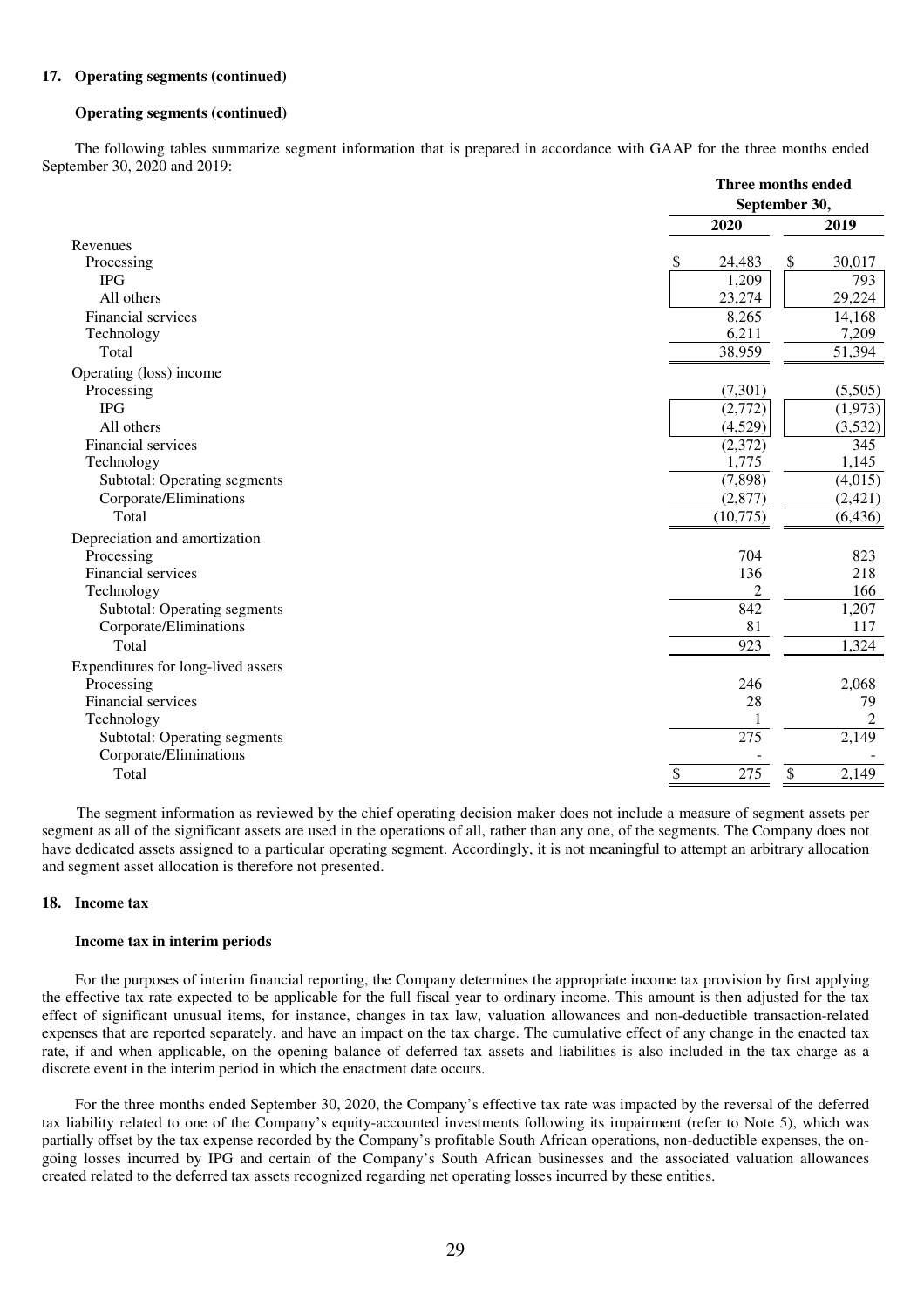**17. Operating segments (continued)**

**Operating segments (continued)**

The following tables summarize segment information that is prepared in accordance with GAAP for the three months ended September 30, 2020 and 2019:

| | Three months ended September 30, | |
|---|---|---|
| | 2020 | 2019 |
| Revenues | | |
| Processing | $ 24,483 | $ 30,017 |
| IPG | 1,209 | 793 |
| All others | 23,274 | 29,224 |
| Financial services | 8,265 | 14,168 |
| Technology | 6,211 | 7,209 |
| Total | 38,959 | 51,394 |
| Operating (loss) income | | |
| Processing | (7,301) | (5,505) |
| IPG | (2,772) | (1,973) |
| All others | (4,529) | (3,532) |
| Financial services | (2,372) | 345 |
| Technology | 1,775 | 1,145 |
| Subtotal: Operating segments | (7,898) | (4,015) |
| Corporate/Eliminations | (2,877) | (2,421) |
| Total | (10,775) | (6,436) |
| Depreciation and amortization | | |
| Processing | 704 | 823 |
| Financial services | 136 | 218 |
| Technology | 2 | 166 |
| Subtotal: Operating segments | 842 | 1,207 |
| Corporate/Eliminations | 81 | 117 |
| Total | 923 | 1,324 |
| Expenditures for long-lived assets | | |
| Processing | 246 | 2,068 |
| Financial services | 28 | 79 |
| Technology | 1 | 2 |
| Subtotal: Operating segments | 275 | 2,149 |
| Corporate/Eliminations | - | - |
| Total | $ 275 | $ 2,149 |

The segment information as reviewed by the chief operating decision maker does not include a measure of segment assets per segment as all of the significant assets are used in the operations of all, rather than any one, of the segments. The Company does not have dedicated assets assigned to a particular operating segment. Accordingly, it is not meaningful to attempt an arbitrary allocation and segment asset allocation is therefore not presented.

**18. Income tax**

**Income tax in interim periods**

For the purposes of interim financial reporting, the Company determines the appropriate income tax provision by first applying the effective tax rate expected to be applicable for the full fiscal year to ordinary income. This amount is then adjusted for the tax effect of significant unusual items, for instance, changes in tax law, valuation allowances and non-deductible transaction-related expenses that are reported separately, and have an impact on the tax charge. The cumulative effect of any change in the enacted tax rate, if and when applicable, on the opening balance of deferred tax assets and liabilities is also included in the tax charge as a discrete event in the interim period in which the enactment date occurs.

For the three months ended September 30, 2020, the Company's effective tax rate was impacted by the reversal of the deferred tax liability related to one of the Company's equity-accounted investments following its impairment (refer to Note 5), which was partially offset by the tax expense recorded by the Company's profitable South African operations, non-deductible expenses, the on-going losses incurred by IPG and certain of the Company's South African businesses and the associated valuation allowances created related to the deferred tax assets recognized regarding net operating losses incurred by these entities.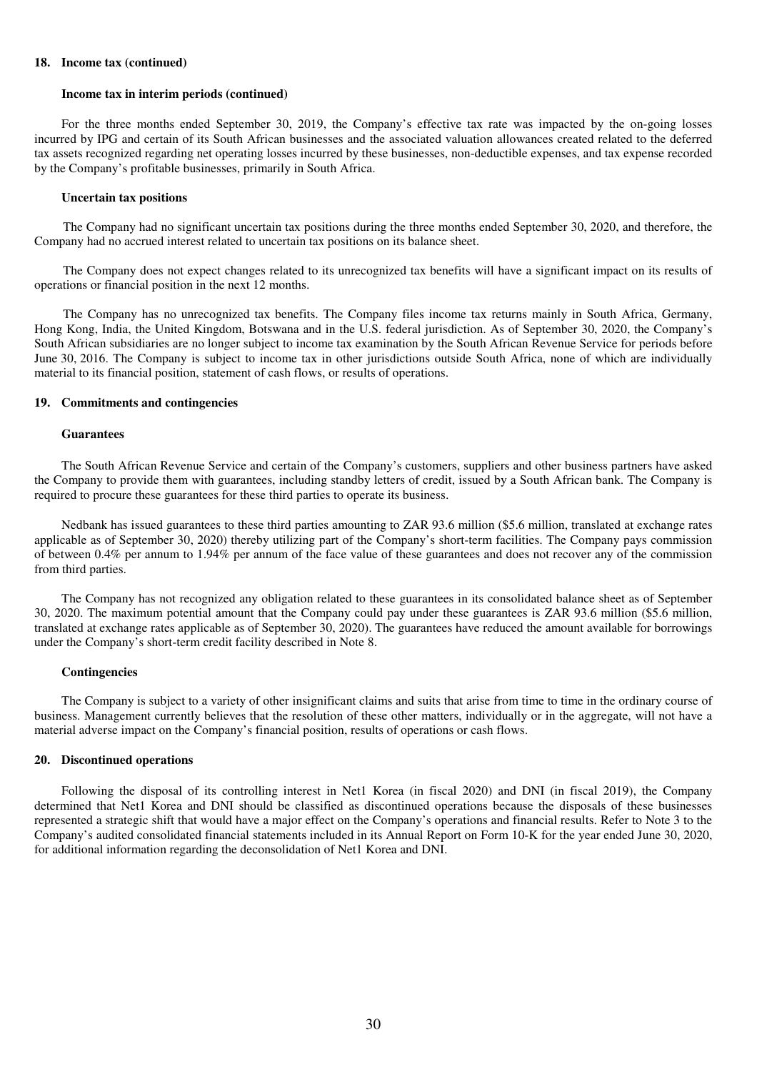## 18. Income tax (continued)

### Income tax in interim periods (continued)

For the three months ended September 30, 2019, the Company's effective tax rate was impacted by the on-going losses incurred by IPG and certain of its South African businesses and the associated valuation allowances created related to the deferred tax assets recognized regarding net operating losses incurred by these businesses, non-deductible expenses, and tax expense recorded by the Company's profitable businesses, primarily in South Africa.

### Uncertain tax positions

The Company had no significant uncertain tax positions during the three months ended September 30, 2020, and therefore, the Company had no accrued interest related to uncertain tax positions on its balance sheet.

The Company does not expect changes related to its unrecognized tax benefits will have a significant impact on its results of operations or financial position in the next 12 months.

The Company has no unrecognized tax benefits. The Company files income tax returns mainly in South Africa, Germany, Hong Kong, India, the United Kingdom, Botswana and in the U.S. federal jurisdiction. As of September 30, 2020, the Company's South African subsidiaries are no longer subject to income tax examination by the South African Revenue Service for periods before June 30, 2016. The Company is subject to income tax in other jurisdictions outside South Africa, none of which are individually material to its financial position, statement of cash flows, or results of operations.

## 19. Commitments and contingencies

### Guarantees

The South African Revenue Service and certain of the Company's customers, suppliers and other business partners have asked the Company to provide them with guarantees, including standby letters of credit, issued by a South African bank. The Company is required to procure these guarantees for these third parties to operate its business.

Nedbank has issued guarantees to these third parties amounting to ZAR 93.6 million ($5.6 million, translated at exchange rates applicable as of September 30, 2020) thereby utilizing part of the Company's short-term facilities. The Company pays commission of between 0.4% per annum to 1.94% per annum of the face value of these guarantees and does not recover any of the commission from third parties.

The Company has not recognized any obligation related to these guarantees in its consolidated balance sheet as of September 30, 2020. The maximum potential amount that the Company could pay under these guarantees is ZAR 93.6 million ($5.6 million, translated at exchange rates applicable as of September 30, 2020). The guarantees have reduced the amount available for borrowings under the Company's short-term credit facility described in Note 8.

### Contingencies

The Company is subject to a variety of other insignificant claims and suits that arise from time to time in the ordinary course of business. Management currently believes that the resolution of these other matters, individually or in the aggregate, will not have a material adverse impact on the Company's financial position, results of operations or cash flows.

## 20. Discontinued operations

Following the disposal of its controlling interest in Net1 Korea (in fiscal 2020) and DNI (in fiscal 2019), the Company determined that Net1 Korea and DNI should be classified as discontinued operations because the disposals of these businesses represented a strategic shift that would have a major effect on the Company's operations and financial results. Refer to Note 3 to the Company's audited consolidated financial statements included in its Annual Report on Form 10-K for the year ended June 30, 2020, for additional information regarding the deconsolidation of Net1 Korea and DNI.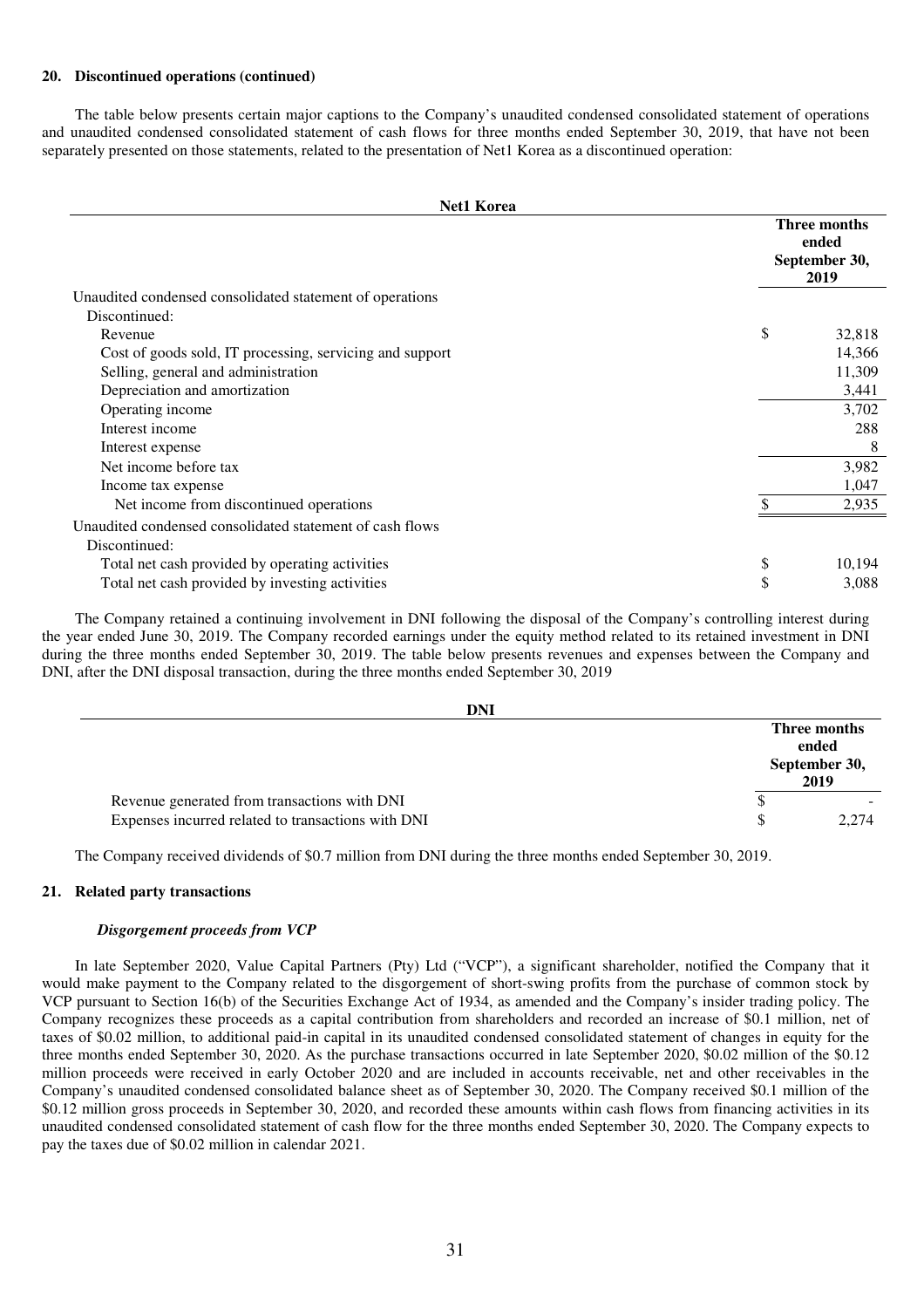**20. Discontinued operations (continued)**

The table below presents certain major captions to the Company's unaudited condensed consolidated statement of operations and unaudited condensed consolidated statement of cash flows for three months ended September 30, 2019, that have not been separately presented on those statements, related to the presentation of Net1 Korea as a discontinued operation:

| Net1 Korea | Three months ended September 30, 2019 |
|---|---|
| Unaudited condensed consolidated statement of operations | |
| Discontinued: | |
| Revenue | $ 32,818 |
| Cost of goods sold, IT processing, servicing and support | 14,366 |
| Selling, general and administration | 11,309 |
| Depreciation and amortization | 3,441 |
| Operating income | 3,702 |
| Interest income | 288 |
| Interest expense | 8 |
| Net income before tax | 3,982 |
| Income tax expense | 1,047 |
| Net income from discontinued operations | $ 2,935 |
| Unaudited condensed consolidated statement of cash flows | |
| Discontinued: | |
| Total net cash provided by operating activities | $ 10,194 |
| Total net cash provided by investing activities | $ 3,088 |

The Company retained a continuing involvement in DNI following the disposal of the Company's controlling interest during the year ended June 30, 2019. The Company recorded earnings under the equity method related to its retained investment in DNI during the three months ended September 30, 2019. The table below presents revenues and expenses between the Company and DNI, after the DNI disposal transaction, during the three months ended September 30, 2019

| DNI | Three months ended September 30, 2019 |
|---|---|
| Revenue generated from transactions with DNI | $ - |
| Expenses incurred related to transactions with DNI | $ 2,274 |

The Company received dividends of $0.7 million from DNI during the three months ended September 30, 2019.

**21. Related party transactions**

***Disgorgement proceeds from VCP***

In late September 2020, Value Capital Partners (Pty) Ltd ("VCP"), a significant shareholder, notified the Company that it would make payment to the Company related to the disgorgement of short-swing profits from the purchase of common stock by VCP pursuant to Section 16(b) of the Securities Exchange Act of 1934, as amended and the Company's insider trading policy. The Company recognizes these proceeds as a capital contribution from shareholders and recorded an increase of $0.1 million, net of taxes of $0.02 million, to additional paid-in capital in its unaudited condensed consolidated statement of changes in equity for the three months ended September 30, 2020. As the purchase transactions occurred in late September 2020, $0.02 million of the $0.12 million proceeds were received in early October 2020 and are included in accounts receivable, net and other receivables in the Company's unaudited condensed consolidated balance sheet as of September 30, 2020. The Company received $0.1 million of the $0.12 million gross proceeds in September 30, 2020, and recorded these amounts within cash flows from financing activities in its unaudited condensed consolidated statement of cash flow for the three months ended September 30, 2020. The Company expects to pay the taxes due of $0.02 million in calendar 2021.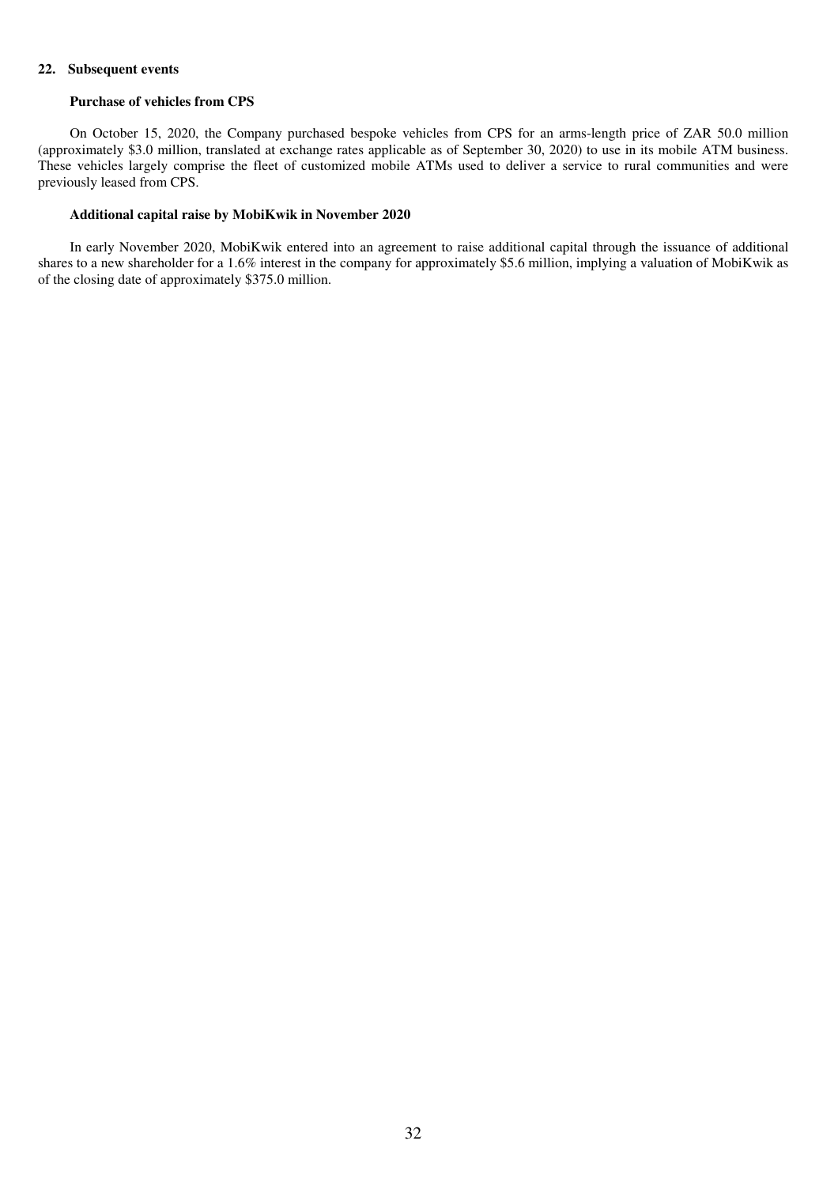## 22. Subsequent events

### Purchase of vehicles from CPS

On October 15, 2020, the Company purchased bespoke vehicles from CPS for an arms-length price of ZAR 50.0 million (approximately $3.0 million, translated at exchange rates applicable as of September 30, 2020) to use in its mobile ATM business. These vehicles largely comprise the fleet of customized mobile ATMs used to deliver a service to rural communities and were previously leased from CPS.

### Additional capital raise by MobiKwik in November 2020

In early November 2020, MobiKwik entered into an agreement to raise additional capital through the issuance of additional shares to a new shareholder for a 1.6% interest in the company for approximately $5.6 million, implying a valuation of MobiKwik as of the closing date of approximately $375.0 million.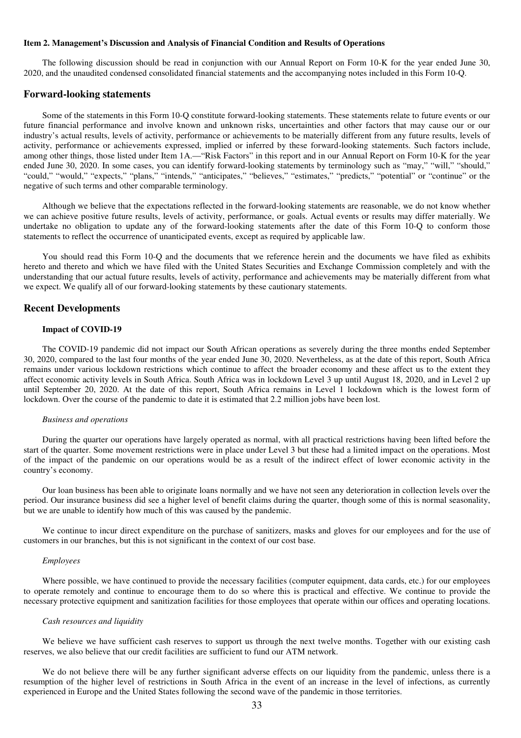**Item 2. Management's Discussion and Analysis of Financial Condition and Results of Operations**

The following discussion should be read in conjunction with our Annual Report on Form 10-K for the year ended June 30, 2020, and the unaudited condensed consolidated financial statements and the accompanying notes included in this Form 10-Q.

## Forward-looking statements

Some of the statements in this Form 10-Q constitute forward-looking statements. These statements relate to future events or our future financial performance and involve known and unknown risks, uncertainties and other factors that may cause our or our industry's actual results, levels of activity, performance or achievements to be materially different from any future results, levels of activity, performance or achievements expressed, implied or inferred by these forward-looking statements. Such factors include, among other things, those listed under Item 1A.—"Risk Factors" in this report and in our Annual Report on Form 10-K for the year ended June 30, 2020. In some cases, you can identify forward-looking statements by terminology such as "may," "will," "should," "could," "would," "expects," "plans," "intends," "anticipates," "believes," "estimates," "predicts," "potential" or "continue" or the negative of such terms and other comparable terminology.

Although we believe that the expectations reflected in the forward-looking statements are reasonable, we do not know whether we can achieve positive future results, levels of activity, performance, or goals. Actual events or results may differ materially. We undertake no obligation to update any of the forward-looking statements after the date of this Form 10-Q to conform those statements to reflect the occurrence of unanticipated events, except as required by applicable law.

You should read this Form 10-Q and the documents that we reference herein and the documents we have filed as exhibits hereto and thereto and which we have filed with the United States Securities and Exchange Commission completely and with the understanding that our actual future results, levels of activity, performance and achievements may be materially different from what we expect. We qualify all of our forward-looking statements by these cautionary statements.

## Recent Developments

### Impact of COVID-19

The COVID-19 pandemic did not impact our South African operations as severely during the three months ended September 30, 2020, compared to the last four months of the year ended June 30, 2020. Nevertheless, as at the date of this report, South Africa remains under various lockdown restrictions which continue to affect the broader economy and these affect us to the extent they affect economic activity levels in South Africa. South Africa was in lockdown Level 3 up until August 18, 2020, and in Level 2 up until September 20, 2020. At the date of this report, South Africa remains in Level 1 lockdown which is the lowest form of lockdown. Over the course of the pandemic to date it is estimated that 2.2 million jobs have been lost.

*Business and operations*

During the quarter our operations have largely operated as normal, with all practical restrictions having been lifted before the start of the quarter. Some movement restrictions were in place under Level 3 but these had a limited impact on the operations. Most of the impact of the pandemic on our operations would be as a result of the indirect effect of lower economic activity in the country's economy.

Our loan business has been able to originate loans normally and we have not seen any deterioration in collection levels over the period. Our insurance business did see a higher level of benefit claims during the quarter, though some of this is normal seasonality, but we are unable to identify how much of this was caused by the pandemic.

We continue to incur direct expenditure on the purchase of sanitizers, masks and gloves for our employees and for the use of customers in our branches, but this is not significant in the context of our cost base.

*Employees*

Where possible, we have continued to provide the necessary facilities (computer equipment, data cards, etc.) for our employees to operate remotely and continue to encourage them to do so where this is practical and effective. We continue to provide the necessary protective equipment and sanitization facilities for those employees that operate within our offices and operating locations.

*Cash resources and liquidity*

We believe we have sufficient cash reserves to support us through the next twelve months. Together with our existing cash reserves, we also believe that our credit facilities are sufficient to fund our ATM network.

We do not believe there will be any further significant adverse effects on our liquidity from the pandemic, unless there is a resumption of the higher level of restrictions in South Africa in the event of an increase in the level of infections, as currently experienced in Europe and the United States following the second wave of the pandemic in those territories.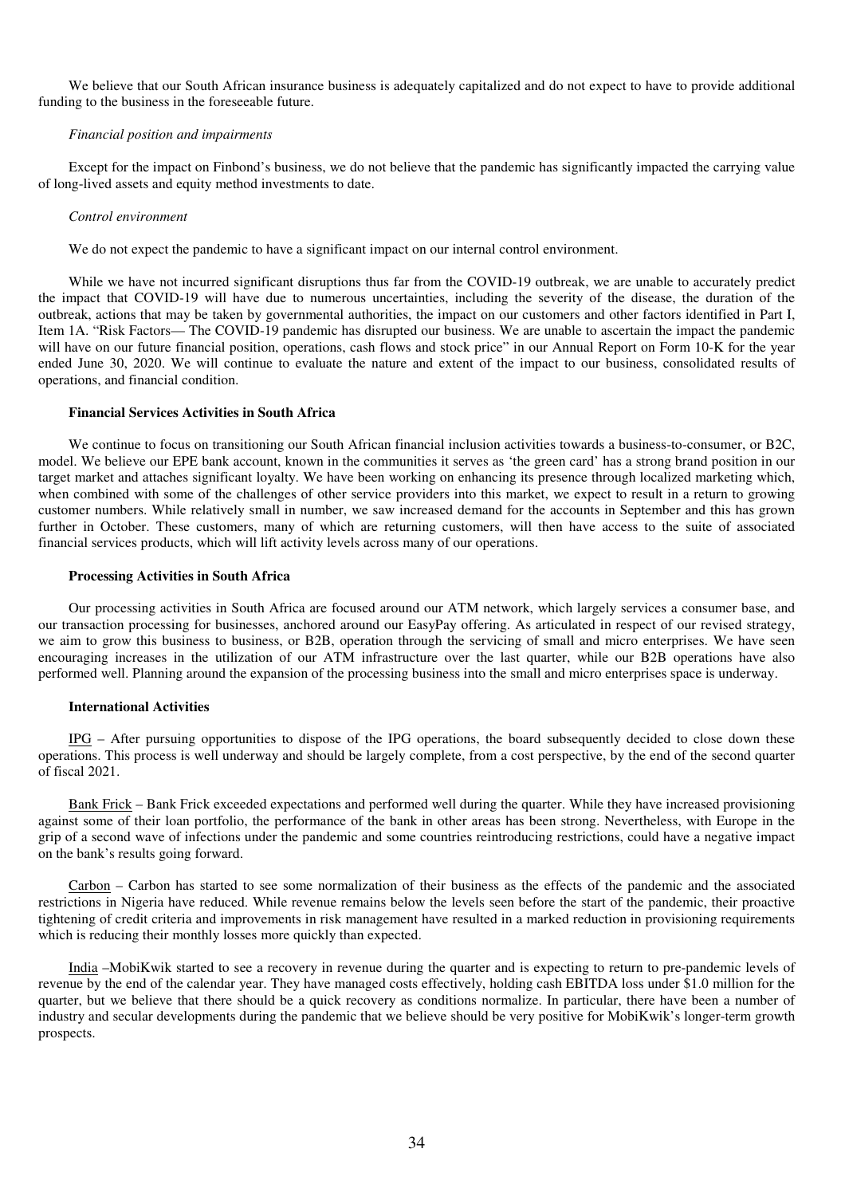We believe that our South African insurance business is adequately capitalized and do not expect to have to provide additional funding to the business in the foreseeable future.

*Financial position and impairments*

Except for the impact on Finbond's business, we do not believe that the pandemic has significantly impacted the carrying value of long-lived assets and equity method investments to date.

*Control environment*

We do not expect the pandemic to have a significant impact on our internal control environment.

While we have not incurred significant disruptions thus far from the COVID-19 outbreak, we are unable to accurately predict the impact that COVID-19 will have due to numerous uncertainties, including the severity of the disease, the duration of the outbreak, actions that may be taken by governmental authorities, the impact on our customers and other factors identified in Part I, Item 1A. "Risk Factors— The COVID-19 pandemic has disrupted our business. We are unable to ascertain the impact the pandemic will have on our future financial position, operations, cash flows and stock price" in our Annual Report on Form 10-K for the year ended June 30, 2020. We will continue to evaluate the nature and extent of the impact to our business, consolidated results of operations, and financial condition.

**Financial Services Activities in South Africa**

We continue to focus on transitioning our South African financial inclusion activities towards a business-to-consumer, or B2C, model. We believe our EPE bank account, known in the communities it serves as 'the green card' has a strong brand position in our target market and attaches significant loyalty. We have been working on enhancing its presence through localized marketing which, when combined with some of the challenges of other service providers into this market, we expect to result in a return to growing customer numbers. While relatively small in number, we saw increased demand for the accounts in September and this has grown further in October. These customers, many of which are returning customers, will then have access to the suite of associated financial services products, which will lift activity levels across many of our operations.

**Processing Activities in South Africa**

Our processing activities in South Africa are focused around our ATM network, which largely services a consumer base, and our transaction processing for businesses, anchored around our EasyPay offering. As articulated in respect of our revised strategy, we aim to grow this business to business, or B2B, operation through the servicing of small and micro enterprises. We have seen encouraging increases in the utilization of our ATM infrastructure over the last quarter, while our B2B operations have also performed well. Planning around the expansion of the processing business into the small and micro enterprises space is underway.

**International Activities**

IPG – After pursuing opportunities to dispose of the IPG operations, the board subsequently decided to close down these operations. This process is well underway and should be largely complete, from a cost perspective, by the end of the second quarter of fiscal 2021.

Bank Frick – Bank Frick exceeded expectations and performed well during the quarter. While they have increased provisioning against some of their loan portfolio, the performance of the bank in other areas has been strong. Nevertheless, with Europe in the grip of a second wave of infections under the pandemic and some countries reintroducing restrictions, could have a negative impact on the bank's results going forward.

Carbon – Carbon has started to see some normalization of their business as the effects of the pandemic and the associated restrictions in Nigeria have reduced. While revenue remains below the levels seen before the start of the pandemic, their proactive tightening of credit criteria and improvements in risk management have resulted in a marked reduction in provisioning requirements which is reducing their monthly losses more quickly than expected.

India –MobiKwik started to see a recovery in revenue during the quarter and is expecting to return to pre-pandemic levels of revenue by the end of the calendar year. They have managed costs effectively, holding cash EBITDA loss under $1.0 million for the quarter, but we believe that there should be a quick recovery as conditions normalize. In particular, there have been a number of industry and secular developments during the pandemic that we believe should be very positive for MobiKwik's longer-term growth prospects.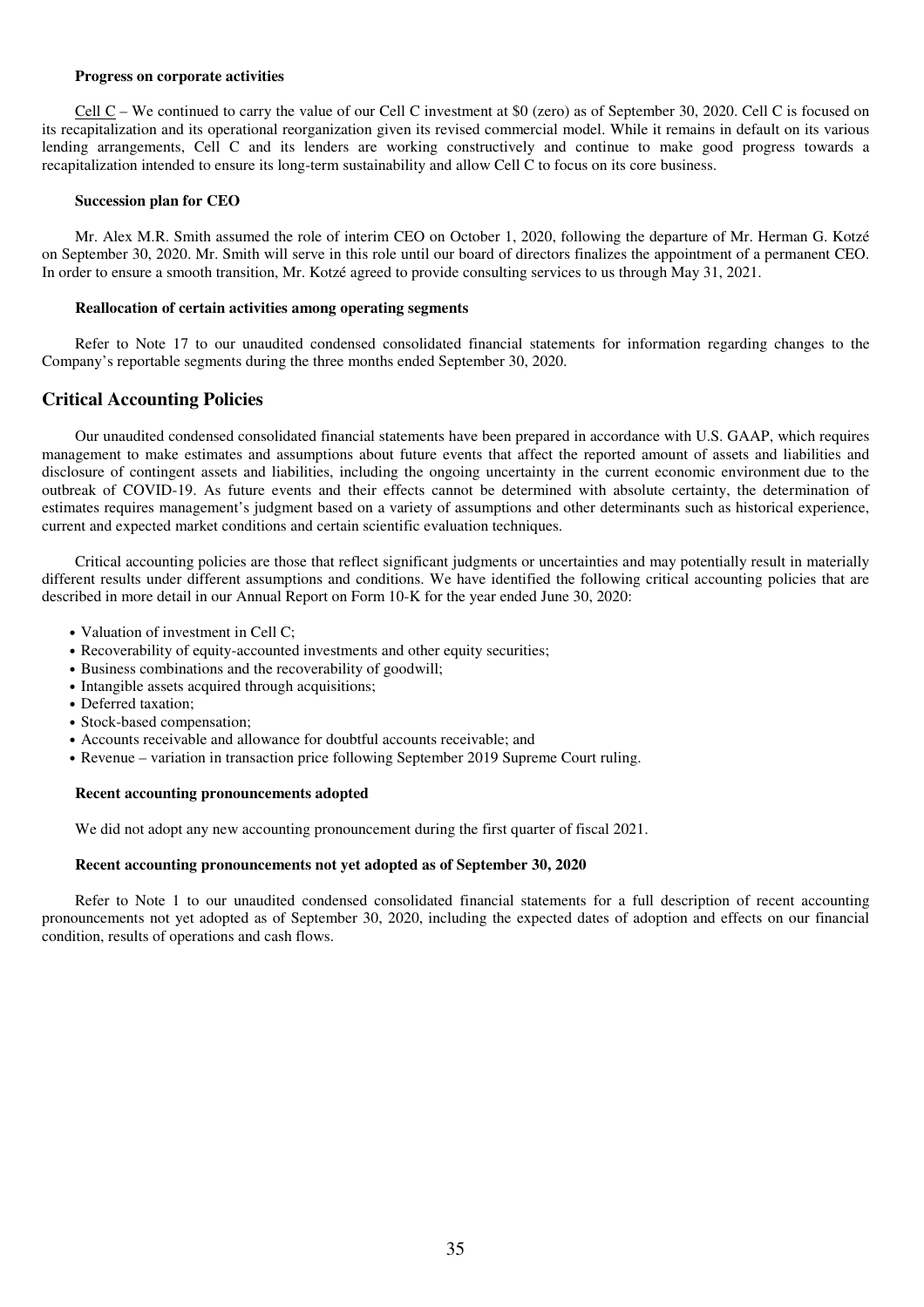**Progress on corporate activities**

Cell C – We continued to carry the value of our Cell C investment at $0 (zero) as of September 30, 2020. Cell C is focused on its recapitalization and its operational reorganization given its revised commercial model. While it remains in default on its various lending arrangements, Cell C and its lenders are working constructively and continue to make good progress towards a recapitalization intended to ensure its long-term sustainability and allow Cell C to focus on its core business.

**Succession plan for CEO**

Mr. Alex M.R. Smith assumed the role of interim CEO on October 1, 2020, following the departure of Mr. Herman G. Kotzé on September 30, 2020. Mr. Smith will serve in this role until our board of directors finalizes the appointment of a permanent CEO. In order to ensure a smooth transition, Mr. Kotzé agreed to provide consulting services to us through May 31, 2021.

**Reallocation of certain activities among operating segments**

Refer to Note 17 to our unaudited condensed consolidated financial statements for information regarding changes to the Company's reportable segments during the three months ended September 30, 2020.

## Critical Accounting Policies

Our unaudited condensed consolidated financial statements have been prepared in accordance with U.S. GAAP, which requires management to make estimates and assumptions about future events that affect the reported amount of assets and liabilities and disclosure of contingent assets and liabilities, including the ongoing uncertainty in the current economic environment due to the outbreak of COVID-19. As future events and their effects cannot be determined with absolute certainty, the determination of estimates requires management's judgment based on a variety of assumptions and other determinants such as historical experience, current and expected market conditions and certain scientific evaluation techniques.

Critical accounting policies are those that reflect significant judgments or uncertainties and may potentially result in materially different results under different assumptions and conditions. We have identified the following critical accounting policies that are described in more detail in our Annual Report on Form 10-K for the year ended June 30, 2020:

- Valuation of investment in Cell C;
- Recoverability of equity-accounted investments and other equity securities;
- Business combinations and the recoverability of goodwill;
- Intangible assets acquired through acquisitions;
- Deferred taxation;
- Stock-based compensation;
- Accounts receivable and allowance for doubtful accounts receivable; and
- Revenue – variation in transaction price following September 2019 Supreme Court ruling.

**Recent accounting pronouncements adopted**

We did not adopt any new accounting pronouncement during the first quarter of fiscal 2021.

**Recent accounting pronouncements not yet adopted as of September 30, 2020**

Refer to Note 1 to our unaudited condensed consolidated financial statements for a full description of recent accounting pronouncements not yet adopted as of September 30, 2020, including the expected dates of adoption and effects on our financial condition, results of operations and cash flows.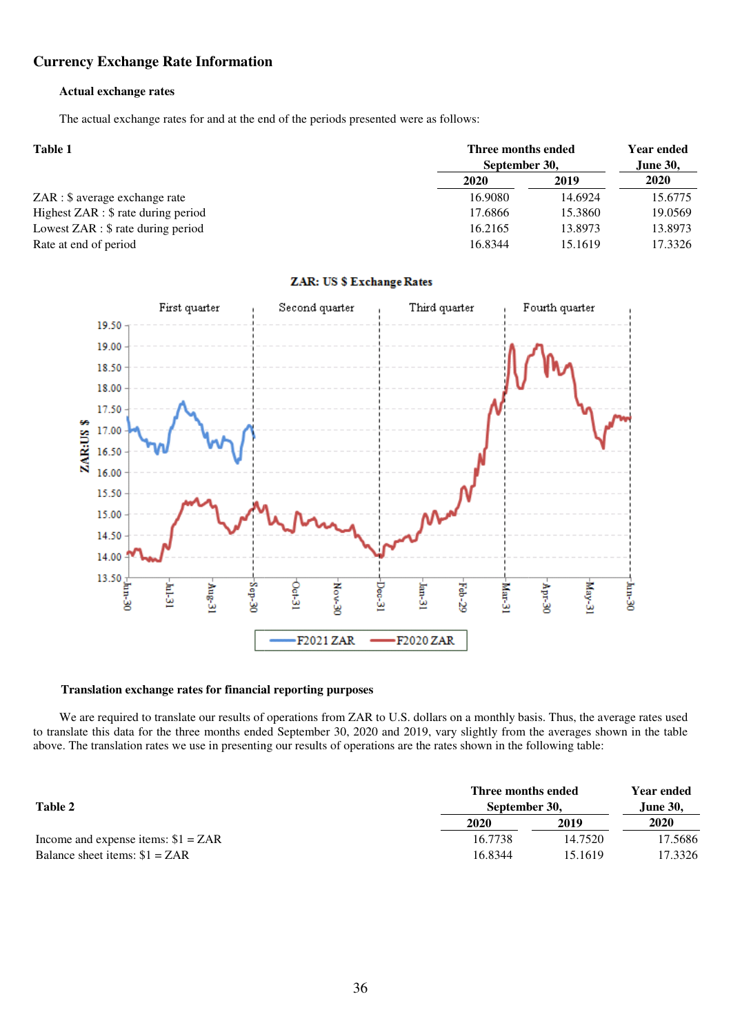## Currency Exchange Rate Information

### Actual exchange rates

The actual exchange rates for and at the end of the periods presented were as follows:

| Table 1 | Three months ended September 30, | | Year ended June 30, |
|---|---|---|---|
| | 2020 | 2019 | 2020 |
| ZAR : $ average exchange rate | 16.9080 | 14.6924 | 15.6775 |
| Highest ZAR : $ rate during period | 17.6866 | 15.3860 | 19.0569 |
| Lowest ZAR : $ rate during period | 16.2165 | 13.8973 | 13.8973 |
| Rate at end of period | 16.8344 | 15.1619 | 17.3326 |

### Translation exchange rates for financial reporting purposes

We are required to translate our results of operations from ZAR to U.S. dollars on a monthly basis. Thus, the average rates used to translate this data for the three months ended September 30, 2020 and 2019, vary slightly from the averages shown in the table above. The translation rates we use in presenting our results of operations are the rates shown in the following table:

| Table 2 | Three months ended September 30, | | Year ended June 30, |
|---|---|---|---|
| | 2020 | 2019 | 2020 |
| Income and expense items: $1 = ZAR | 16.7738 | 14.7520 | 17.5686 |
| Balance sheet items: $1 = ZAR | 16.8344 | 15.1619 | 17.3326 |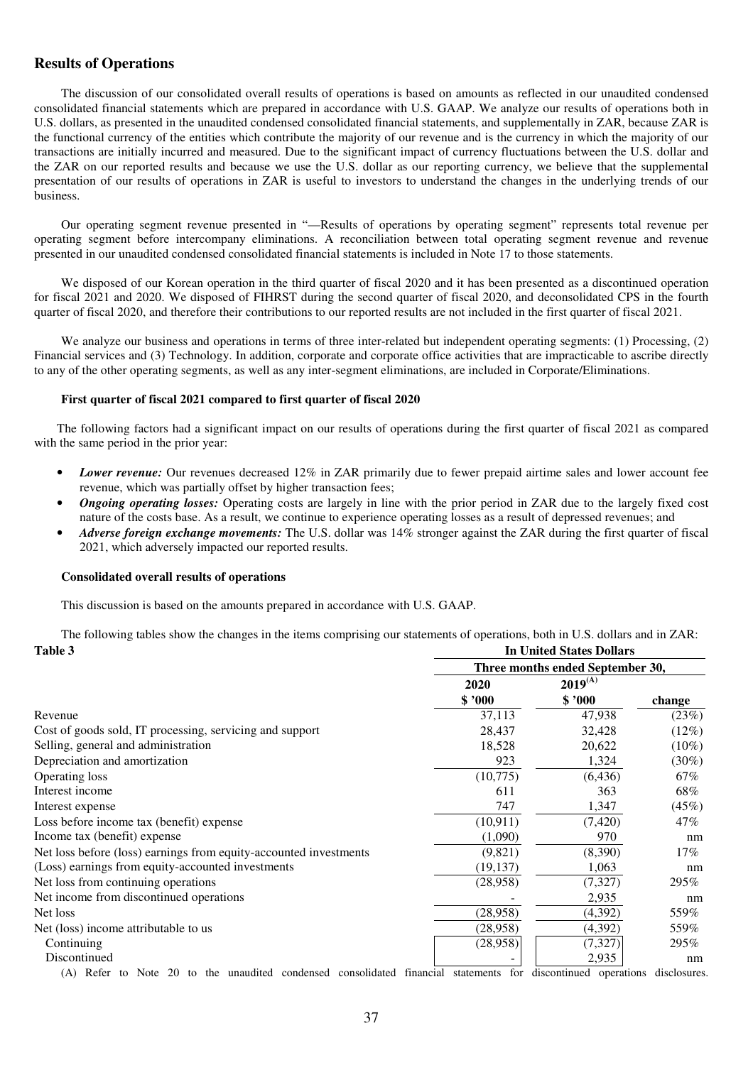## Results of Operations

The discussion of our consolidated overall results of operations is based on amounts as reflected in our unaudited condensed consolidated financial statements which are prepared in accordance with U.S. GAAP. We analyze our results of operations both in U.S. dollars, as presented in the unaudited condensed consolidated financial statements, and supplementally in ZAR, because ZAR is the functional currency of the entities which contribute the majority of our revenue and is the currency in which the majority of our transactions are initially incurred and measured. Due to the significant impact of currency fluctuations between the U.S. dollar and the ZAR on our reported results and because we use the U.S. dollar as our reporting currency, we believe that the supplemental presentation of our results of operations in ZAR is useful to investors to understand the changes in the underlying trends of our business.

Our operating segment revenue presented in "—Results of operations by operating segment" represents total revenue per operating segment before intercompany eliminations. A reconciliation between total operating segment revenue and revenue presented in our unaudited condensed consolidated financial statements is included in Note 17 to those statements.

We disposed of our Korean operation in the third quarter of fiscal 2020 and it has been presented as a discontinued operation for fiscal 2021 and 2020. We disposed of FIHRST during the second quarter of fiscal 2020, and deconsolidated CPS in the fourth quarter of fiscal 2020, and therefore their contributions to our reported results are not included in the first quarter of fiscal 2021.

We analyze our business and operations in terms of three inter-related but independent operating segments: (1) Processing, (2) Financial services and (3) Technology. In addition, corporate and corporate office activities that are impracticable to ascribe directly to any of the other operating segments, as well as any inter-segment eliminations, are included in Corporate/Eliminations.

#### First quarter of fiscal 2021 compared to first quarter of fiscal 2020

The following factors had a significant impact on our results of operations during the first quarter of fiscal 2021 as compared with the same period in the prior year:

- ***Lower revenue:*** Our revenues decreased 12% in ZAR primarily due to fewer prepaid airtime sales and lower account fee revenue, which was partially offset by higher transaction fees;
- ***Ongoing operating losses:*** Operating costs are largely in line with the prior period in ZAR due to the largely fixed cost nature of the costs base. As a result, we continue to experience operating losses as a result of depressed revenues; and
- ***Adverse foreign exchange movements:*** The U.S. dollar was 14% stronger against the ZAR during the first quarter of fiscal 2021, which adversely impacted our reported results.

#### Consolidated overall results of operations

This discussion is based on the amounts prepared in accordance with U.S. GAAP.

The following tables show the changes in the items comprising our statements of operations, both in U.S. dollars and in ZAR:

**Table 3**

| | In United States Dollars | | |
|---|---|---|---|
| | Three months ended September 30, | | |
| | 2020 | 2019[(A)] | |
| | $ '000 | $ '000 | change |
| Revenue | 37,113 | 47,938 | (23%) |
| Cost of goods sold, IT processing, servicing and support | 28,437 | 32,428 | (12%) |
| Selling, general and administration | 18,528 | 20,622 | (10%) |
| Depreciation and amortization | 923 | 1,324 | (30%) |
| Operating loss | (10,775) | (6,436) | 67% |
| Interest income | 611 | 363 | 68% |
| Interest expense | 747 | 1,347 | (45%) |
| Loss before income tax (benefit) expense | (10,911) | (7,420) | 47% |
| Income tax (benefit) expense | (1,090) | 970 | nm |
| Net loss before (loss) earnings from equity-accounted investments | (9,821) | (8,390) | 17% |
| (Loss) earnings from equity-accounted investments | (19,137) | 1,063 | nm |
| Net loss from continuing operations | (28,958) | (7,327) | 295% |
| Net income from discontinued operations | - | 2,935 | nm |
| Net loss | (28,958) | (4,392) | 559% |
| Net (loss) income attributable to us | (28,958) | (4,392) | 559% |
| Continuing | (28,958) | (7,327) | 295% |
| Discontinued | - | 2,935 | nm |

(A) Refer to Note 20 to the unaudited condensed consolidated financial statements for discontinued operations disclosures.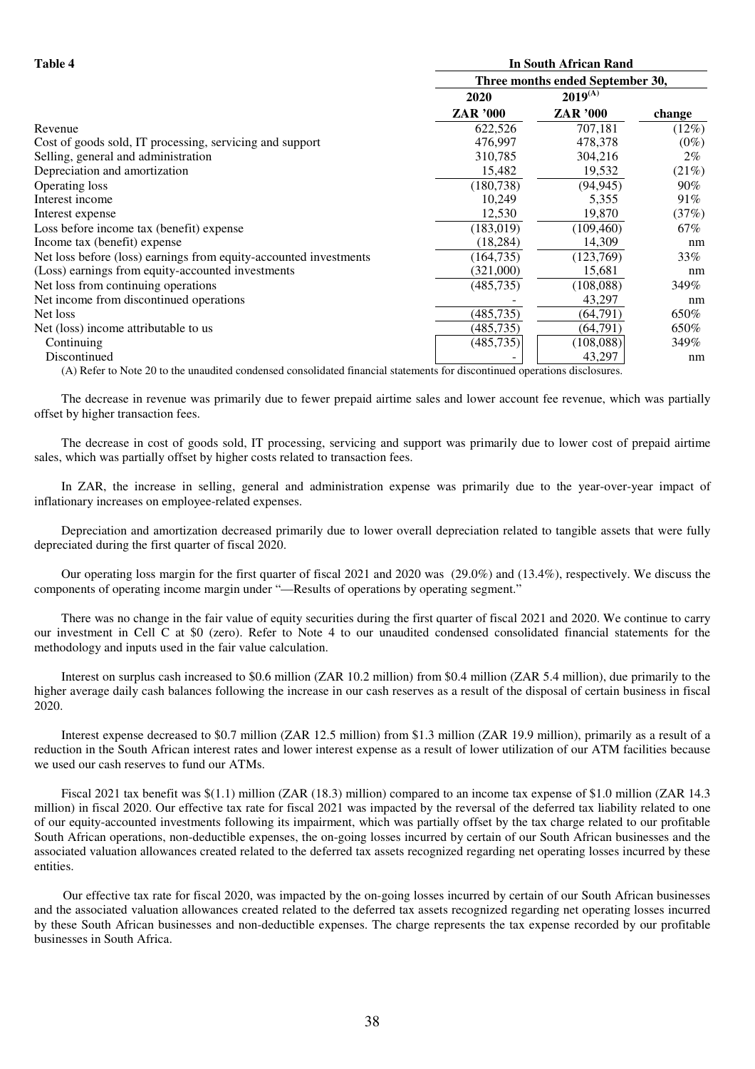**Table 4**

| | In South African Rand | | |
|---|---|---|---|
| | Three months ended September 30, | | |
| | 2020 | 2019(A) | |
| | ZAR '000 | ZAR '000 | change |
| Revenue | 622,526 | 707,181 | (12%) |
| Cost of goods sold, IT processing, servicing and support | 476,997 | 478,378 | (0%) |
| Selling, general and administration | 310,785 | 304,216 | 2% |
| Depreciation and amortization | 15,482 | 19,532 | (21%) |
| Operating loss | (180,738) | (94,945) | 90% |
| Interest income | 10,249 | 5,355 | 91% |
| Interest expense | 12,530 | 19,870 | (37%) |
| Loss before income tax (benefit) expense | (183,019) | (109,460) | 67% |
| Income tax (benefit) expense | (18,284) | 14,309 | nm |
| Net loss before (loss) earnings from equity-accounted investments | (164,735) | (123,769) | 33% |
| (Loss) earnings from equity-accounted investments | (321,000) | 15,681 | nm |
| Net loss from continuing operations | (485,735) | (108,088) | 349% |
| Net income from discontinued operations | - | 43,297 | nm |
| Net loss | (485,735) | (64,791) | 650% |
| Net (loss) income attributable to us | (485,735) | (64,791) | 650% |
| Continuing | (485,735) | (108,088) | 349% |
| Discontinued | - | 43,297 | nm |

(A) Refer to Note 20 to the unaudited condensed consolidated financial statements for discontinued operations disclosures.

The decrease in revenue was primarily due to fewer prepaid airtime sales and lower account fee revenue, which was partially offset by higher transaction fees.

The decrease in cost of goods sold, IT processing, servicing and support was primarily due to lower cost of prepaid airtime sales, which was partially offset by higher costs related to transaction fees.

In ZAR, the increase in selling, general and administration expense was primarily due to the year-over-year impact of inflationary increases on employee-related expenses.

Depreciation and amortization decreased primarily due to lower overall depreciation related to tangible assets that were fully depreciated during the first quarter of fiscal 2020.

Our operating loss margin for the first quarter of fiscal 2021 and 2020 was (29.0%) and (13.4%), respectively. We discuss the components of operating income margin under "—Results of operations by operating segment."

There was no change in the fair value of equity securities during the first quarter of fiscal 2021 and 2020. We continue to carry our investment in Cell C at $0 (zero). Refer to Note 4 to our unaudited condensed consolidated financial statements for the methodology and inputs used in the fair value calculation.

Interest on surplus cash increased to $0.6 million (ZAR 10.2 million) from $0.4 million (ZAR 5.4 million), due primarily to the higher average daily cash balances following the increase in our cash reserves as a result of the disposal of certain business in fiscal 2020.

Interest expense decreased to $0.7 million (ZAR 12.5 million) from $1.3 million (ZAR 19.9 million), primarily as a result of a reduction in the South African interest rates and lower interest expense as a result of lower utilization of our ATM facilities because we used our cash reserves to fund our ATMs.

Fiscal 2021 tax benefit was $(1.1) million (ZAR (18.3) million) compared to an income tax expense of $1.0 million (ZAR 14.3 million) in fiscal 2020. Our effective tax rate for fiscal 2021 was impacted by the reversal of the deferred tax liability related to one of our equity-accounted investments following its impairment, which was partially offset by the tax charge related to our profitable South African operations, non-deductible expenses, the on-going losses incurred by certain of our South African businesses and the associated valuation allowances created related to the deferred tax assets recognized regarding net operating losses incurred by these entities.

Our effective tax rate for fiscal 2020, was impacted by the on-going losses incurred by certain of our South African businesses and the associated valuation allowances created related to the deferred tax assets recognized regarding net operating losses incurred by these South African businesses and non-deductible expenses. The charge represents the tax expense recorded by our profitable businesses in South Africa.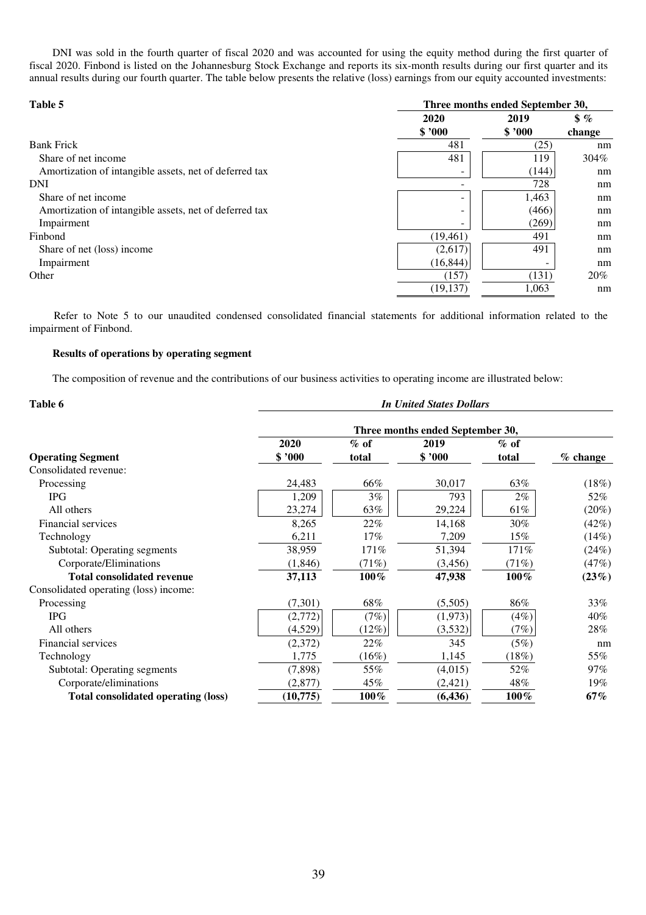DNI was sold in the fourth quarter of fiscal 2020 and was accounted for using the equity method during the first quarter of fiscal 2020. Finbond is listed on the Johannesburg Stock Exchange and reports its six-month results during our first quarter and its annual results during our fourth quarter. The table below presents the relative (loss) earnings from our equity accounted investments:

| Table 5 | Three months ended September 30, | | |
|---|---|---|---|
| | 2020 | 2019 | $ % |
| | $ '000 | $ '000 | change |
| Bank Frick | 481 | (25) | nm |
| Share of net income | 481 | 119 | 304% |
| Amortization of intangible assets, net of deferred tax | - | (144) | nm |
| DNI | - | 728 | nm |
| Share of net income | - | 1,463 | nm |
| Amortization of intangible assets, net of deferred tax | - | (466) | nm |
| Impairment | - | (269) | nm |
| Finbond | (19,461) | 491 | nm |
| Share of net (loss) income | (2,617) | 491 | nm |
| Impairment | (16,844) | - | nm |
| Other | (157) | (131) | 20% |
| | (19,137) | 1,063 | nm |

Refer to Note 5 to our unaudited condensed consolidated financial statements for additional information related to the impairment of Finbond.

### Results of operations by operating segment

The composition of revenue and the contributions of our business activities to operating income are illustrated below:

| Table 6 | *In United States Dollars* | | | | |
|---|---|---|---|---|---|
| | Three months ended September 30, | | | | |
| | 2020 | % of | 2019 | % of | |
| **Operating Segment** | $ '000 | total | $ '000 | total | % change |
| Consolidated revenue: | | | | | |
| Processing | 24,483 | 66% | 30,017 | 63% | (18%) |
| IPG | 1,209 | 3% | 793 | 2% | 52% |
| All others | 23,274 | 63% | 29,224 | 61% | (20%) |
| Financial services | 8,265 | 22% | 14,168 | 30% | (42%) |
| Technology | 6,211 | 17% | 7,209 | 15% | (14%) |
| Subtotal: Operating segments | 38,959 | 171% | 51,394 | 171% | (24%) |
| Corporate/Eliminations | (1,846) | (71%) | (3,456) | (71%) | (47%) |
| **Total consolidated revenue** | **37,113** | **100%** | **47,938** | **100%** | **(23%)** |
| Consolidated operating (loss) income: | | | | | |
| Processing | (7,301) | 68% | (5,505) | 86% | 33% |
| IPG | (2,772) | (7%) | (1,973) | (4%) | 40% |
| All others | (4,529) | (12%) | (3,532) | (7%) | 28% |
| Financial services | (2,372) | 22% | 345 | (5%) | nm |
| Technology | 1,775 | (16%) | 1,145 | (18%) | 55% |
| Subtotal: Operating segments | (7,898) | 55% | (4,015) | 52% | 97% |
| Corporate/eliminations | (2,877) | 45% | (2,421) | 48% | 19% |
| **Total consolidated operating (loss)** | **(10,775)** | **100%** | **(6,436)** | **100%** | **67%** |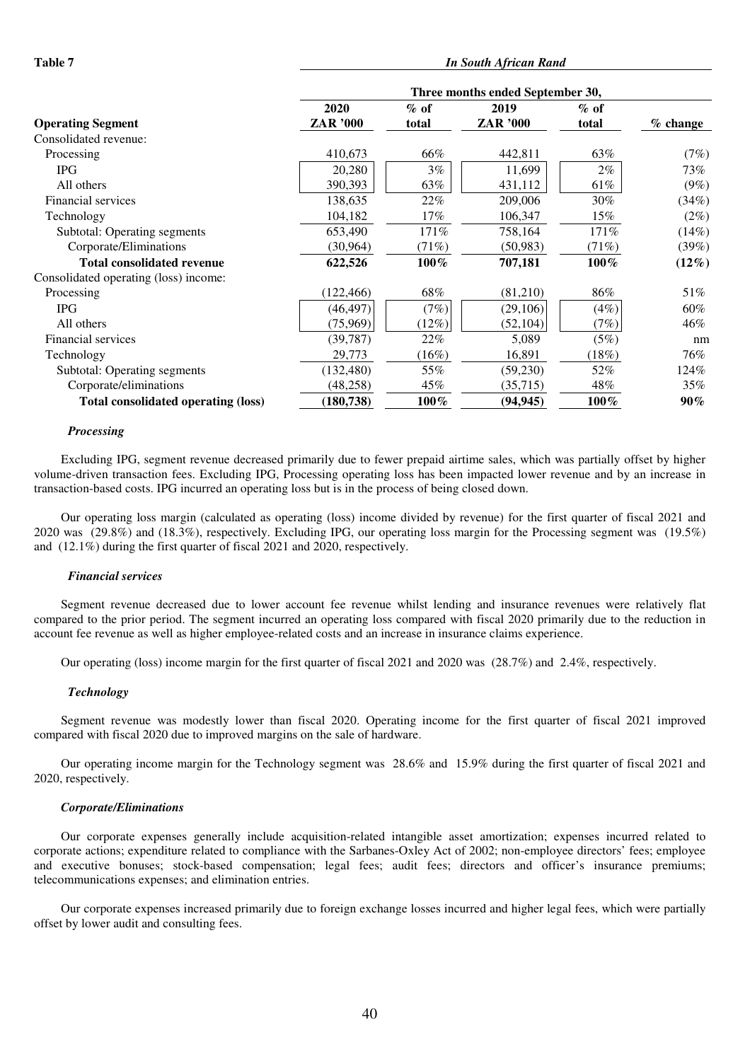**Table 7**

| | In South African Rand | | | | |
|---|---|---|---|---|---|
| | Three months ended September 30, | | | | |
| **Operating Segment** | **2020 ZAR '000** | **% of total** | **2019 ZAR '000** | **% of total** | **% change** |
| Consolidated revenue: | | | | | |
| Processing | 410,673 | 66% | 442,811 | 63% | (7%) |
| IPG | 20,280 | 3% | 11,699 | 2% | 73% |
| All others | 390,393 | 63% | 431,112 | 61% | (9%) |
| Financial services | 138,635 | 22% | 209,006 | 30% | (34%) |
| Technology | 104,182 | 17% | 106,347 | 15% | (2%) |
| Subtotal: Operating segments | 653,490 | 171% | 758,164 | 171% | (14%) |
| Corporate/Eliminations | (30,964) | (71%) | (50,983) | (71%) | (39%) |
| **Total consolidated revenue** | **622,526** | **100%** | **707,181** | **100%** | **(12%)** |
| Consolidated operating (loss) income: | | | | | |
| Processing | (122,466) | 68% | (81,210) | 86% | 51% |
| IPG | (46,497) | (7%) | (29,106) | (4%) | 60% |
| All others | (75,969) | (12%) | (52,104) | (7%) | 46% |
| Financial services | (39,787) | 22% | 5,089 | (5%) | nm |
| Technology | 29,773 | (16%) | 16,891 | (18%) | 76% |
| Subtotal: Operating segments | (132,480) | 55% | (59,230) | 52% | 124% |
| Corporate/eliminations | (48,258) | 45% | (35,715) | 48% | 35% |
| **Total consolidated operating (loss)** | **(180,738)** | **100%** | **(94,945)** | **100%** | **90%** |

***Processing***

Excluding IPG, segment revenue decreased primarily due to fewer prepaid airtime sales, which was partially offset by higher volume-driven transaction fees. Excluding IPG, Processing operating loss has been impacted lower revenue and by an increase in transaction-based costs. IPG incurred an operating loss but is in the process of being closed down.

Our operating loss margin (calculated as operating (loss) income divided by revenue) for the first quarter of fiscal 2021 and 2020 was (29.8%) and (18.3%), respectively. Excluding IPG, our operating loss margin for the Processing segment was (19.5%) and (12.1%) during the first quarter of fiscal 2021 and 2020, respectively.

***Financial services***

Segment revenue decreased due to lower account fee revenue whilst lending and insurance revenues were relatively flat compared to the prior period. The segment incurred an operating loss compared with fiscal 2020 primarily due to the reduction in account fee revenue as well as higher employee-related costs and an increase in insurance claims experience.

Our operating (loss) income margin for the first quarter of fiscal 2021 and 2020 was (28.7%) and 2.4%, respectively.

***Technology***

Segment revenue was modestly lower than fiscal 2020. Operating income for the first quarter of fiscal 2021 improved compared with fiscal 2020 due to improved margins on the sale of hardware.

Our operating income margin for the Technology segment was 28.6% and 15.9% during the first quarter of fiscal 2021 and 2020, respectively.

***Corporate/Eliminations***

Our corporate expenses generally include acquisition-related intangible asset amortization; expenses incurred related to corporate actions; expenditure related to compliance with the Sarbanes-Oxley Act of 2002; non-employee directors' fees; employee and executive bonuses; stock-based compensation; legal fees; audit fees; directors and officer's insurance premiums; telecommunications expenses; and elimination entries.

Our corporate expenses increased primarily due to foreign exchange losses incurred and higher legal fees, which were partially offset by lower audit and consulting fees.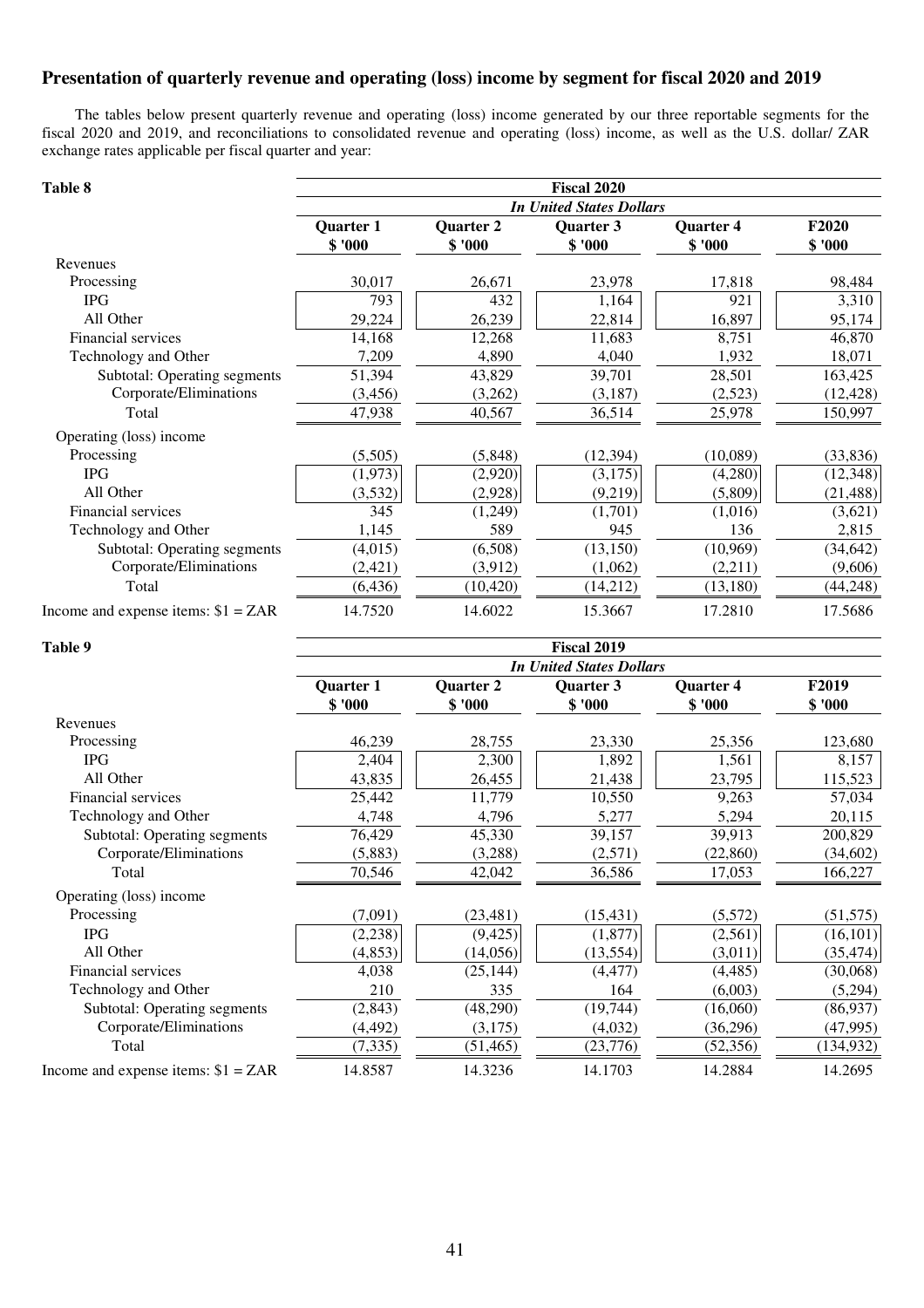## Presentation of quarterly revenue and operating (loss) income by segment for fiscal 2020 and 2019

The tables below present quarterly revenue and operating (loss) income generated by our three reportable segments for the fiscal 2020 and 2019, and reconciliations to consolidated revenue and operating (loss) income, as well as the U.S. dollar/ ZAR exchange rates applicable per fiscal quarter and year:

**Table 8**

| | Fiscal 2020 | | | | |
|---|---|---|---|---|---|
| | *In United States Dollars* | | | | |
| | **Quarter 1** | **Quarter 2** | **Quarter 3** | **Quarter 4** | **F2020** |
| | **$ '000** | **$ '000** | **$ '000** | **$ '000** | **$ '000** |
| Revenues | | | | | |
| Processing | 30,017 | 26,671 | 23,978 | 17,818 | 98,484 |
| IPG | 793 | 432 | 1,164 | 921 | 3,310 |
| All Other | 29,224 | 26,239 | 22,814 | 16,897 | 95,174 |
| Financial services | 14,168 | 12,268 | 11,683 | 8,751 | 46,870 |
| Technology and Other | 7,209 | 4,890 | 4,040 | 1,932 | 18,071 |
| Subtotal: Operating segments | 51,394 | 43,829 | 39,701 | 28,501 | 163,425 |
| Corporate/Eliminations | (3,456) | (3,262) | (3,187) | (2,523) | (12,428) |
| Total | 47,938 | 40,567 | 36,514 | 25,978 | 150,997 |
| Operating (loss) income | | | | | |
| Processing | (5,505) | (5,848) | (12,394) | (10,089) | (33,836) |
| IPG | (1,973) | (2,920) | (3,175) | (4,280) | (12,348) |
| All Other | (3,532) | (2,928) | (9,219) | (5,809) | (21,488) |
| Financial services | 345 | (1,249) | (1,701) | (1,016) | (3,621) |
| Technology and Other | 1,145 | 589 | 945 | 136 | 2,815 |
| Subtotal: Operating segments | (4,015) | (6,508) | (13,150) | (10,969) | (34,642) |
| Corporate/Eliminations | (2,421) | (3,912) | (1,062) | (2,211) | (9,606) |
| Total | (6,436) | (10,420) | (14,212) | (13,180) | (44,248) |
| Income and expense items: $1 = ZAR | 14.7520 | 14.6022 | 15.3667 | 17.2810 | 17.5686 |

**Table 9**

| | Fiscal 2019 | | | | |
|---|---|---|---|---|---|
| | *In United States Dollars* | | | | |
| | **Quarter 1** | **Quarter 2** | **Quarter 3** | **Quarter 4** | **F2019** |
| | **$ '000** | **$ '000** | **$ '000** | **$ '000** | **$ '000** |
| Revenues | | | | | |
| Processing | 46,239 | 28,755 | 23,330 | 25,356 | 123,680 |
| IPG | 2,404 | 2,300 | 1,892 | 1,561 | 8,157 |
| All Other | 43,835 | 26,455 | 21,438 | 23,795 | 115,523 |
| Financial services | 25,442 | 11,779 | 10,550 | 9,263 | 57,034 |
| Technology and Other | 4,748 | 4,796 | 5,277 | 5,294 | 20,115 |
| Subtotal: Operating segments | 76,429 | 45,330 | 39,157 | 39,913 | 200,829 |
| Corporate/Eliminations | (5,883) | (3,288) | (2,571) | (22,860) | (34,602) |
| Total | 70,546 | 42,042 | 36,586 | 17,053 | 166,227 |
| Operating (loss) income | | | | | |
| Processing | (7,091) | (23,481) | (15,431) | (5,572) | (51,575) |
| IPG | (2,238) | (9,425) | (1,877) | (2,561) | (16,101) |
| All Other | (4,853) | (14,056) | (13,554) | (3,011) | (35,474) |
| Financial services | 4,038 | (25,144) | (4,477) | (4,485) | (30,068) |
| Technology and Other | 210 | 335 | 164 | (6,003) | (5,294) |
| Subtotal: Operating segments | (2,843) | (48,290) | (19,744) | (16,060) | (86,937) |
| Corporate/Eliminations | (4,492) | (3,175) | (4,032) | (36,296) | (47,995) |
| Total | (7,335) | (51,465) | (23,776) | (52,356) | (134,932) |
| Income and expense items: $1 = ZAR | 14.8587 | 14.3236 | 14.1703 | 14.2884 | 14.2695 |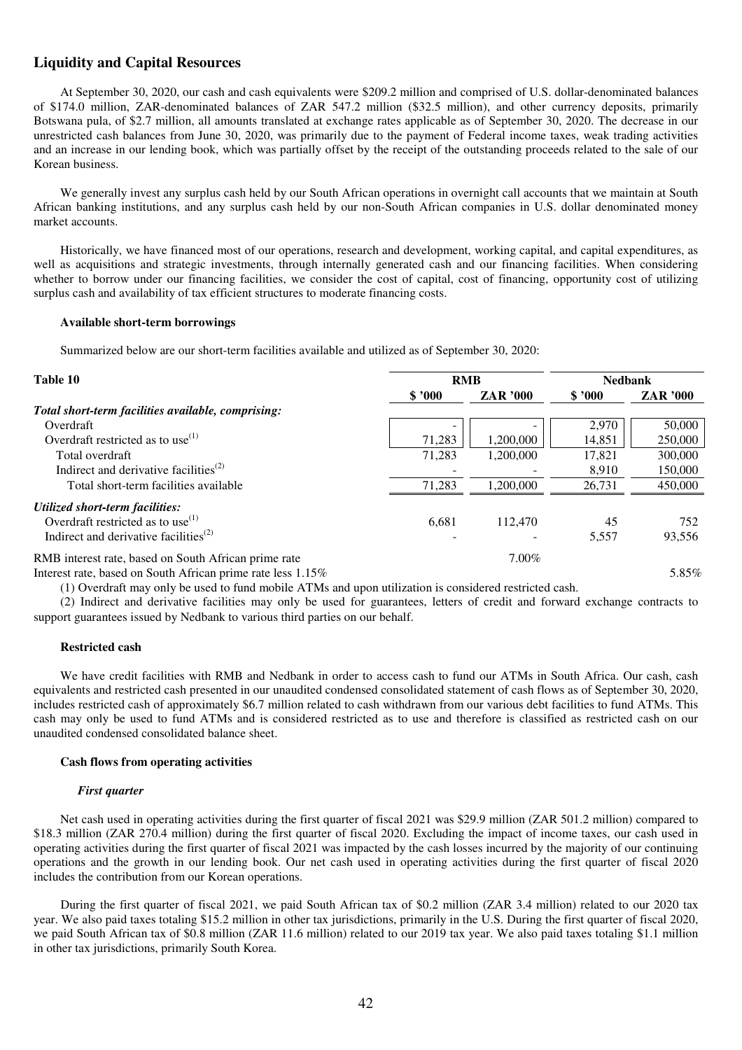## Liquidity and Capital Resources

At September 30, 2020, our cash and cash equivalents were \$209.2 million and comprised of U.S. dollar-denominated balances of \$174.0 million, ZAR-denominated balances of ZAR 547.2 million (\$32.5 million), and other currency deposits, primarily Botswana pula, of \$2.7 million, all amounts translated at exchange rates applicable as of September 30, 2020. The decrease in our unrestricted cash balances from June 30, 2020, was primarily due to the payment of Federal income taxes, weak trading activities and an increase in our lending book, which was partially offset by the receipt of the outstanding proceeds related to the sale of our Korean business.

We generally invest any surplus cash held by our South African operations in overnight call accounts that we maintain at South African banking institutions, and any surplus cash held by our non-South African companies in U.S. dollar denominated money market accounts.

Historically, we have financed most of our operations, research and development, working capital, and capital expenditures, as well as acquisitions and strategic investments, through internally generated cash and our financing facilities. When considering whether to borrow under our financing facilities, we consider the cost of capital, cost of financing, opportunity cost of utilizing surplus cash and availability of tax efficient structures to moderate financing costs.

**Available short-term borrowings**

Summarized below are our short-term facilities available and utilized as of September 30, 2020:

| Table 10 | RMB | | Nedbank | |
|---|---|---|---|---|
| | \$ '000 | ZAR '000 | \$ '000 | ZAR '000 |
| ***Total short-term facilities available, comprising:*** | | | | |
| Overdraft | - | - | 2,970 | 50,000 |
| Overdraft restricted as to use[(1)] | 71,283 | 1,200,000 | 14,851 | 250,000 |
| Total overdraft | 71,283 | 1,200,000 | 17,821 | 300,000 |
| Indirect and derivative facilities[(2)] | - | - | 8,910 | 150,000 |
| Total short-term facilities available | 71,283 | 1,200,000 | 26,731 | 450,000 |
| ***Utilized short-term facilities:*** | | | | |
| Overdraft restricted as to use[(1)] | 6,681 | 112,470 | 45 | 752 |
| Indirect and derivative facilities[(2)] | - | - | 5,557 | 93,556 |
| RMB interest rate, based on South African prime rate | | 7.00% | | |
| Interest rate, based on South African prime rate less 1.15% | | | | 5.85% |

(1) Overdraft may only be used to fund mobile ATMs and upon utilization is considered restricted cash.

(2) Indirect and derivative facilities may only be used for guarantees, letters of credit and forward exchange contracts to support guarantees issued by Nedbank to various third parties on our behalf.

**Restricted cash**

We have credit facilities with RMB and Nedbank in order to access cash to fund our ATMs in South Africa. Our cash, cash equivalents and restricted cash presented in our unaudited condensed consolidated statement of cash flows as of September 30, 2020, includes restricted cash of approximately \$6.7 million related to cash withdrawn from our various debt facilities to fund ATMs. This cash may only be used to fund ATMs and is considered restricted as to use and therefore is classified as restricted cash on our unaudited condensed consolidated balance sheet.

**Cash flows from operating activities**

***First quarter***

Net cash used in operating activities during the first quarter of fiscal 2021 was \$29.9 million (ZAR 501.2 million) compared to \$18.3 million (ZAR 270.4 million) during the first quarter of fiscal 2020. Excluding the impact of income taxes, our cash used in operating activities during the first quarter of fiscal 2021 was impacted by the cash losses incurred by the majority of our continuing operations and the growth in our lending book. Our net cash used in operating activities during the first quarter of fiscal 2020 includes the contribution from our Korean operations.

During the first quarter of fiscal 2021, we paid South African tax of \$0.2 million (ZAR 3.4 million) related to our 2020 tax year. We also paid taxes totaling \$15.2 million in other tax jurisdictions, primarily in the U.S. During the first quarter of fiscal 2020, we paid South African tax of \$0.8 million (ZAR 11.6 million) related to our 2019 tax year. We also paid taxes totaling \$1.1 million in other tax jurisdictions, primarily South Korea.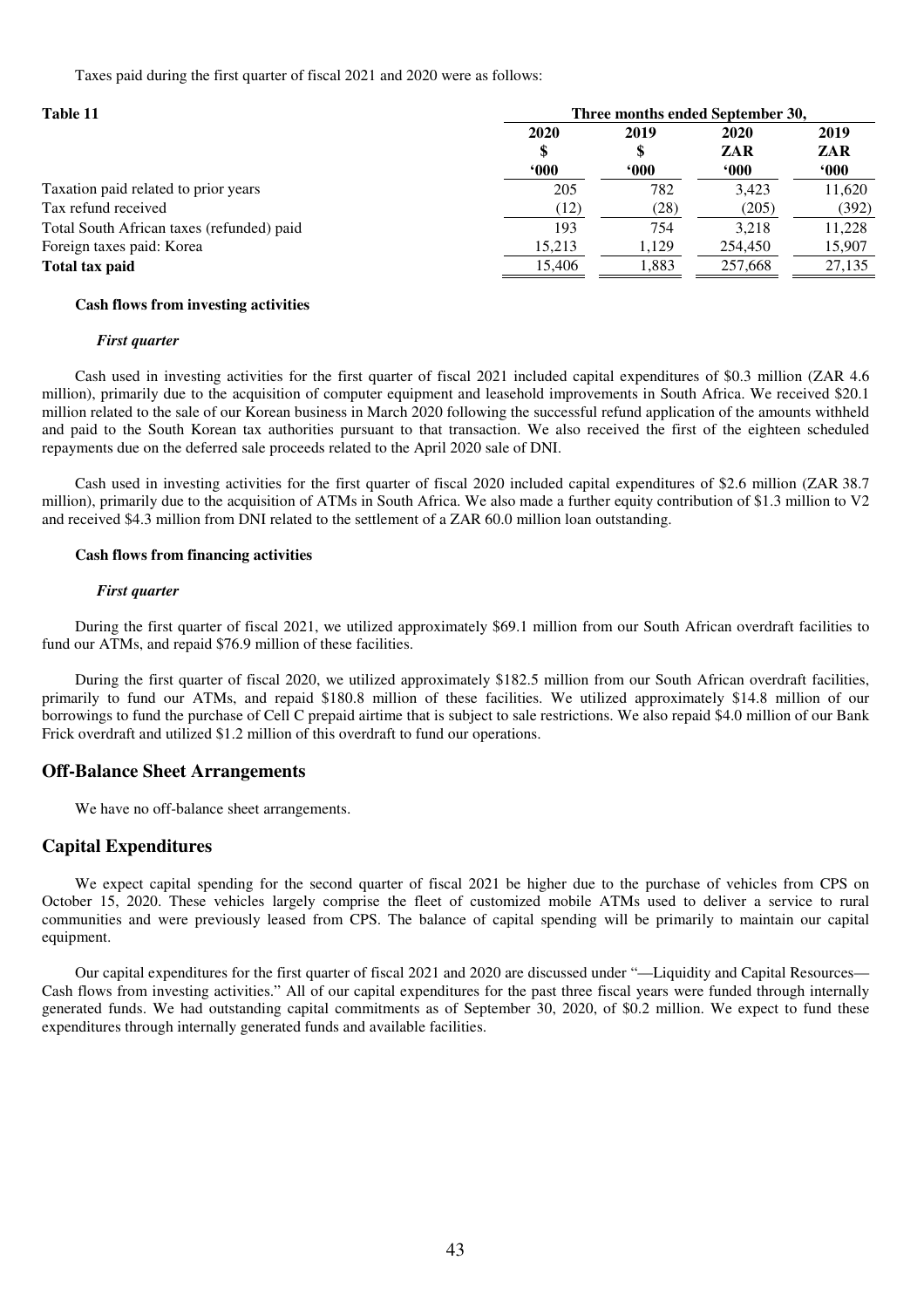Taxes paid during the first quarter of fiscal 2021 and 2020 were as follows:

| Table 11 | Three months ended September 30, | | | |
|---|---|---|---|---|
| | 2020 | 2019 | 2020 | 2019 |
| | $ | $ | ZAR | ZAR |
| | '000 | '000 | '000 | '000 |
| Taxation paid related to prior years | 205 | 782 | 3,423 | 11,620 |
| Tax refund received | (12) | (28) | (205) | (392) |
| Total South African taxes (refunded) paid | 193 | 754 | 3,218 | 11,228 |
| Foreign taxes paid: Korea | 15,213 | 1,129 | 254,450 | 15,907 |
| **Total tax paid** | 15,406 | 1,883 | 257,668 | 27,135 |

#### Cash flows from investing activities

*First quarter*

Cash used in investing activities for the first quarter of fiscal 2021 included capital expenditures of $0.3 million (ZAR 4.6 million), primarily due to the acquisition of computer equipment and leasehold improvements in South Africa. We received $20.1 million related to the sale of our Korean business in March 2020 following the successful refund application of the amounts withheld and paid to the South Korean tax authorities pursuant to that transaction. We also received the first of the eighteen scheduled repayments due on the deferred sale proceeds related to the April 2020 sale of DNI.

Cash used in investing activities for the first quarter of fiscal 2020 included capital expenditures of $2.6 million (ZAR 38.7 million), primarily due to the acquisition of ATMs in South Africa. We also made a further equity contribution of $1.3 million to V2 and received $4.3 million from DNI related to the settlement of a ZAR 60.0 million loan outstanding.

#### Cash flows from financing activities

*First quarter*

During the first quarter of fiscal 2021, we utilized approximately $69.1 million from our South African overdraft facilities to fund our ATMs, and repaid $76.9 million of these facilities.

During the first quarter of fiscal 2020, we utilized approximately $182.5 million from our South African overdraft facilities, primarily to fund our ATMs, and repaid $180.8 million of these facilities. We utilized approximately $14.8 million of our borrowings to fund the purchase of Cell C prepaid airtime that is subject to sale restrictions. We also repaid $4.0 million of our Bank Frick overdraft and utilized $1.2 million of this overdraft to fund our operations.

## Off-Balance Sheet Arrangements

We have no off-balance sheet arrangements.

## Capital Expenditures

We expect capital spending for the second quarter of fiscal 2021 be higher due to the purchase of vehicles from CPS on October 15, 2020. These vehicles largely comprise the fleet of customized mobile ATMs used to deliver a service to rural communities and were previously leased from CPS. The balance of capital spending will be primarily to maintain our capital equipment.

Our capital expenditures for the first quarter of fiscal 2021 and 2020 are discussed under "—Liquidity and Capital Resources—Cash flows from investing activities." All of our capital expenditures for the past three fiscal years were funded through internally generated funds. We had outstanding capital commitments as of September 30, 2020, of $0.2 million. We expect to fund these expenditures through internally generated funds and available facilities.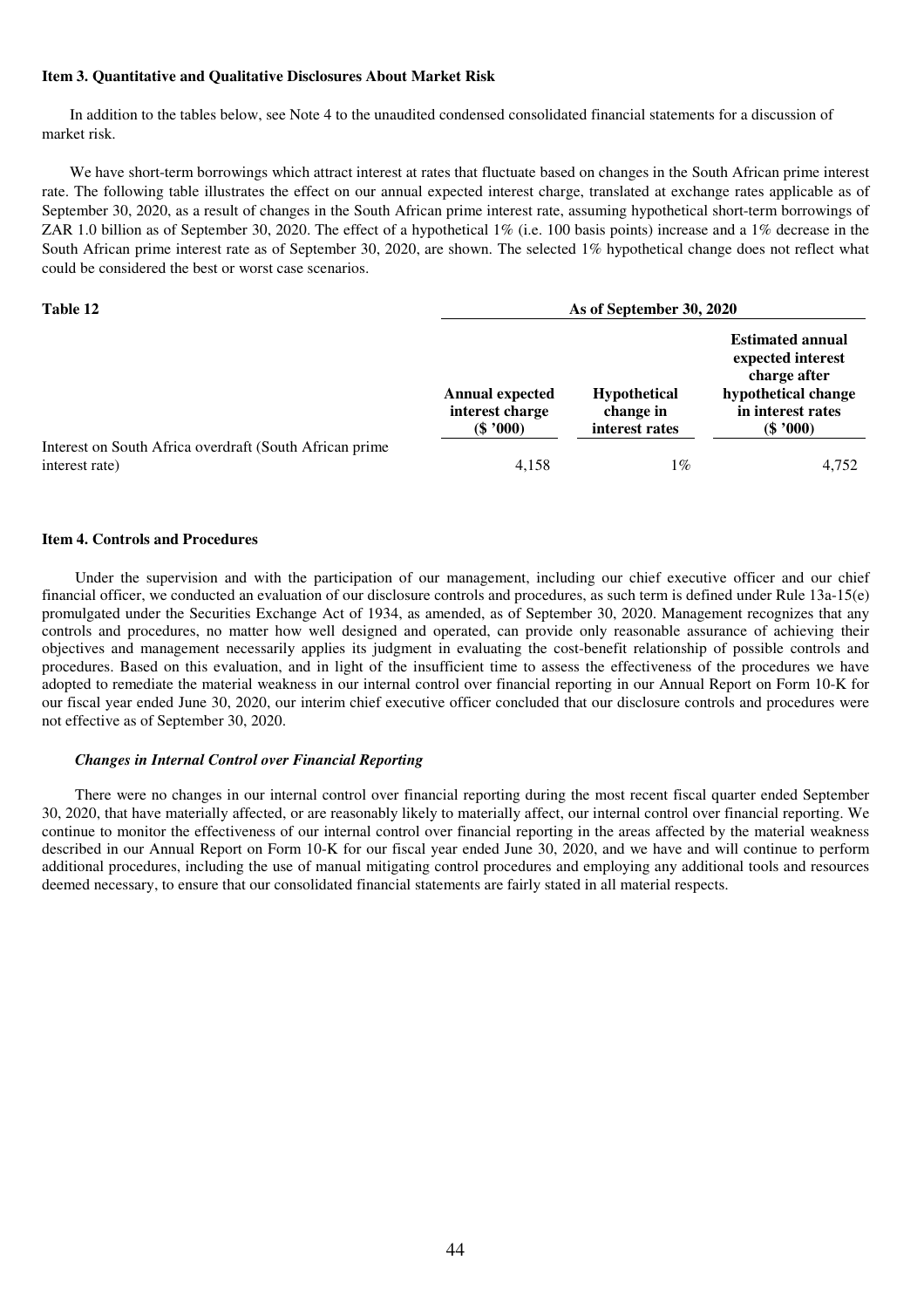## Item 3. Quantitative and Qualitative Disclosures About Market Risk

In addition to the tables below, see Note 4 to the unaudited condensed consolidated financial statements for a discussion of market risk.

We have short-term borrowings which attract interest at rates that fluctuate based on changes in the South African prime interest rate. The following table illustrates the effect on our annual expected interest charge, translated at exchange rates applicable as of September 30, 2020, as a result of changes in the South African prime interest rate, assuming hypothetical short-term borrowings of ZAR 1.0 billion as of September 30, 2020. The effect of a hypothetical 1% (i.e. 100 basis points) increase and a 1% decrease in the South African prime interest rate as of September 30, 2020, are shown. The selected 1% hypothetical change does not reflect what could be considered the best or worst case scenarios.

| Table 12 | As of September 30, 2020 | | |
|---|---|---|---|
| | Annual expected interest charge ($ '000) | Hypothetical change in interest rates | Estimated annual expected interest charge after hypothetical change in interest rates ($ '000) |
| Interest on South Africa overdraft (South African prime interest rate) | 4,158 | 1% | 4,752 |

## Item 4. Controls and Procedures

Under the supervision and with the participation of our management, including our chief executive officer and our chief financial officer, we conducted an evaluation of our disclosure controls and procedures, as such term is defined under Rule 13a-15(e) promulgated under the Securities Exchange Act of 1934, as amended, as of September 30, 2020. Management recognizes that any controls and procedures, no matter how well designed and operated, can provide only reasonable assurance of achieving their objectives and management necessarily applies its judgment in evaluating the cost-benefit relationship of possible controls and procedures. Based on this evaluation, and in light of the insufficient time to assess the effectiveness of the procedures we have adopted to remediate the material weakness in our internal control over financial reporting in our Annual Report on Form 10-K for our fiscal year ended June 30, 2020, our interim chief executive officer concluded that our disclosure controls and procedures were not effective as of September 30, 2020.

### *Changes in Internal Control over Financial Reporting*

There were no changes in our internal control over financial reporting during the most recent fiscal quarter ended September 30, 2020, that have materially affected, or are reasonably likely to materially affect, our internal control over financial reporting. We continue to monitor the effectiveness of our internal control over financial reporting in the areas affected by the material weakness described in our Annual Report on Form 10-K for our fiscal year ended June 30, 2020, and we have and will continue to perform additional procedures, including the use of manual mitigating control procedures and employing any additional tools and resources deemed necessary, to ensure that our consolidated financial statements are fairly stated in all material respects.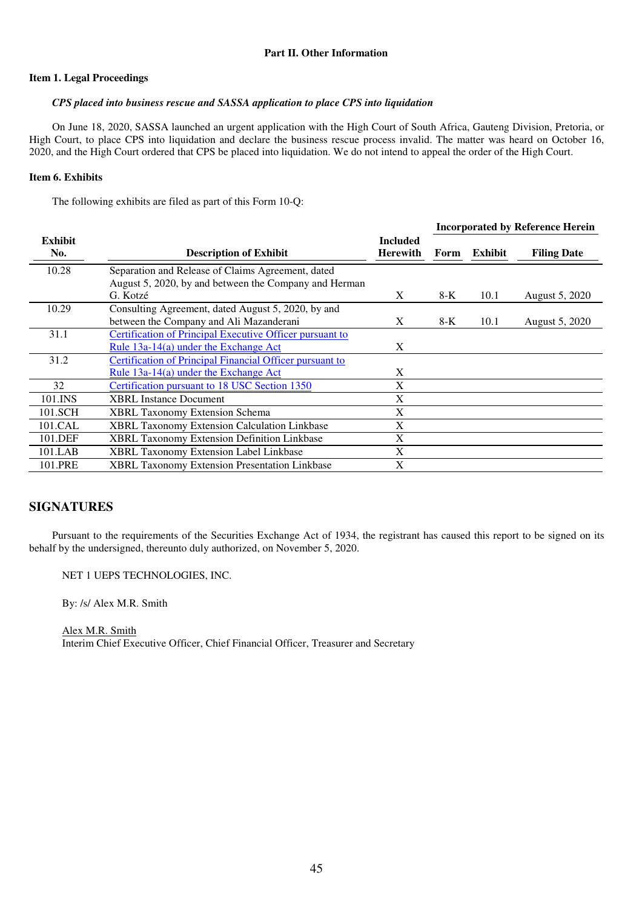## Part II. Other Information

### Item 1. Legal Proceedings

***CPS placed into business rescue and SASSA application to place CPS into liquidation***

On June 18, 2020, SASSA launched an urgent application with the High Court of South Africa, Gauteng Division, Pretoria, or High Court, to place CPS into liquidation and declare the business rescue process invalid. The matter was heard on October 16, 2020, and the High Court ordered that CPS be placed into liquidation. We do not intend to appeal the order of the High Court.

### Item 6. Exhibits

The following exhibits are filed as part of this Form 10-Q:

| | | | Incorporated by Reference Herein | | |
|---|---|---|---|---|---|
| **Exhibit No.** | **Description of Exhibit** | **Included Herewith** | **Form** | **Exhibit** | **Filing Date** |
| 10.28 | Separation and Release of Claims Agreement, dated August 5, 2020, by and between the Company and Herman G. Kotzé | X | 8-K | 10.1 | August 5, 2020 |
| 10.29 | Consulting Agreement, dated August 5, 2020, by and between the Company and Ali Mazanderani | X | 8-K | 10.1 | August 5, 2020 |
| 31.1 | Certification of Principal Executive Officer pursuant to Rule 13a-14(a) under the Exchange Act | X | | | |
| 31.2 | Certification of Principal Financial Officer pursuant to Rule 13a-14(a) under the Exchange Act | X | | | |
| 32 | Certification pursuant to 18 USC Section 1350 | X | | | |
| 101.INS | XBRL Instance Document | X | | | |
| 101.SCH | XBRL Taxonomy Extension Schema | X | | | |
| 101.CAL | XBRL Taxonomy Extension Calculation Linkbase | X | | | |
| 101.DEF | XBRL Taxonomy Extension Definition Linkbase | X | | | |
| 101.LAB | XBRL Taxonomy Extension Label Linkbase | X | | | |
| 101.PRE | XBRL Taxonomy Extension Presentation Linkbase | X | | | |

## SIGNATURES

Pursuant to the requirements of the Securities Exchange Act of 1934, the registrant has caused this report to be signed on its behalf by the undersigned, thereunto duly authorized, on November 5, 2020.

NET 1 UEPS TECHNOLOGIES, INC.

By: /s/ Alex M.R. Smith

Alex M.R. Smith
Interim Chief Executive Officer, Chief Financial Officer, Treasurer and Secretary